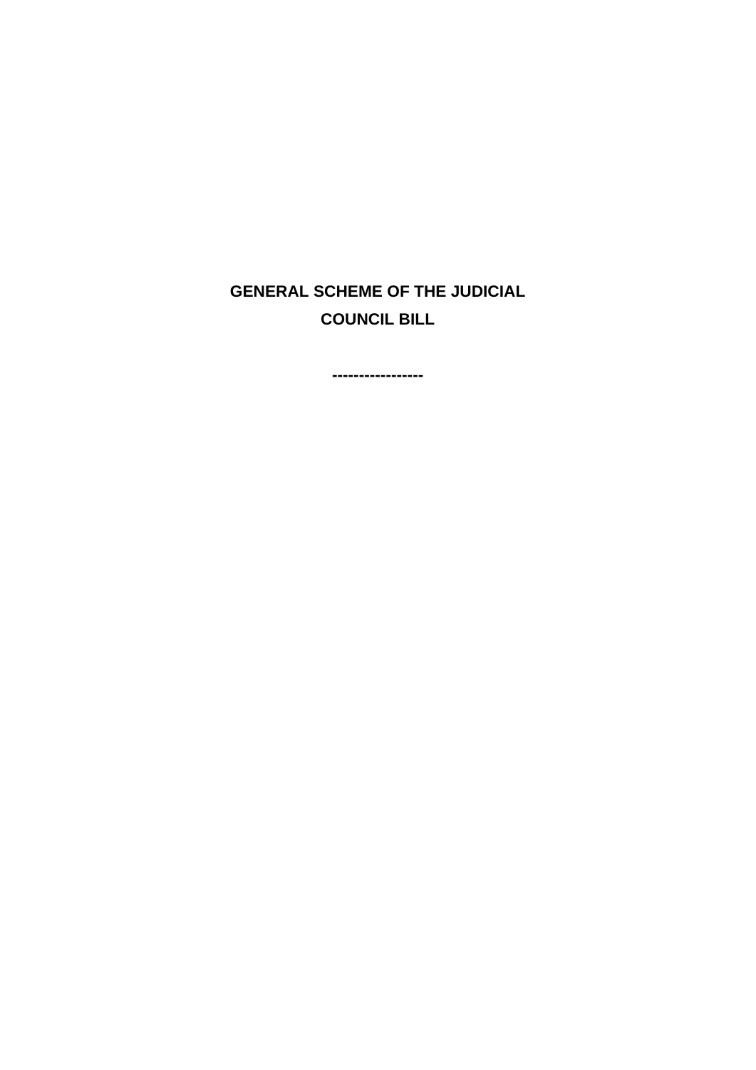# GENERAL SCHEME OF THE JUDICIAL COUNCIL BILL

-----------------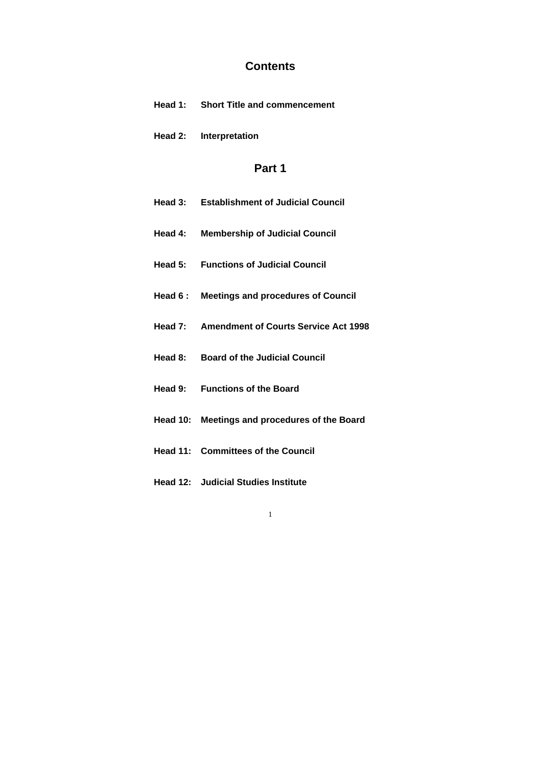# Contents

**Head 1:** **Short Title and commencement**

**Head 2:** **Interpretation**

## Part 1

**Head 3:** **Establishment of Judicial Council**

**Head 4:** **Membership of Judicial Council**

**Head 5:** **Functions of Judicial Council**

**Head 6 :** **Meetings and procedures of Council**

**Head 7:** **Amendment of Courts Service Act 1998**

**Head 8:** **Board of the Judicial Council**

**Head 9:** **Functions of the Board**

**Head 10:** **Meetings and procedures of the Board**

**Head 11:** **Committees of the Council**

**Head 12:** **Judicial Studies Institute**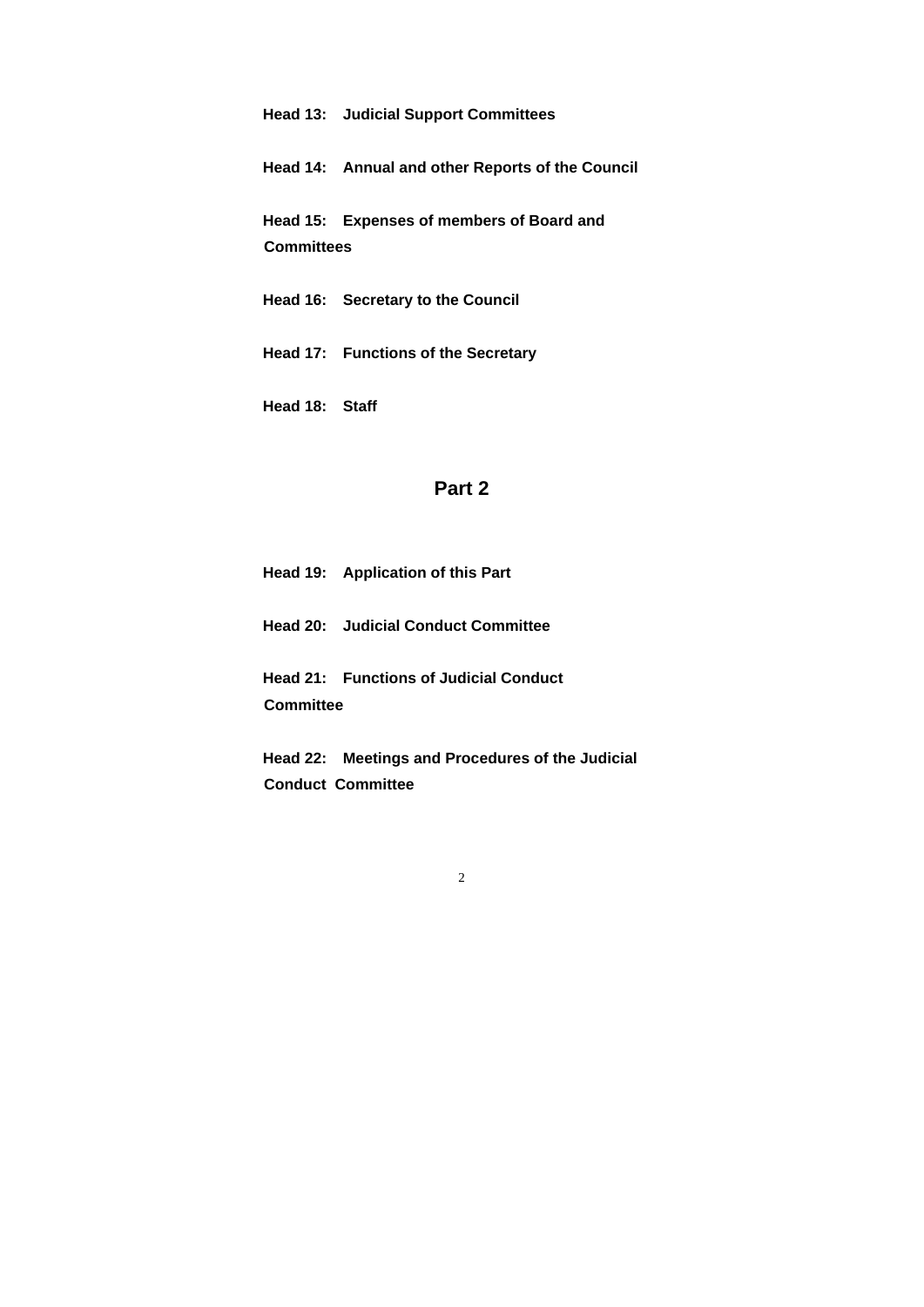**Head 13: Judicial Support Committees**

**Head 14: Annual and other Reports of the Council**

**Head 15: Expenses of members of Board and Committees**

**Head 16: Secretary to the Council**

**Head 17: Functions of the Secretary**

**Head 18: Staff**

## Part 2

**Head 19: Application of this Part**

**Head 20: Judicial Conduct Committee**

**Head 21: Functions of Judicial Conduct Committee**

**Head 22: Meetings and Procedures of the Judicial Conduct Committee**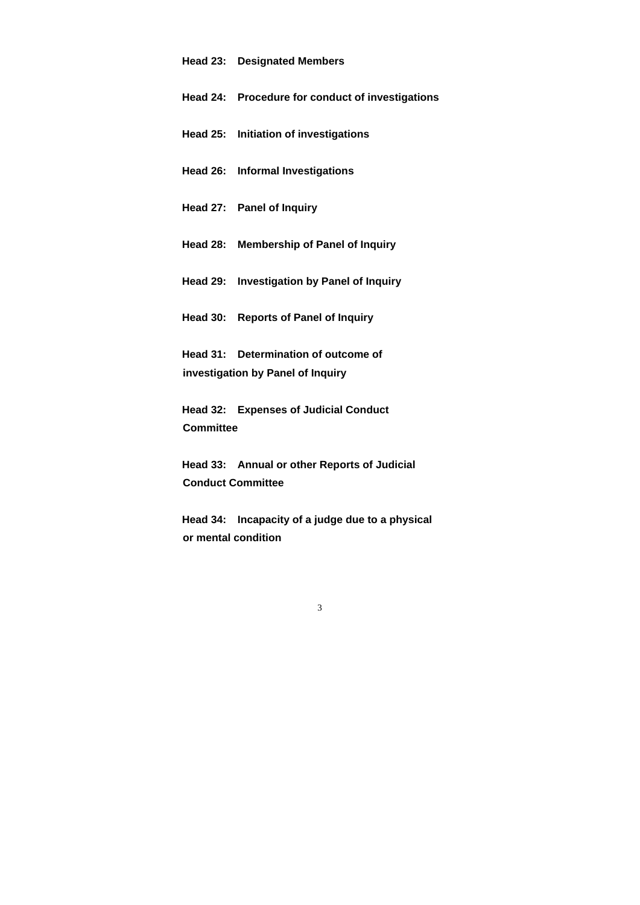**Head 23: Designated Members**

**Head 24: Procedure for conduct of investigations**

**Head 25: Initiation of investigations**

**Head 26: Informal Investigations**

**Head 27: Panel of Inquiry**

**Head 28: Membership of Panel of Inquiry**

**Head 29: Investigation by Panel of Inquiry**

**Head 30: Reports of Panel of Inquiry**

**Head 31: Determination of outcome of investigation by Panel of Inquiry**

**Head 32: Expenses of Judicial Conduct Committee**

**Head 33: Annual or other Reports of Judicial Conduct Committee**

**Head 34: Incapacity of a judge due to a physical or mental condition**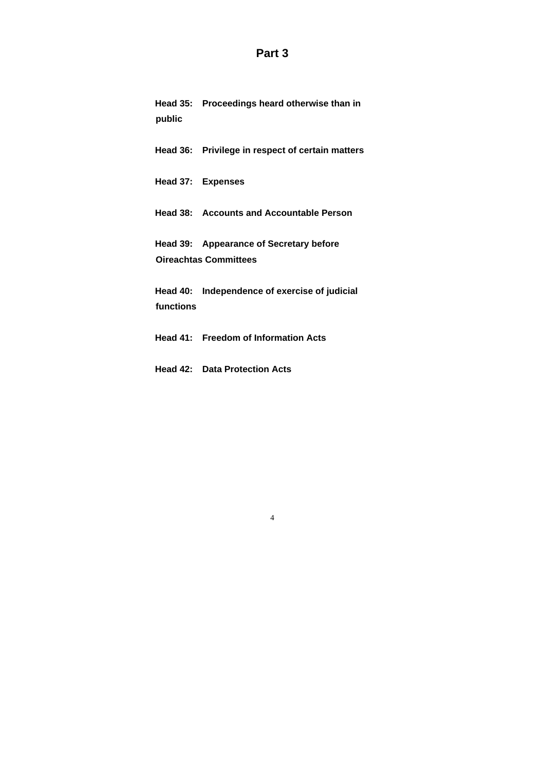# Part 3

**Head 35: Proceedings heard otherwise than in public**

**Head 36: Privilege in respect of certain matters**

**Head 37: Expenses**

**Head 38: Accounts and Accountable Person**

**Head 39: Appearance of Secretary before Oireachtas Committees**

**Head 40: Independence of exercise of judicial functions**

**Head 41: Freedom of Information Acts**

**Head 42: Data Protection Acts**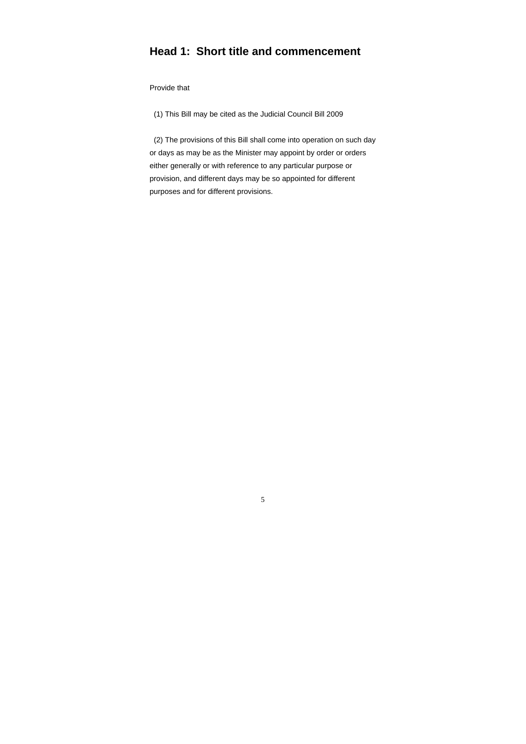## Head 1: Short title and commencement

Provide that

(1) This Bill may be cited as the Judicial Council Bill 2009

(2) The provisions of this Bill shall come into operation on such day or days as may be as the Minister may appoint by order or orders either generally or with reference to any particular purpose or provision, and different days may be so appointed for different purposes and for different provisions.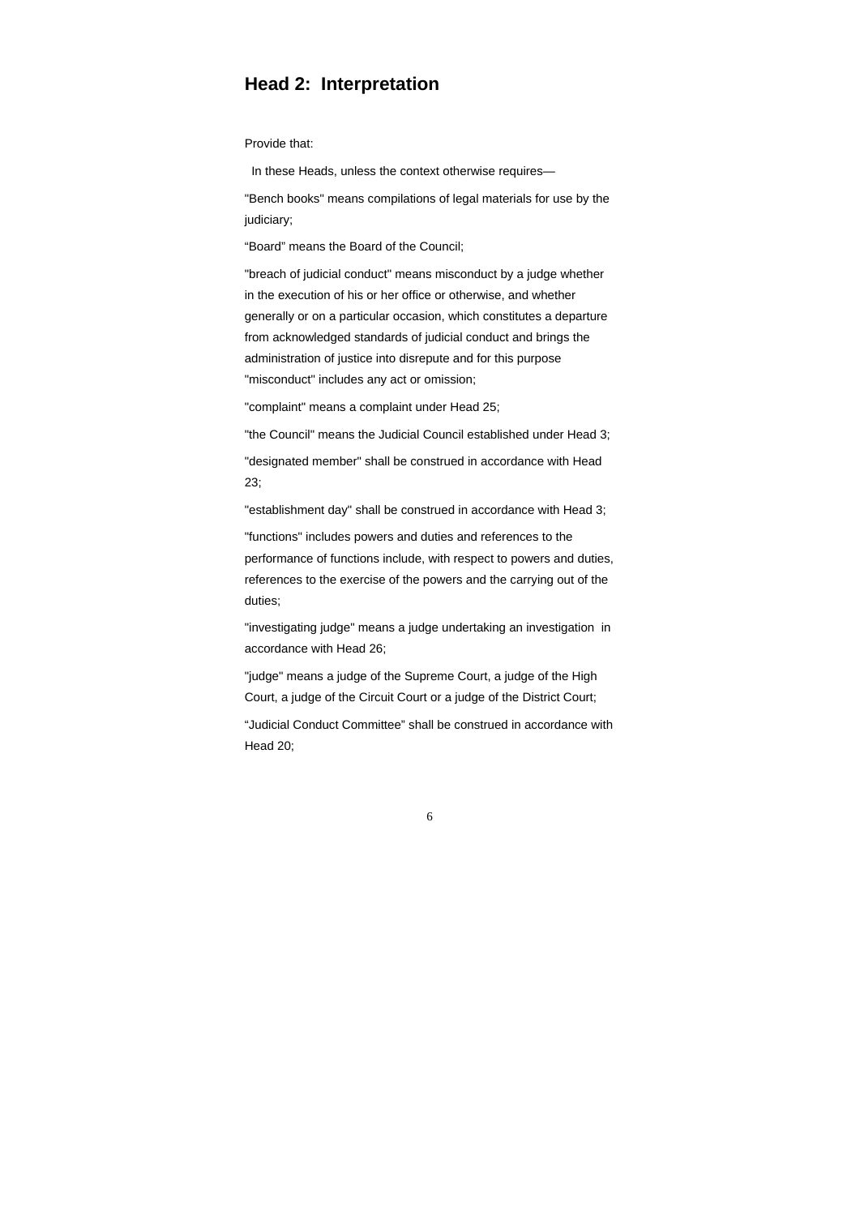## Head 2: Interpretation

Provide that:

In these Heads, unless the context otherwise requires—

"Bench books" means compilations of legal materials for use by the judiciary;

"Board" means the Board of the Council;

"breach of judicial conduct" means misconduct by a judge whether in the execution of his or her office or otherwise, and whether generally or on a particular occasion, which constitutes a departure from acknowledged standards of judicial conduct and brings the administration of justice into disrepute and for this purpose "misconduct" includes any act or omission;

"complaint" means a complaint under Head 25;

"the Council" means the Judicial Council established under Head 3;

"designated member" shall be construed in accordance with Head 23;

"establishment day" shall be construed in accordance with Head 3;

"functions" includes powers and duties and references to the performance of functions include, with respect to powers and duties, references to the exercise of the powers and the carrying out of the duties;

"investigating judge" means a judge undertaking an investigation in accordance with Head 26;

"judge" means a judge of the Supreme Court, a judge of the High Court, a judge of the Circuit Court or a judge of the District Court;

"Judicial Conduct Committee" shall be construed in accordance with Head 20;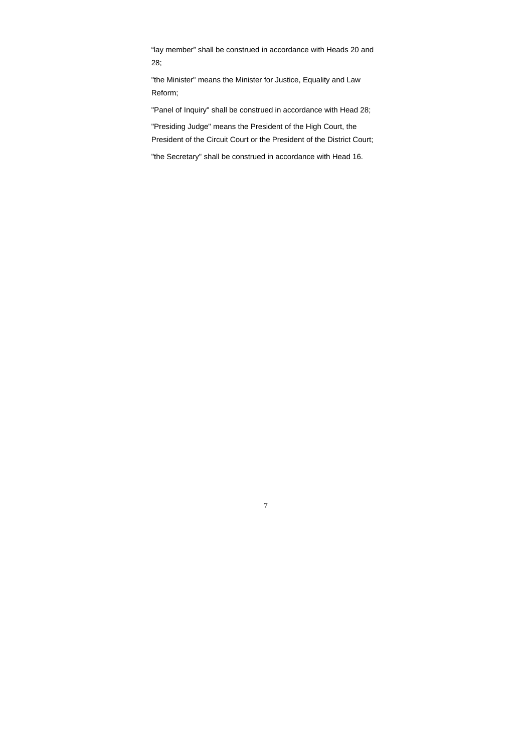"lay member" shall be construed in accordance with Heads 20 and 28;

"the Minister" means the Minister for Justice, Equality and Law Reform;

"Panel of Inquiry" shall be construed in accordance with Head 28;

"Presiding Judge" means the President of the High Court, the President of the Circuit Court or the President of the District Court;

"the Secretary" shall be construed in accordance with Head 16.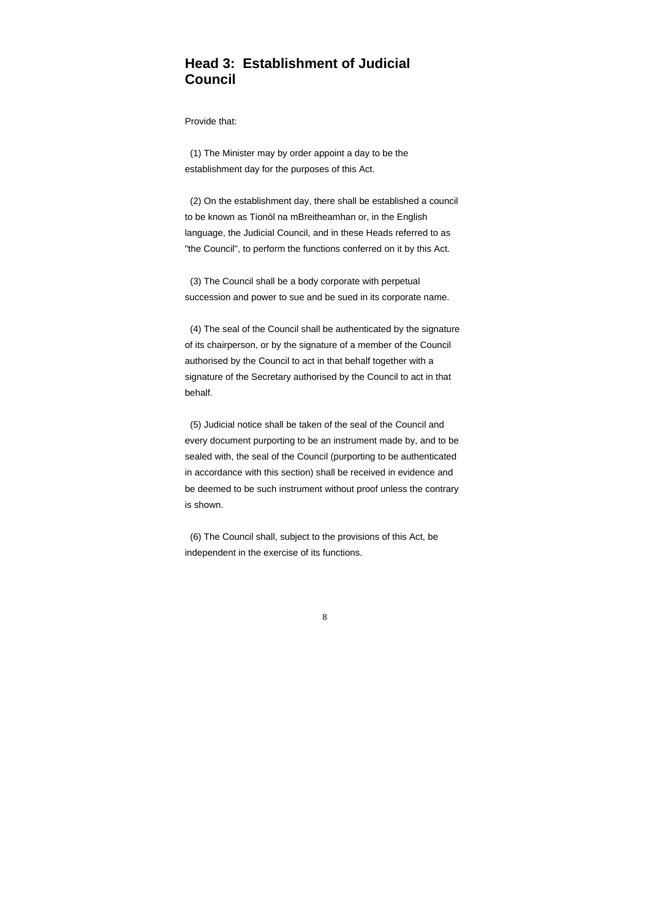## Head 3: Establishment of Judicial Council

Provide that:

(1) The Minister may by order appoint a day to be the establishment day for the purposes of this Act.

(2) On the establishment day, there shall be established a council to be known as Tionól na mBreitheamhan or, in the English language, the Judicial Council, and in these Heads referred to as "the Council", to perform the functions conferred on it by this Act.

(3) The Council shall be a body corporate with perpetual succession and power to sue and be sued in its corporate name.

(4) The seal of the Council shall be authenticated by the signature of its chairperson, or by the signature of a member of the Council authorised by the Council to act in that behalf together with a signature of the Secretary authorised by the Council to act in that behalf.

(5) Judicial notice shall be taken of the seal of the Council and every document purporting to be an instrument made by, and to be sealed with, the seal of the Council (purporting to be authenticated in accordance with this section) shall be received in evidence and be deemed to be such instrument without proof unless the contrary is shown.

(6) The Council shall, subject to the provisions of this Act, be independent in the exercise of its functions.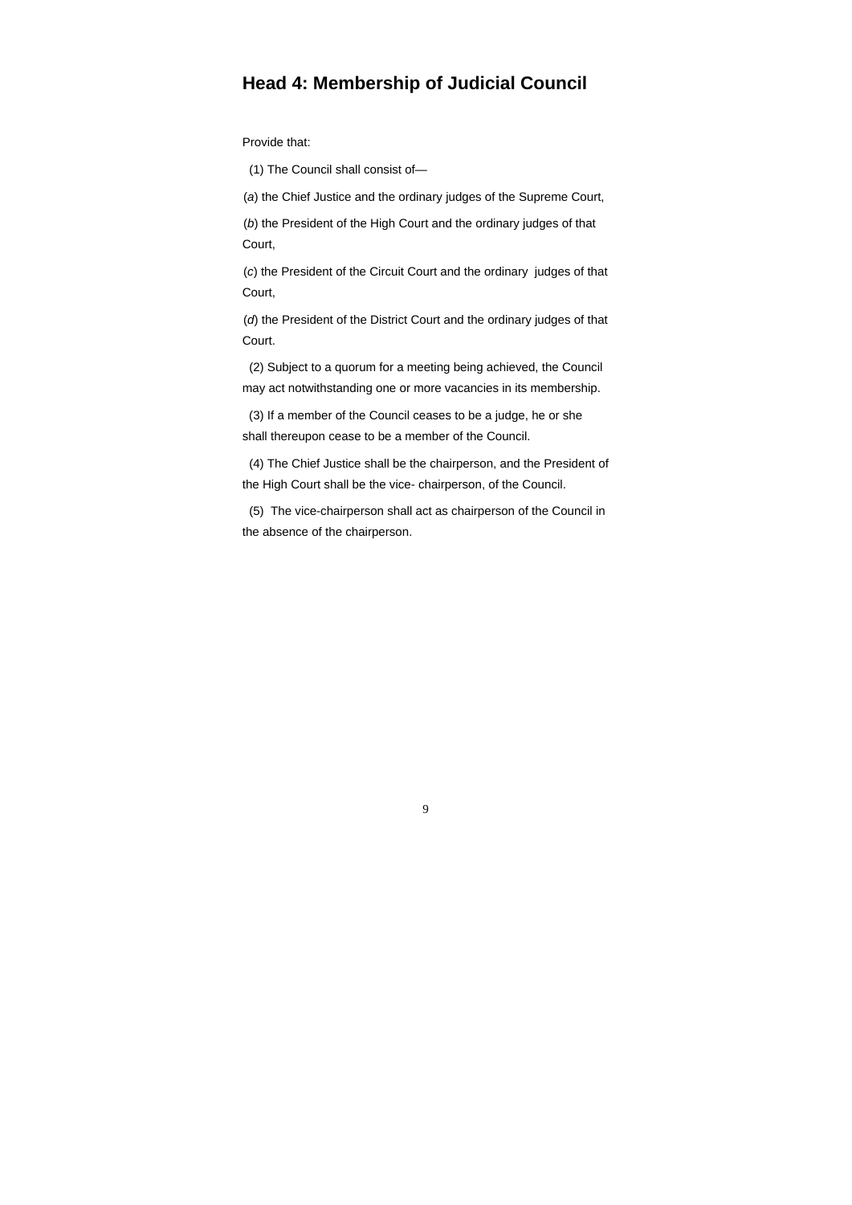## Head 4: Membership of Judicial Council

Provide that:

(1) The Council shall consist of—

(*a*) the Chief Justice and the ordinary judges of the Supreme Court,

(*b*) the President of the High Court and the ordinary judges of that Court,

(*c*) the President of the Circuit Court and the ordinary judges of that Court,

(*d*) the President of the District Court and the ordinary judges of that Court.

(2) Subject to a quorum for a meeting being achieved, the Council may act notwithstanding one or more vacancies in its membership.

(3) If a member of the Council ceases to be a judge, he or she shall thereupon cease to be a member of the Council.

(4) The Chief Justice shall be the chairperson, and the President of the High Court shall be the vice- chairperson, of the Council.

(5) The vice-chairperson shall act as chairperson of the Council in the absence of the chairperson.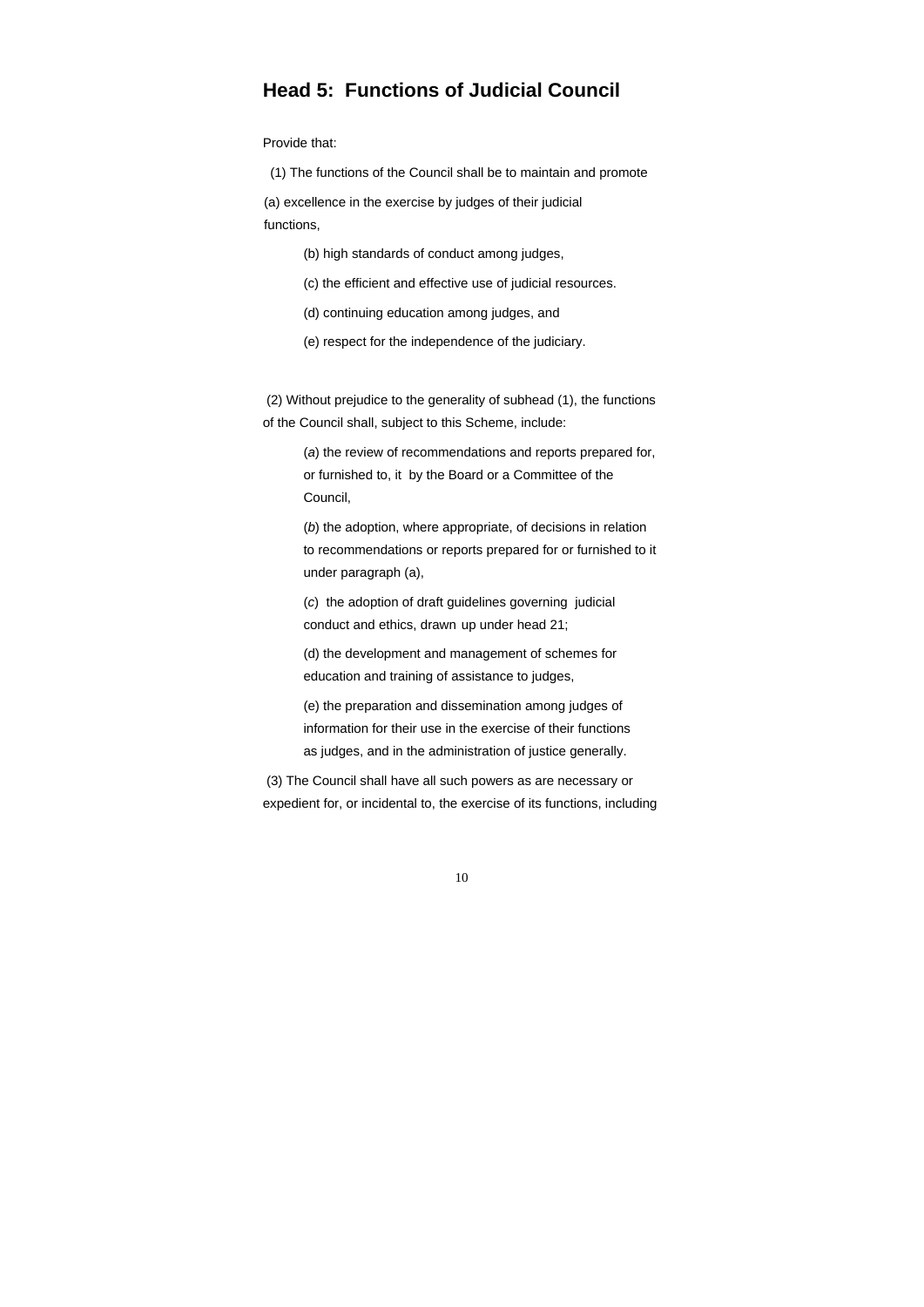## Head 5: Functions of Judicial Council

Provide that:

(1) The functions of the Council shall be to maintain and promote

(a) excellence in the exercise by judges of their judicial functions,

(b) high standards of conduct among judges,

(c) the efficient and effective use of judicial resources.

(d) continuing education among judges, and

(e) respect for the independence of the judiciary.

(2) Without prejudice to the generality of subhead (1), the functions of the Council shall, subject to this Scheme, include:

(*a*) the review of recommendations and reports prepared for, or furnished to, it by the Board or a Committee of the Council,

(*b*) the adoption, where appropriate, of decisions in relation to recommendations or reports prepared for or furnished to it under paragraph (a),

(*c*) the adoption of draft guidelines governing judicial conduct and ethics, drawn up under head 21;

(d) the development and management of schemes for education and training of assistance to judges,

(e) the preparation and dissemination among judges of information for their use in the exercise of their functions as judges, and in the administration of justice generally.

(3) The Council shall have all such powers as are necessary or expedient for, or incidental to, the exercise of its functions, including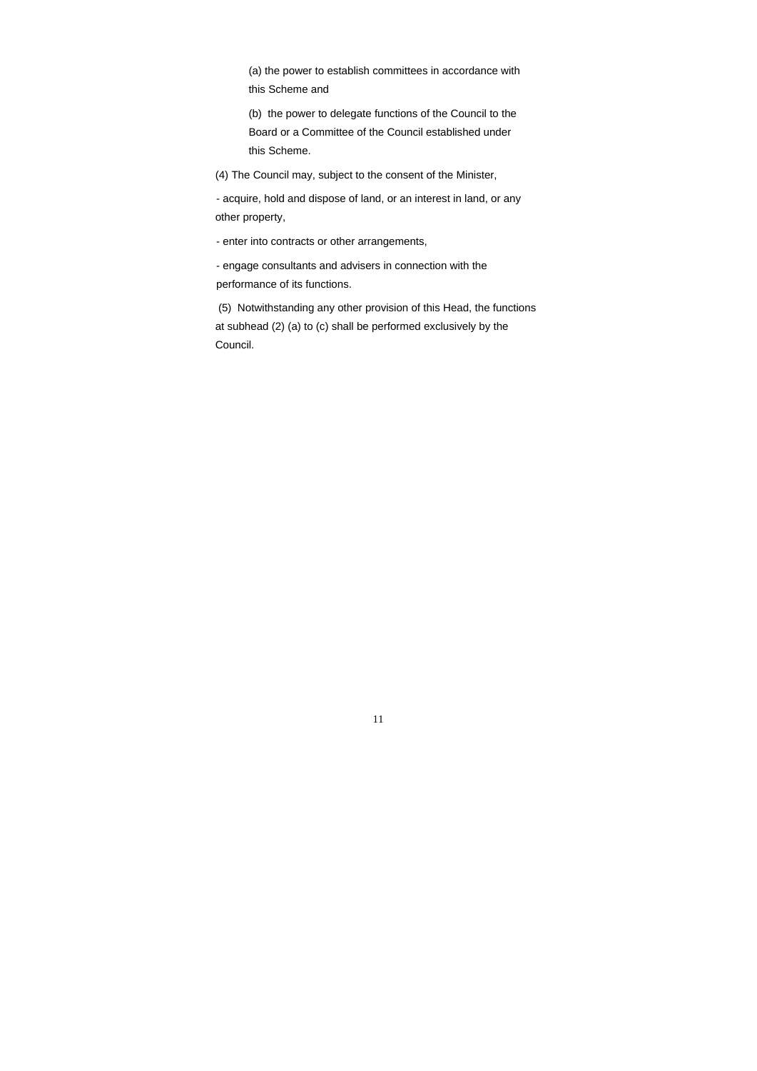(a) the power to establish committees in accordance with this Scheme and

(b) the power to delegate functions of the Council to the Board or a Committee of the Council established under this Scheme.

(4) The Council may, subject to the consent of the Minister,

- acquire, hold and dispose of land, or an interest in land, or any other property,

- enter into contracts or other arrangements,

- engage consultants and advisers in connection with the performance of its functions.

(5) Notwithstanding any other provision of this Head, the functions at subhead (2) (a) to (c) shall be performed exclusively by the Council.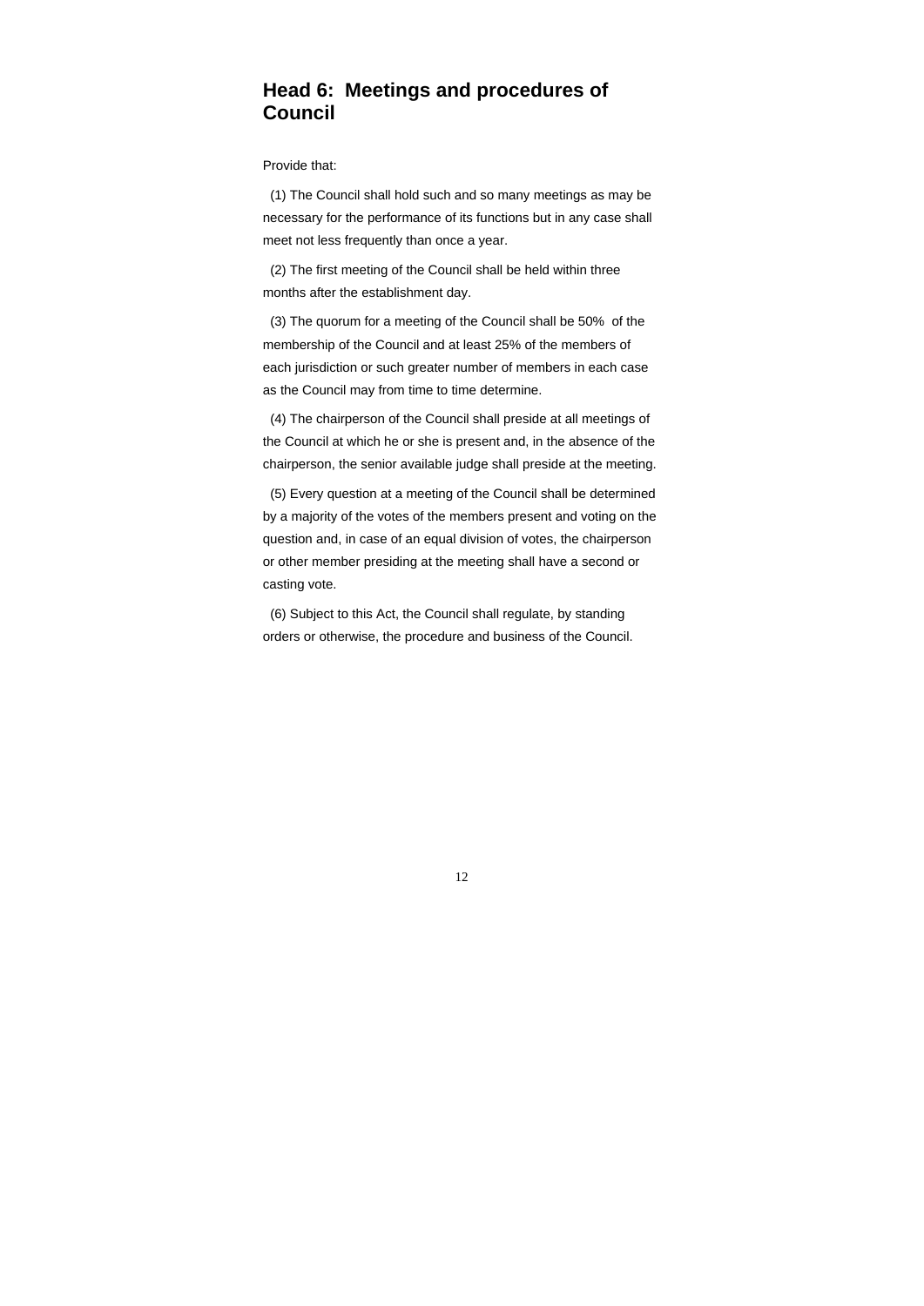## Head 6: Meetings and procedures of Council

Provide that:

(1) The Council shall hold such and so many meetings as may be necessary for the performance of its functions but in any case shall meet not less frequently than once a year.

(2) The first meeting of the Council shall be held within three months after the establishment day.

(3) The quorum for a meeting of the Council shall be 50% of the membership of the Council and at least 25% of the members of each jurisdiction or such greater number of members in each case as the Council may from time to time determine.

(4) The chairperson of the Council shall preside at all meetings of the Council at which he or she is present and, in the absence of the chairperson, the senior available judge shall preside at the meeting.

(5) Every question at a meeting of the Council shall be determined by a majority of the votes of the members present and voting on the question and, in case of an equal division of votes, the chairperson or other member presiding at the meeting shall have a second or casting vote.

(6) Subject to this Act, the Council shall regulate, by standing orders or otherwise, the procedure and business of the Council.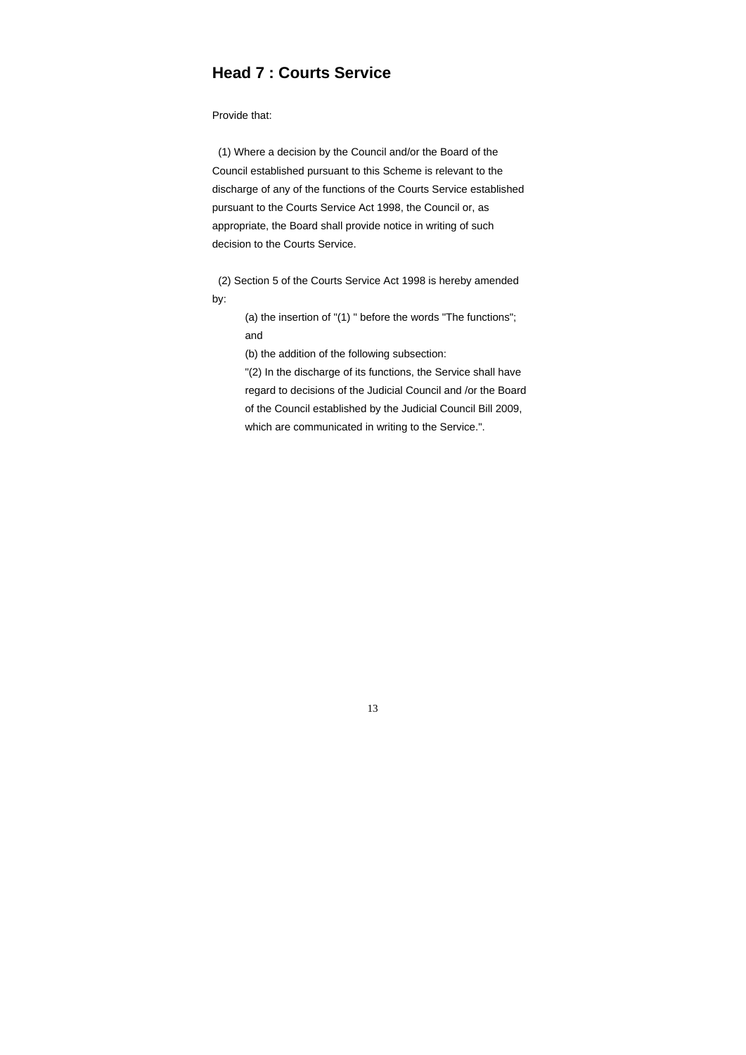## Head 7 : Courts Service

Provide that:

(1) Where a decision by the Council and/or the Board of the Council established pursuant to this Scheme is relevant to the discharge of any of the functions of the Courts Service established pursuant to the Courts Service Act 1998, the Council or, as appropriate, the Board shall provide notice in writing of such decision to the Courts Service.

(2) Section 5 of the Courts Service Act 1998 is hereby amended by:

> (a) the insertion of "(1) " before the words "The functions"; and
>
> (b) the addition of the following subsection:
>
> "(2) In the discharge of its functions, the Service shall have regard to decisions of the Judicial Council and /or the Board of the Council established by the Judicial Council Bill 2009, which are communicated in writing to the Service.".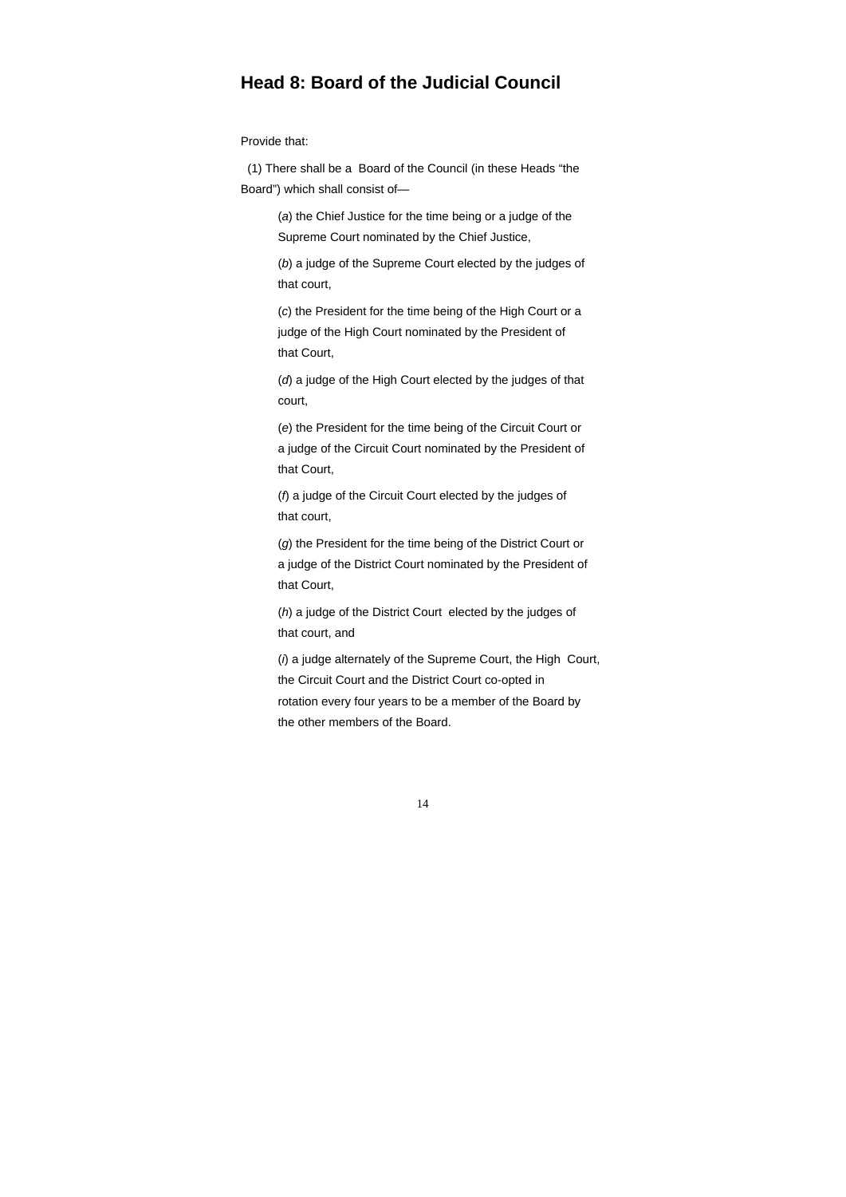## Head 8: Board of the Judicial Council

Provide that:

(1) There shall be a Board of the Council (in these Heads "the Board") which shall consist of—

(*a*) the Chief Justice for the time being or a judge of the Supreme Court nominated by the Chief Justice,

(*b*) a judge of the Supreme Court elected by the judges of that court,

(*c*) the President for the time being of the High Court or a judge of the High Court nominated by the President of that Court,

(*d*) a judge of the High Court elected by the judges of that court,

(*e*) the President for the time being of the Circuit Court or a judge of the Circuit Court nominated by the President of that Court,

(*f*) a judge of the Circuit Court elected by the judges of that court,

(*g*) the President for the time being of the District Court or a judge of the District Court nominated by the President of that Court,

(*h*) a judge of the District Court elected by the judges of that court, and

(*i*) a judge alternately of the Supreme Court, the High Court, the Circuit Court and the District Court co-opted in rotation every four years to be a member of the Board by the other members of the Board.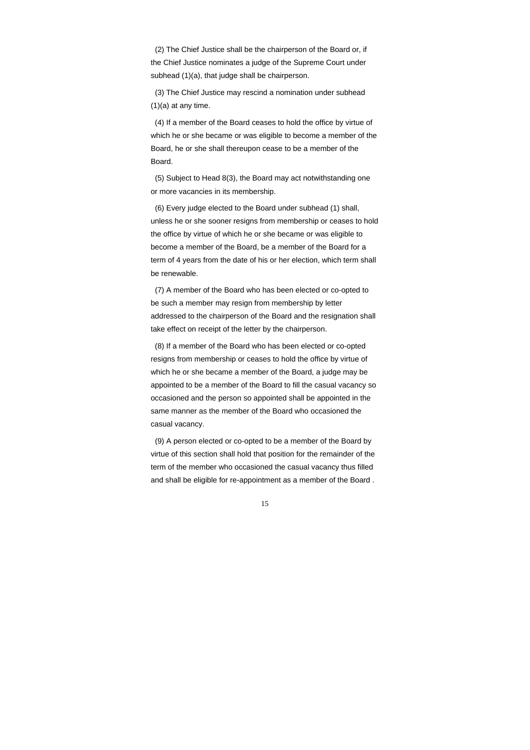(2) The Chief Justice shall be the chairperson of the Board or, if the Chief Justice nominates a judge of the Supreme Court under subhead (1)(a), that judge shall be chairperson.

(3) The Chief Justice may rescind a nomination under subhead (1)(a) at any time.

(4) If a member of the Board ceases to hold the office by virtue of which he or she became or was eligible to become a member of the Board, he or she shall thereupon cease to be a member of the Board.

(5) Subject to Head 8(3), the Board may act notwithstanding one or more vacancies in its membership.

(6) Every judge elected to the Board under subhead (1) shall, unless he or she sooner resigns from membership or ceases to hold the office by virtue of which he or she became or was eligible to become a member of the Board, be a member of the Board for a term of 4 years from the date of his or her election, which term shall be renewable.

(7) A member of the Board who has been elected or co-opted to be such a member may resign from membership by letter addressed to the chairperson of the Board and the resignation shall take effect on receipt of the letter by the chairperson.

(8) If a member of the Board who has been elected or co-opted resigns from membership or ceases to hold the office by virtue of which he or she became a member of the Board, a judge may be appointed to be a member of the Board to fill the casual vacancy so occasioned and the person so appointed shall be appointed in the same manner as the member of the Board who occasioned the casual vacancy.

(9) A person elected or co-opted to be a member of the Board by virtue of this section shall hold that position for the remainder of the term of the member who occasioned the casual vacancy thus filled and shall be eligible for re-appointment as a member of the Board .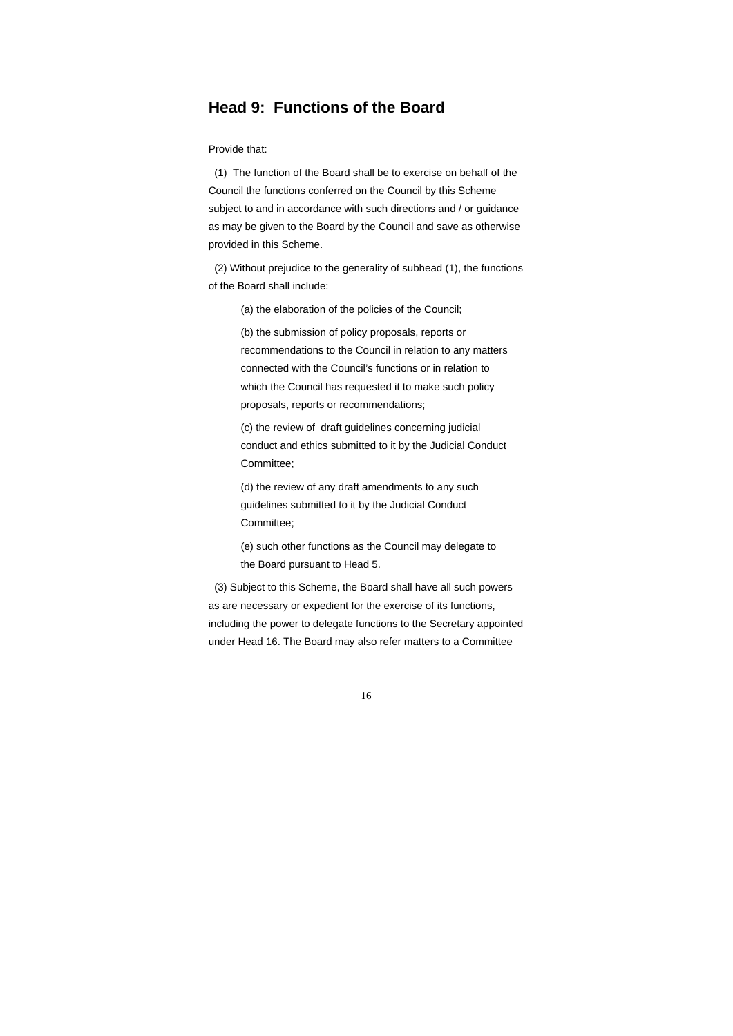## Head 9: Functions of the Board

Provide that:

(1) The function of the Board shall be to exercise on behalf of the Council the functions conferred on the Council by this Scheme subject to and in accordance with such directions and / or guidance as may be given to the Board by the Council and save as otherwise provided in this Scheme.

(2) Without prejudice to the generality of subhead (1), the functions of the Board shall include:

(a) the elaboration of the policies of the Council;

(b) the submission of policy proposals, reports or recommendations to the Council in relation to any matters connected with the Council's functions or in relation to which the Council has requested it to make such policy proposals, reports or recommendations;

(c) the review of draft guidelines concerning judicial conduct and ethics submitted to it by the Judicial Conduct Committee;

(d) the review of any draft amendments to any such guidelines submitted to it by the Judicial Conduct Committee;

(e) such other functions as the Council may delegate to the Board pursuant to Head 5.

(3) Subject to this Scheme, the Board shall have all such powers as are necessary or expedient for the exercise of its functions, including the power to delegate functions to the Secretary appointed under Head 16. The Board may also refer matters to a Committee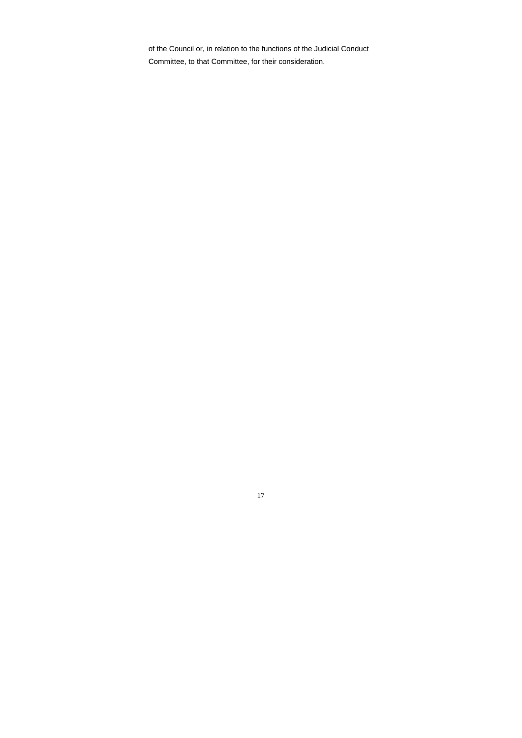of the Council or, in relation to the functions of the Judicial Conduct Committee, to that Committee, for their consideration.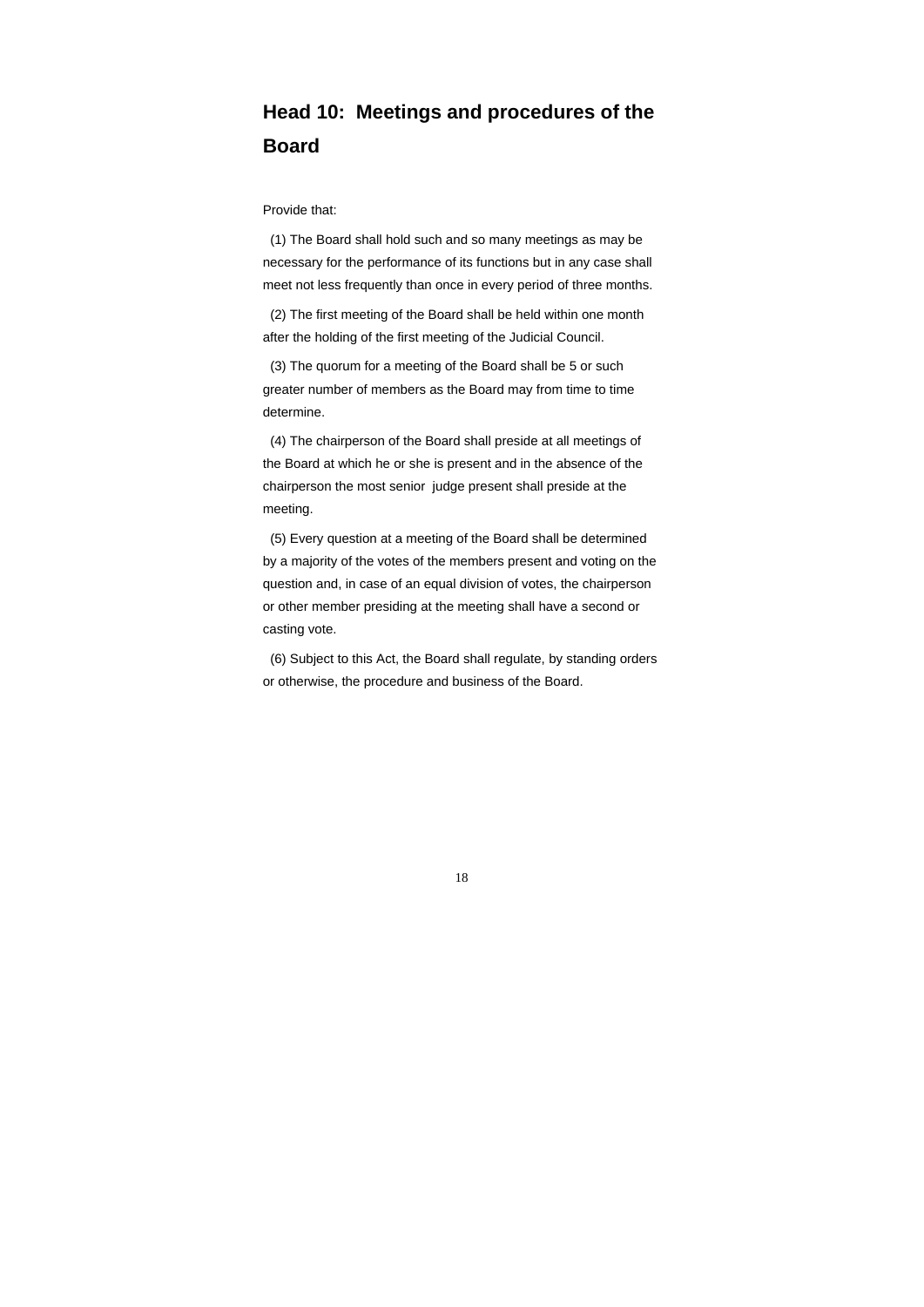## Head 10: Meetings and procedures of the Board

Provide that:

(1) The Board shall hold such and so many meetings as may be necessary for the performance of its functions but in any case shall meet not less frequently than once in every period of three months.

(2) The first meeting of the Board shall be held within one month after the holding of the first meeting of the Judicial Council.

(3) The quorum for a meeting of the Board shall be 5 or such greater number of members as the Board may from time to time determine.

(4) The chairperson of the Board shall preside at all meetings of the Board at which he or she is present and in the absence of the chairperson the most senior judge present shall preside at the meeting.

(5) Every question at a meeting of the Board shall be determined by a majority of the votes of the members present and voting on the question and, in case of an equal division of votes, the chairperson or other member presiding at the meeting shall have a second or casting vote.

(6) Subject to this Act, the Board shall regulate, by standing orders or otherwise, the procedure and business of the Board.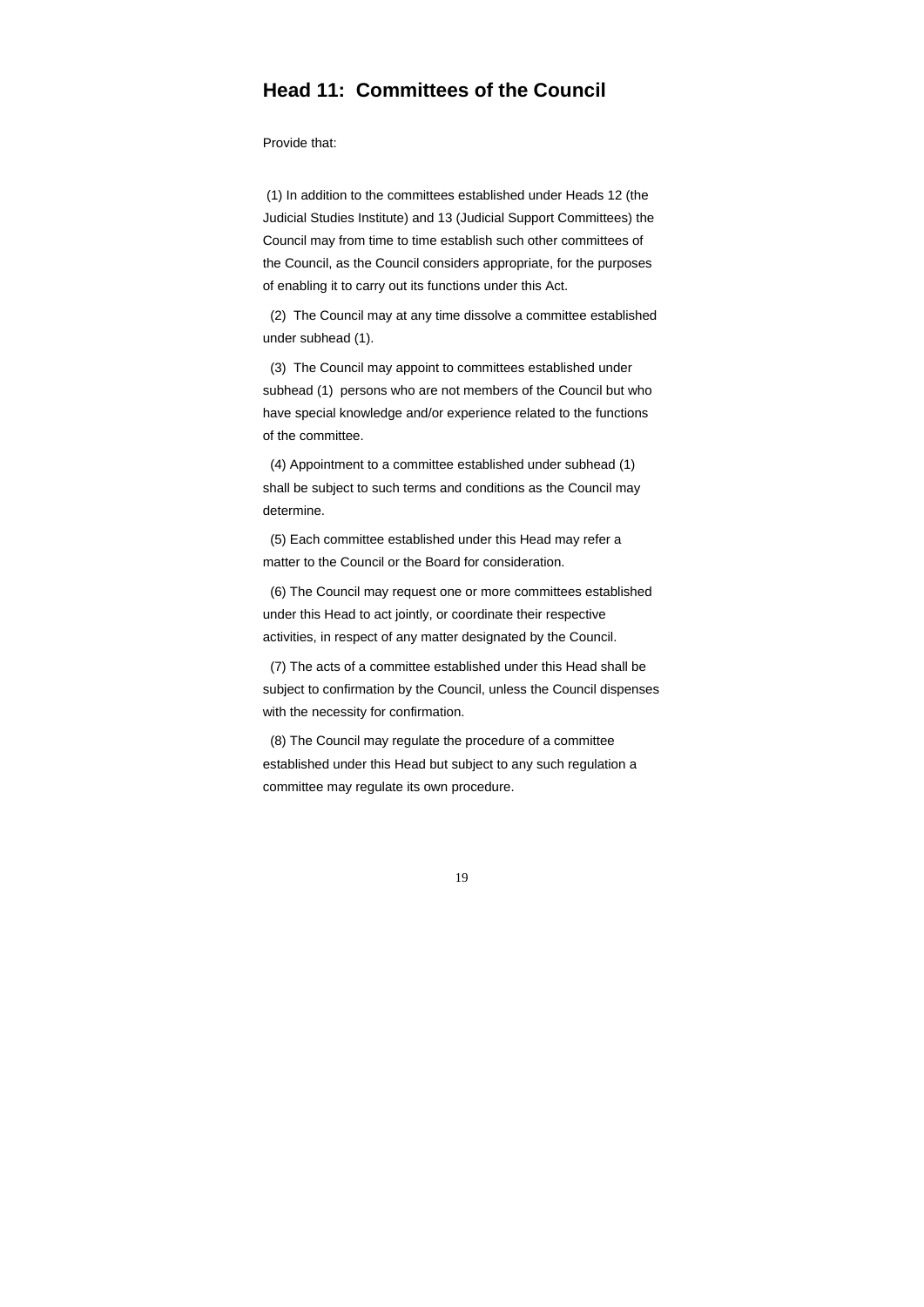## Head 11: Committees of the Council

Provide that:

(1) In addition to the committees established under Heads 12 (the Judicial Studies Institute) and 13 (Judicial Support Committees) the Council may from time to time establish such other committees of the Council, as the Council considers appropriate, for the purposes of enabling it to carry out its functions under this Act.

(2) The Council may at any time dissolve a committee established under subhead (1).

(3) The Council may appoint to committees established under subhead (1) persons who are not members of the Council but who have special knowledge and/or experience related to the functions of the committee.

(4) Appointment to a committee established under subhead (1) shall be subject to such terms and conditions as the Council may determine.

(5) Each committee established under this Head may refer a matter to the Council or the Board for consideration.

(6) The Council may request one or more committees established under this Head to act jointly, or coordinate their respective activities, in respect of any matter designated by the Council.

(7) The acts of a committee established under this Head shall be subject to confirmation by the Council, unless the Council dispenses with the necessity for confirmation.

(8) The Council may regulate the procedure of a committee established under this Head but subject to any such regulation a committee may regulate its own procedure.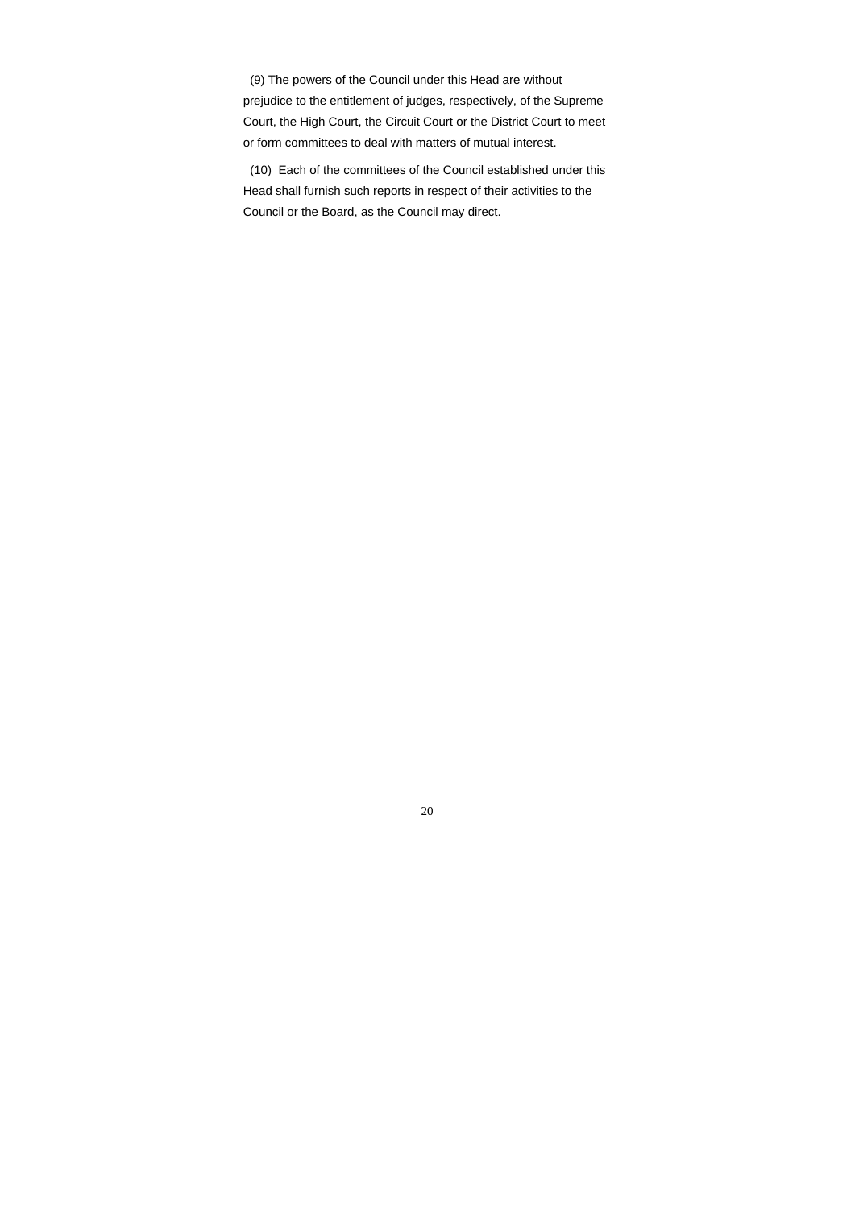(9) The powers of the Council under this Head are without prejudice to the entitlement of judges, respectively, of the Supreme Court, the High Court, the Circuit Court or the District Court to meet or form committees to deal with matters of mutual interest.

(10) Each of the committees of the Council established under this Head shall furnish such reports in respect of their activities to the Council or the Board, as the Council may direct.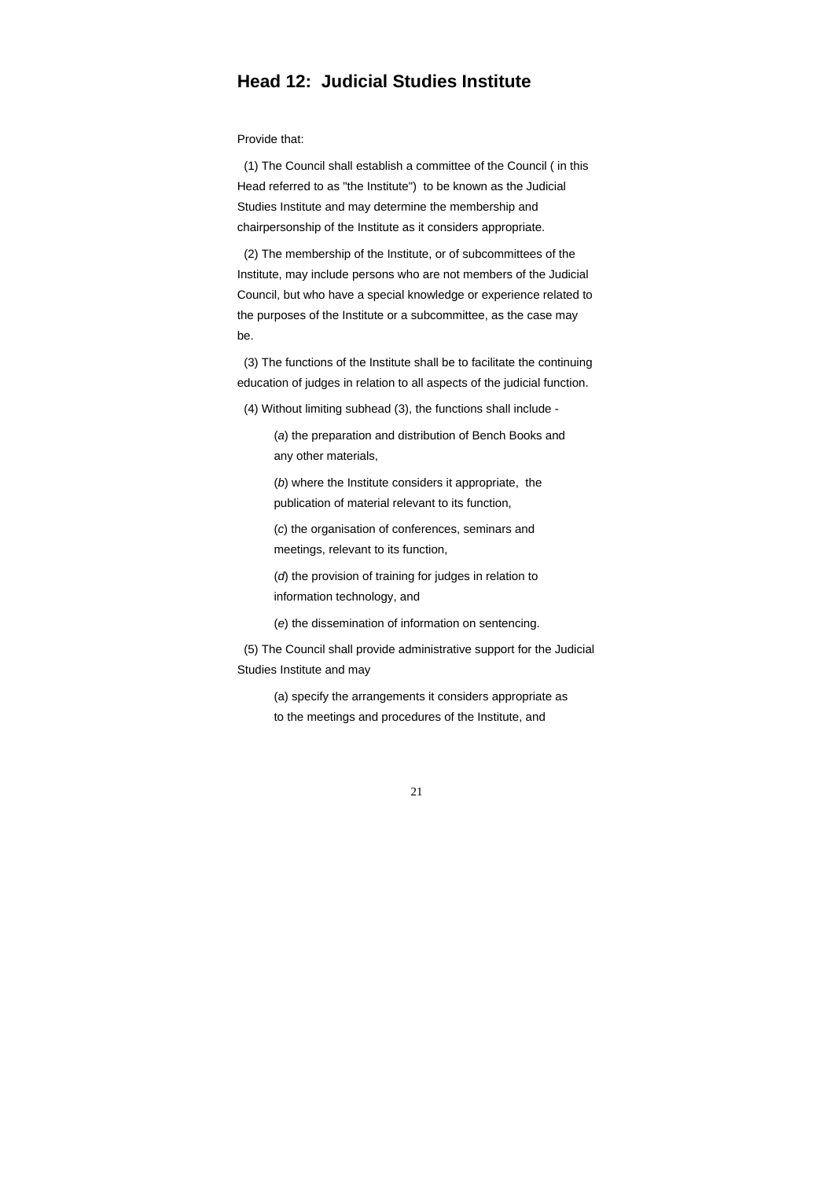## Head 12: Judicial Studies Institute

Provide that:

(1) The Council shall establish a committee of the Council ( in this Head referred to as "the Institute") to be known as the Judicial Studies Institute and may determine the membership and chairpersonship of the Institute as it considers appropriate.

(2) The membership of the Institute, or of subcommittees of the Institute, may include persons who are not members of the Judicial Council, but who have a special knowledge or experience related to the purposes of the Institute or a subcommittee, as the case may be.

(3) The functions of the Institute shall be to facilitate the continuing education of judges in relation to all aspects of the judicial function.

(4) Without limiting subhead (3), the functions shall include -

(*a*) the preparation and distribution of Bench Books and any other materials,

(*b*) where the Institute considers it appropriate, the publication of material relevant to its function,

(*c*) the organisation of conferences, seminars and meetings, relevant to its function,

(*d*) the provision of training for judges in relation to information technology, and

(*e*) the dissemination of information on sentencing.

(5) The Council shall provide administrative support for the Judicial Studies Institute and may

(a) specify the arrangements it considers appropriate as to the meetings and procedures of the Institute, and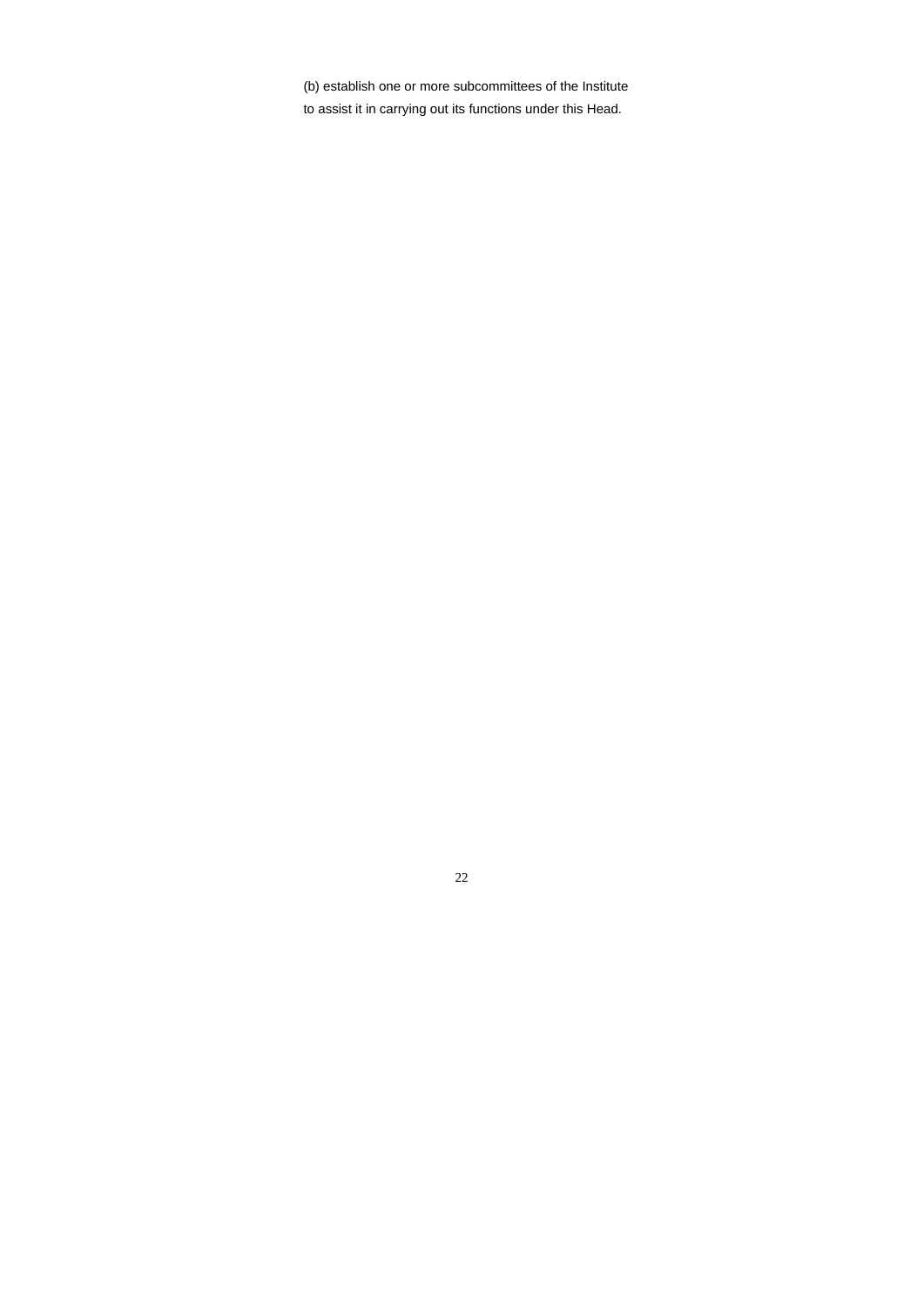(b) establish one or more subcommittees of the Institute to assist it in carrying out its functions under this Head.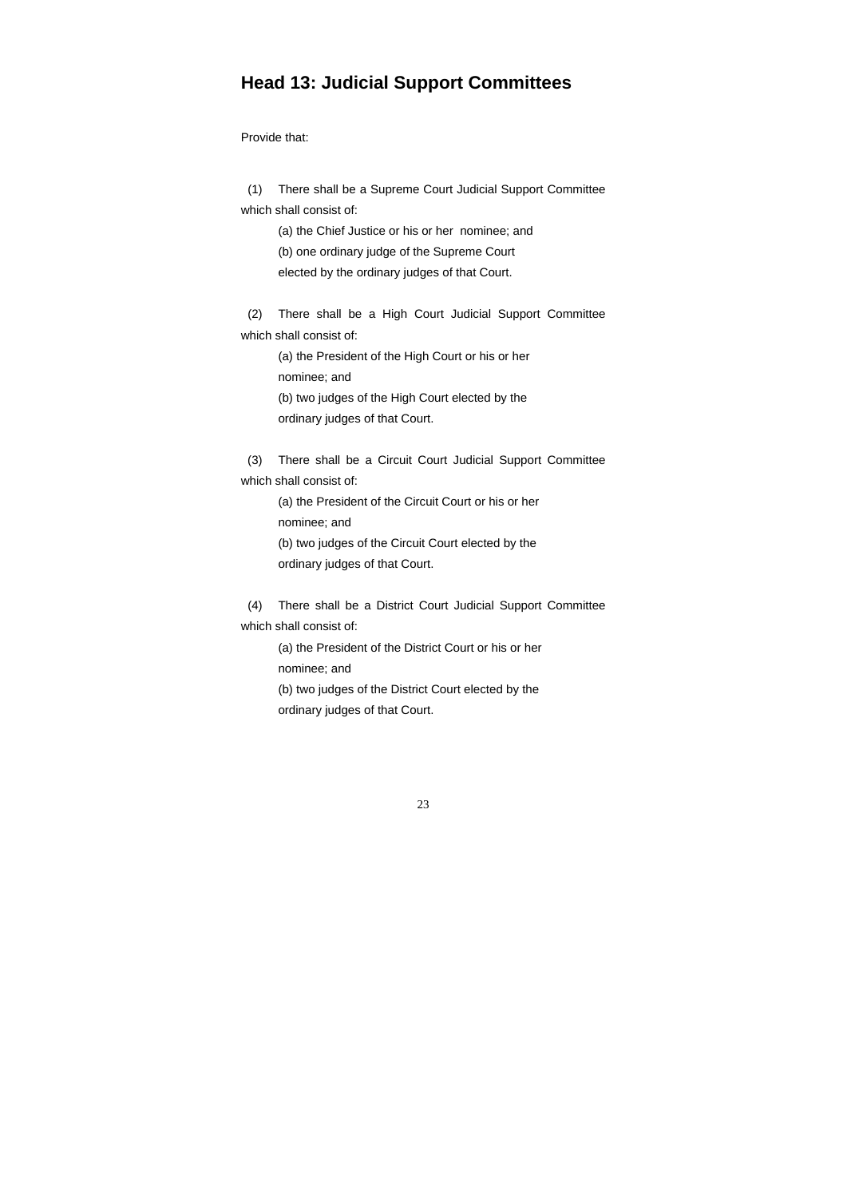## Head 13: Judicial Support Committees

Provide that:

(1) There shall be a Supreme Court Judicial Support Committee which shall consist of:

(a) the Chief Justice or his or her nominee; and

(b) one ordinary judge of the Supreme Court elected by the ordinary judges of that Court.

(2) There shall be a High Court Judicial Support Committee which shall consist of:

(a) the President of the High Court or his or her nominee; and

(b) two judges of the High Court elected by the ordinary judges of that Court.

(3) There shall be a Circuit Court Judicial Support Committee which shall consist of:

(a) the President of the Circuit Court or his or her nominee; and

(b) two judges of the Circuit Court elected by the ordinary judges of that Court.

(4) There shall be a District Court Judicial Support Committee which shall consist of:

(a) the President of the District Court or his or her nominee; and

(b) two judges of the District Court elected by the ordinary judges of that Court.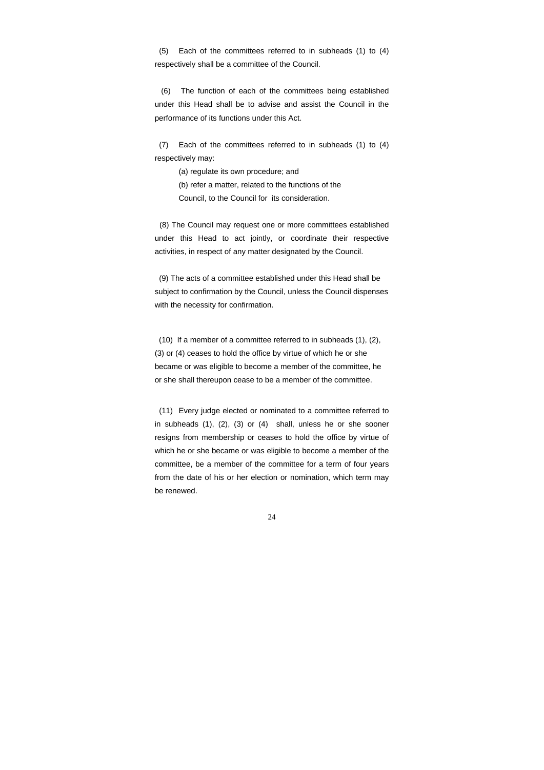(5) Each of the committees referred to in subheads (1) to (4) respectively shall be a committee of the Council.

(6) The function of each of the committees being established under this Head shall be to advise and assist the Council in the performance of its functions under this Act.

(7) Each of the committees referred to in subheads (1) to (4) respectively may:

(a) regulate its own procedure; and

(b) refer a matter, related to the functions of the Council, to the Council for its consideration.

(8) The Council may request one or more committees established under this Head to act jointly, or coordinate their respective activities, in respect of any matter designated by the Council.

(9) The acts of a committee established under this Head shall be subject to confirmation by the Council, unless the Council dispenses with the necessity for confirmation.

(10) If a member of a committee referred to in subheads (1), (2), (3) or (4) ceases to hold the office by virtue of which he or she became or was eligible to become a member of the committee, he or she shall thereupon cease to be a member of the committee.

(11) Every judge elected or nominated to a committee referred to in subheads (1), (2), (3) or (4) shall, unless he or she sooner resigns from membership or ceases to hold the office by virtue of which he or she became or was eligible to become a member of the committee, be a member of the committee for a term of four years from the date of his or her election or nomination, which term may be renewed.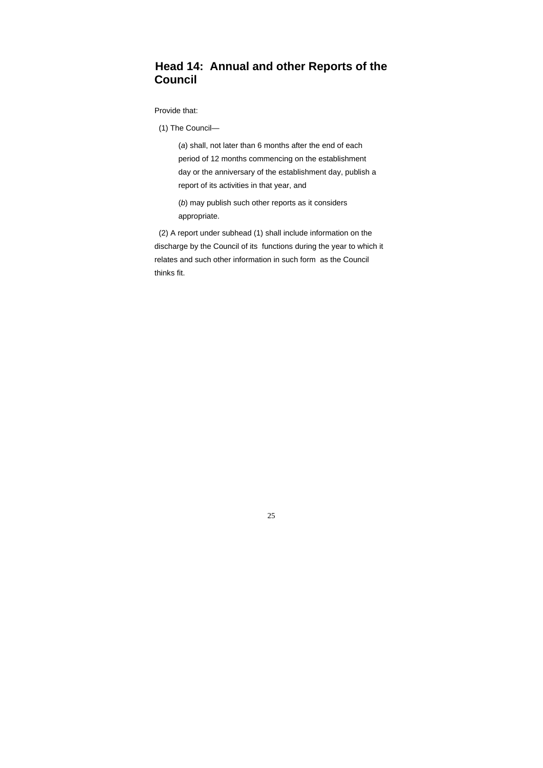## Head 14: Annual and other Reports of the Council

Provide that:

(1) The Council—

(*a*) shall, not later than 6 months after the end of each period of 12 months commencing on the establishment day or the anniversary of the establishment day, publish a report of its activities in that year, and

(*b*) may publish such other reports as it considers appropriate.

(2) A report under subhead (1) shall include information on the discharge by the Council of its functions during the year to which it relates and such other information in such form as the Council thinks fit.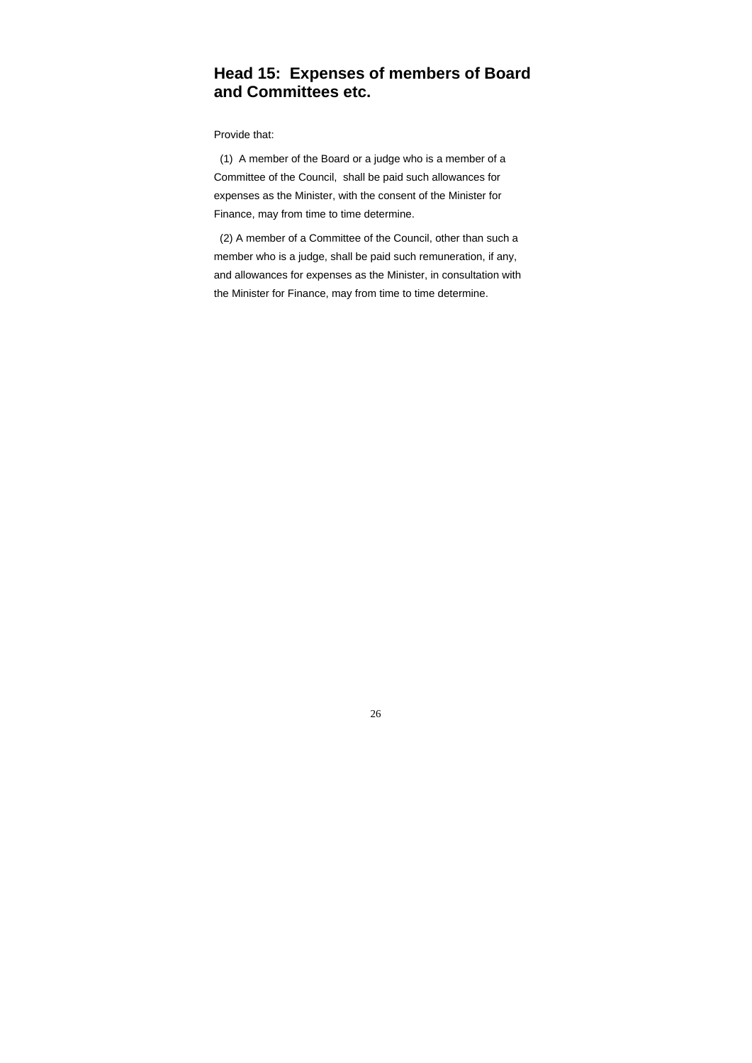## Head 15: Expenses of members of Board and Committees etc.

Provide that:

(1) A member of the Board or a judge who is a member of a Committee of the Council, shall be paid such allowances for expenses as the Minister, with the consent of the Minister for Finance, may from time to time determine.

(2) A member of a Committee of the Council, other than such a member who is a judge, shall be paid such remuneration, if any, and allowances for expenses as the Minister, in consultation with the Minister for Finance, may from time to time determine.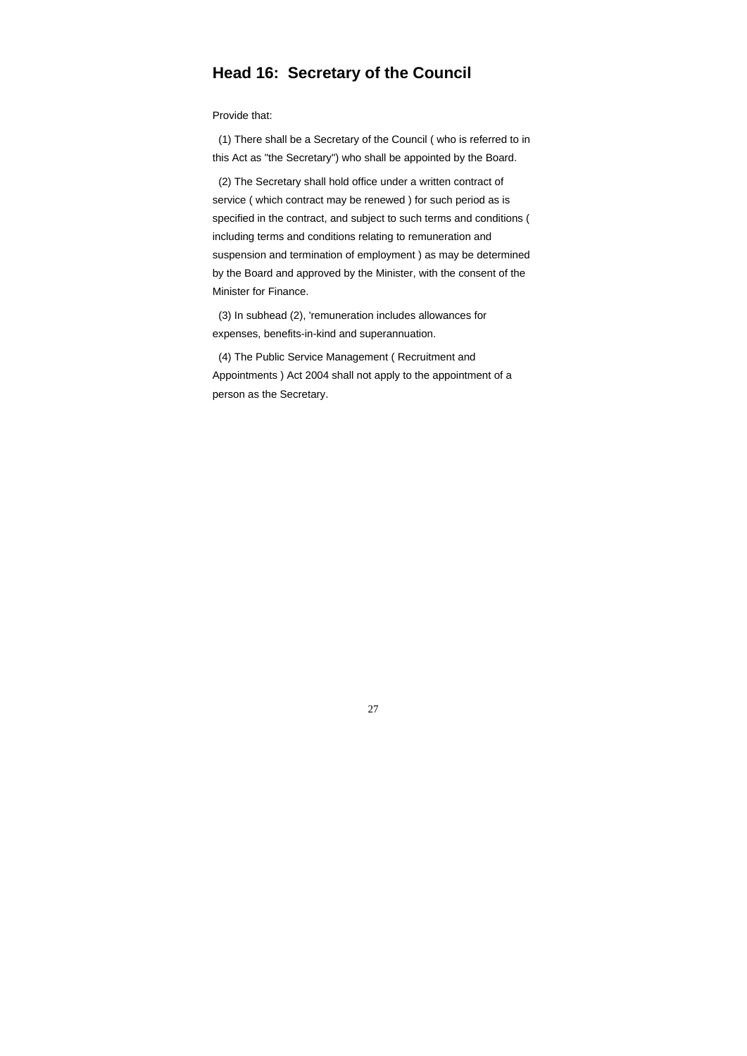## Head 16: Secretary of the Council

Provide that:

(1) There shall be a Secretary of the Council ( who is referred to in this Act as "the Secretary") who shall be appointed by the Board.

(2) The Secretary shall hold office under a written contract of service ( which contract may be renewed ) for such period as is specified in the contract, and subject to such terms and conditions ( including terms and conditions relating to remuneration and suspension and termination of employment ) as may be determined by the Board and approved by the Minister, with the consent of the Minister for Finance.

(3) In subhead (2), 'remuneration includes allowances for expenses, benefits-in-kind and superannuation.

(4) The Public Service Management ( Recruitment and Appointments ) Act 2004 shall not apply to the appointment of a person as the Secretary.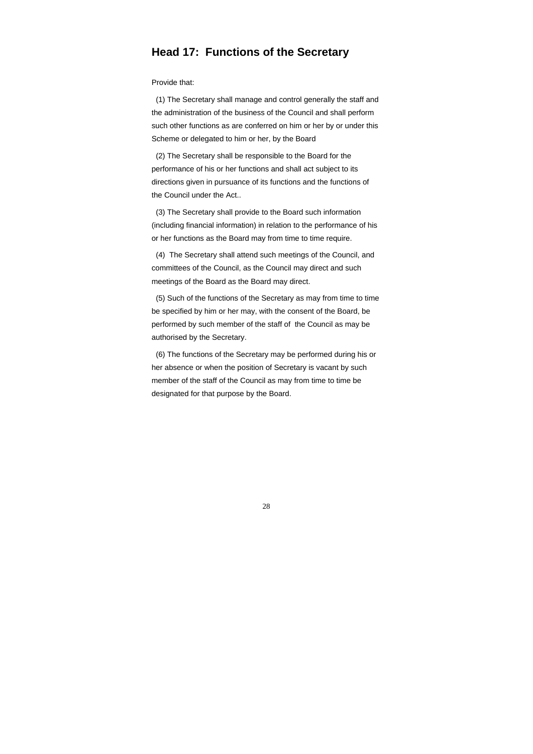## Head 17: Functions of the Secretary

Provide that:

(1) The Secretary shall manage and control generally the staff and the administration of the business of the Council and shall perform such other functions as are conferred on him or her by or under this Scheme or delegated to him or her, by the Board

(2) The Secretary shall be responsible to the Board for the performance of his or her functions and shall act subject to its directions given in pursuance of its functions and the functions of the Council under the Act..

(3) The Secretary shall provide to the Board such information (including financial information) in relation to the performance of his or her functions as the Board may from time to time require.

(4) The Secretary shall attend such meetings of the Council, and committees of the Council, as the Council may direct and such meetings of the Board as the Board may direct.

(5) Such of the functions of the Secretary as may from time to time be specified by him or her may, with the consent of the Board, be performed by such member of the staff of the Council as may be authorised by the Secretary.

(6) The functions of the Secretary may be performed during his or her absence or when the position of Secretary is vacant by such member of the staff of the Council as may from time to time be designated for that purpose by the Board.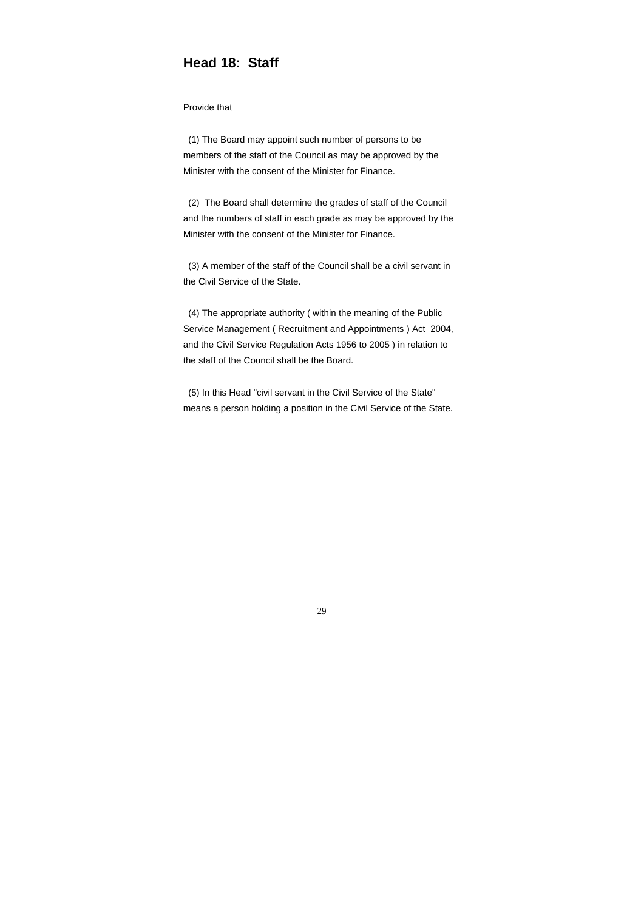## Head 18: Staff

Provide that

(1) The Board may appoint such number of persons to be members of the staff of the Council as may be approved by the Minister with the consent of the Minister for Finance.

(2) The Board shall determine the grades of staff of the Council and the numbers of staff in each grade as may be approved by the Minister with the consent of the Minister for Finance.

(3) A member of the staff of the Council shall be a civil servant in the Civil Service of the State.

(4) The appropriate authority ( within the meaning of the Public Service Management ( Recruitment and Appointments ) Act 2004, and the Civil Service Regulation Acts 1956 to 2005 ) in relation to the staff of the Council shall be the Board.

(5) In this Head "civil servant in the Civil Service of the State" means a person holding a position in the Civil Service of the State.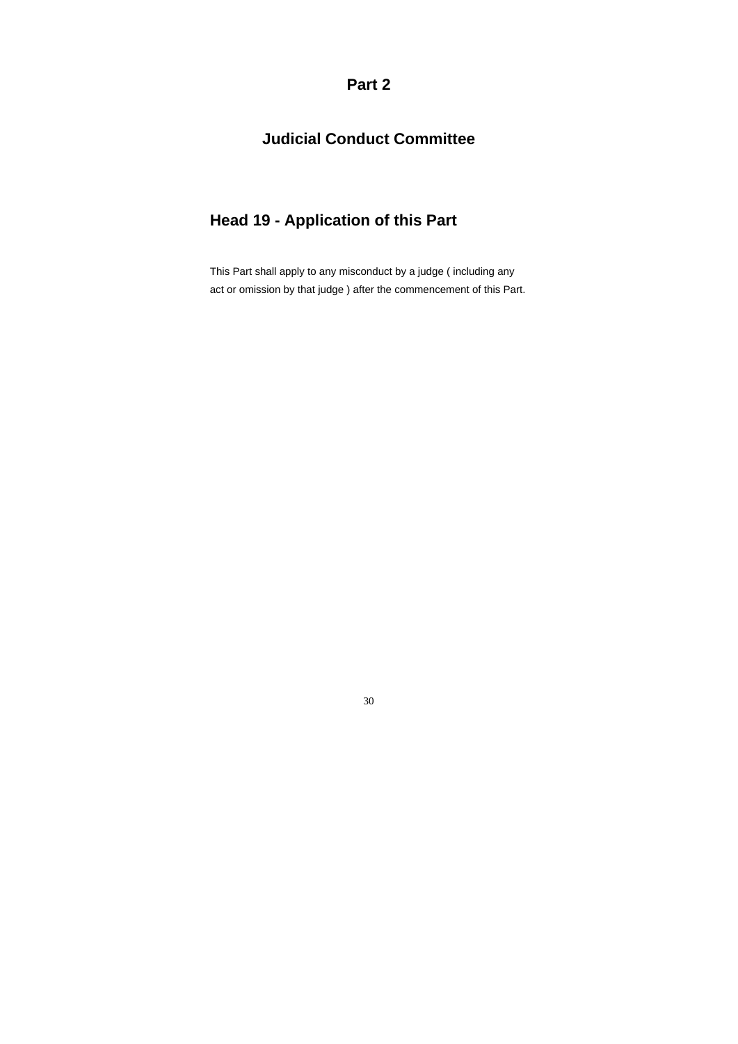# Part 2

# Judicial Conduct Committee

## Head 19 - Application of this Part

This Part shall apply to any misconduct by a judge ( including any act or omission by that judge ) after the commencement of this Part.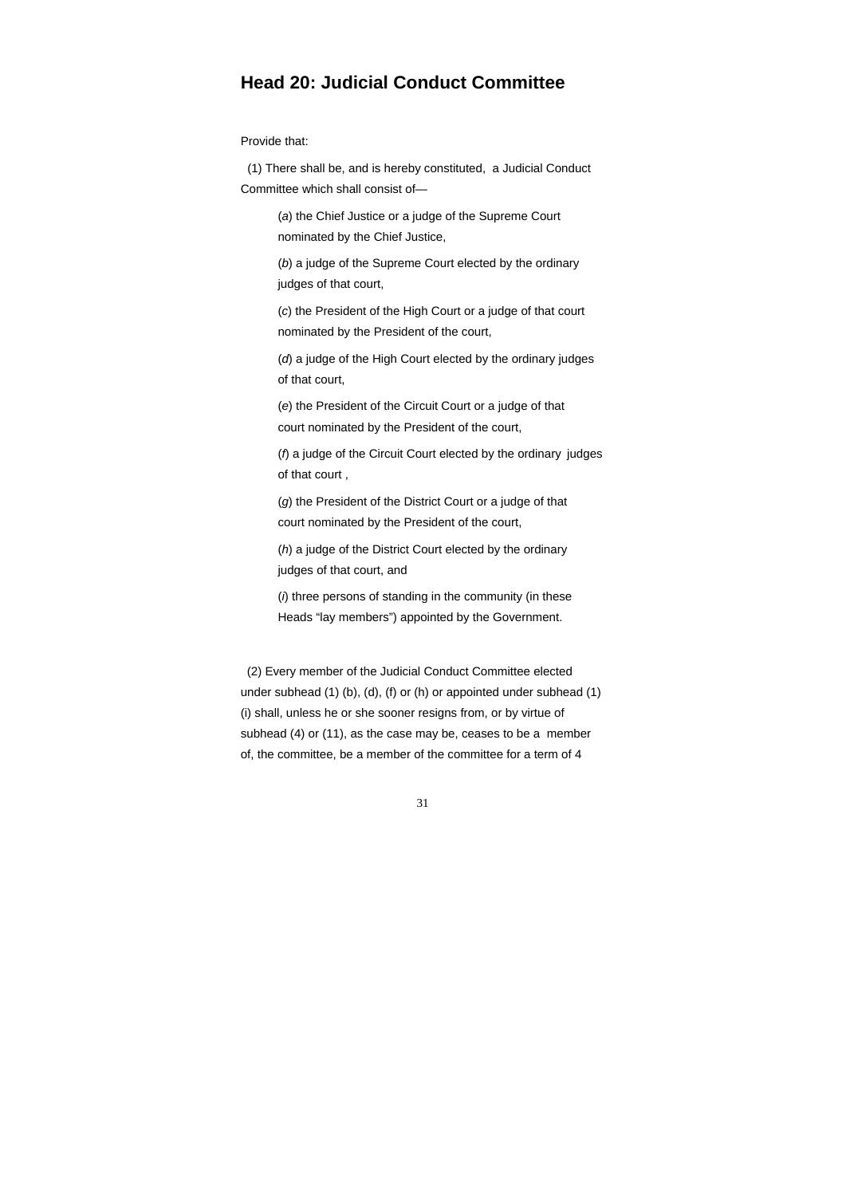# Head 20: Judicial Conduct Committee

Provide that:

(1) There shall be, and is hereby constituted, a Judicial Conduct Committee which shall consist of—

(*a*) the Chief Justice or a judge of the Supreme Court nominated by the Chief Justice,

(*b*) a judge of the Supreme Court elected by the ordinary judges of that court,

(*c*) the President of the High Court or a judge of that court nominated by the President of the court,

(*d*) a judge of the High Court elected by the ordinary judges of that court,

(*e*) the President of the Circuit Court or a judge of that court nominated by the President of the court,

(*f*) a judge of the Circuit Court elected by the ordinary judges of that court ,

(*g*) the President of the District Court or a judge of that court nominated by the President of the court,

(*h*) a judge of the District Court elected by the ordinary judges of that court, and

(*i*) three persons of standing in the community (in these Heads "lay members") appointed by the Government.

(2) Every member of the Judicial Conduct Committee elected under subhead (1) (b), (d), (f) or (h) or appointed under subhead (1) (i) shall, unless he or she sooner resigns from, or by virtue of subhead (4) or (11), as the case may be, ceases to be a member of, the committee, be a member of the committee for a term of 4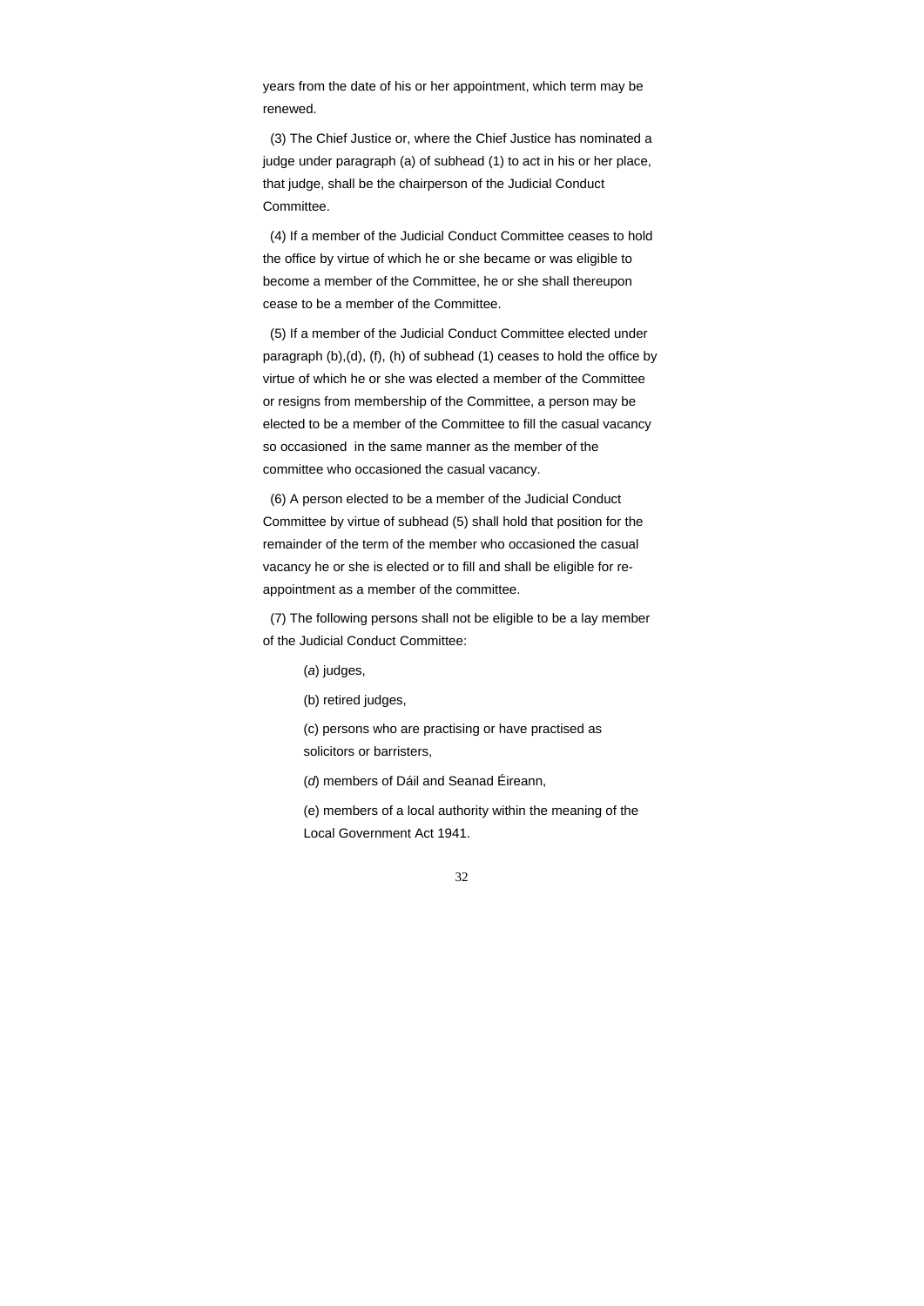years from the date of his or her appointment, which term may be renewed.

(3) The Chief Justice or, where the Chief Justice has nominated a judge under paragraph (a) of subhead (1) to act in his or her place, that judge, shall be the chairperson of the Judicial Conduct Committee.

(4) If a member of the Judicial Conduct Committee ceases to hold the office by virtue of which he or she became or was eligible to become a member of the Committee, he or she shall thereupon cease to be a member of the Committee.

(5) If a member of the Judicial Conduct Committee elected under paragraph (b),(d), (f), (h) of subhead (1) ceases to hold the office by virtue of which he or she was elected a member of the Committee or resigns from membership of the Committee, a person may be elected to be a member of the Committee to fill the casual vacancy so occasioned in the same manner as the member of the committee who occasioned the casual vacancy.

(6) A person elected to be a member of the Judicial Conduct Committee by virtue of subhead (5) shall hold that position for the remainder of the term of the member who occasioned the casual vacancy he or she is elected or to fill and shall be eligible for re-appointment as a member of the committee.

(7) The following persons shall not be eligible to be a lay member of the Judicial Conduct Committee:

(*a*) judges,

(b) retired judges,

(c) persons who are practising or have practised as solicitors or barristers,

(*d*) members of Dáil and Seanad Éireann,

(e) members of a local authority within the meaning of the Local Government Act 1941.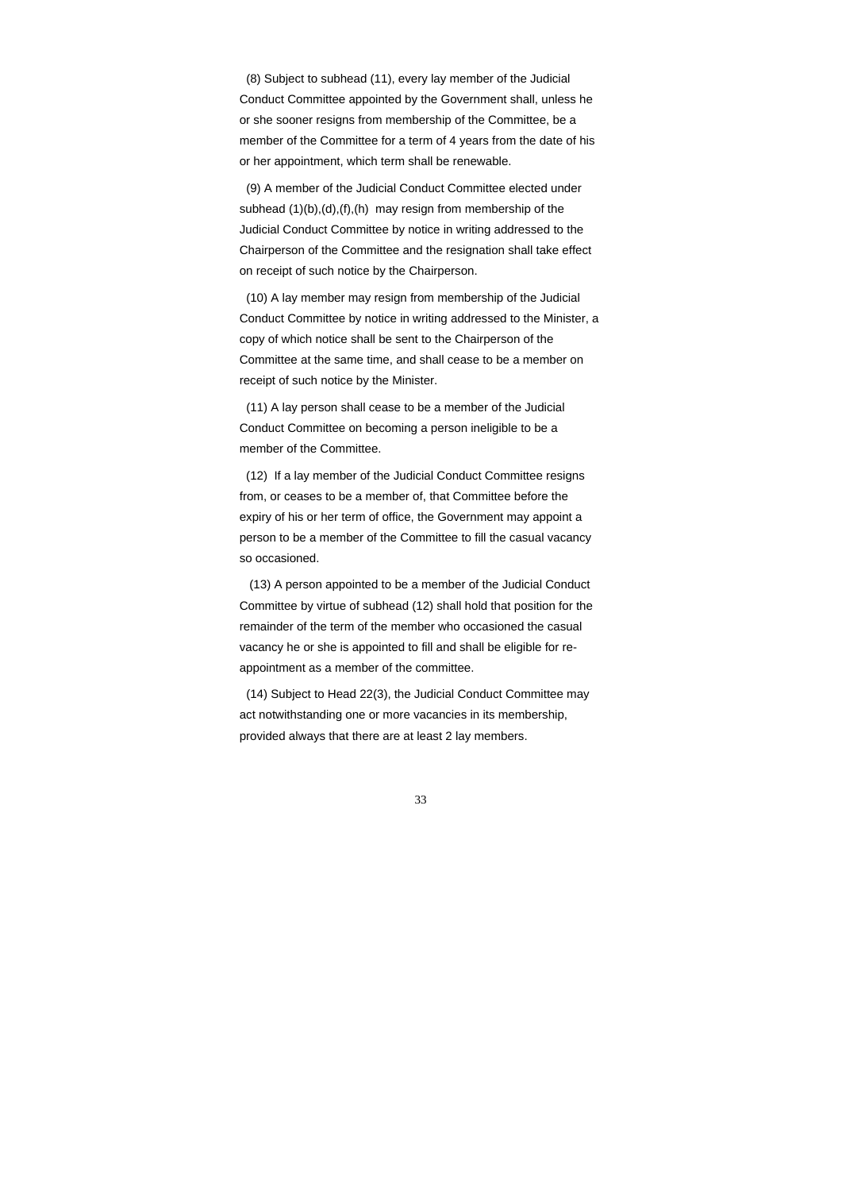(8) Subject to subhead (11), every lay member of the Judicial Conduct Committee appointed by the Government shall, unless he or she sooner resigns from membership of the Committee, be a member of the Committee for a term of 4 years from the date of his or her appointment, which term shall be renewable.

(9) A member of the Judicial Conduct Committee elected under subhead (1)(b),(d),(f),(h) may resign from membership of the Judicial Conduct Committee by notice in writing addressed to the Chairperson of the Committee and the resignation shall take effect on receipt of such notice by the Chairperson.

(10) A lay member may resign from membership of the Judicial Conduct Committee by notice in writing addressed to the Minister, a copy of which notice shall be sent to the Chairperson of the Committee at the same time, and shall cease to be a member on receipt of such notice by the Minister.

(11) A lay person shall cease to be a member of the Judicial Conduct Committee on becoming a person ineligible to be a member of the Committee.

(12) If a lay member of the Judicial Conduct Committee resigns from, or ceases to be a member of, that Committee before the expiry of his or her term of office, the Government may appoint a person to be a member of the Committee to fill the casual vacancy so occasioned.

(13) A person appointed to be a member of the Judicial Conduct Committee by virtue of subhead (12) shall hold that position for the remainder of the term of the member who occasioned the casual vacancy he or she is appointed to fill and shall be eligible for re-appointment as a member of the committee.

(14) Subject to Head 22(3), the Judicial Conduct Committee may act notwithstanding one or more vacancies in its membership, provided always that there are at least 2 lay members.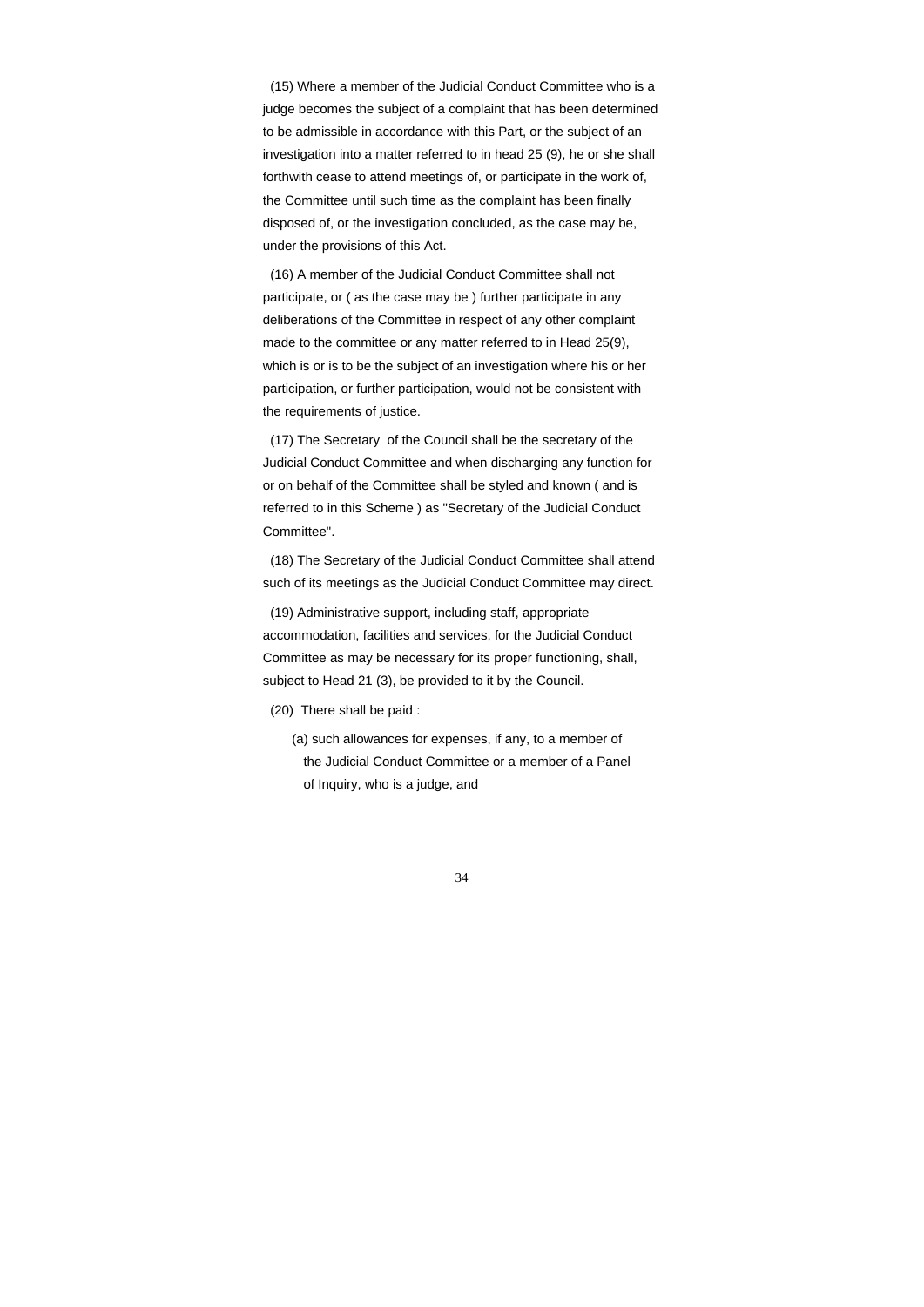(15) Where a member of the Judicial Conduct Committee who is a judge becomes the subject of a complaint that has been determined to be admissible in accordance with this Part, or the subject of an investigation into a matter referred to in head 25 (9), he or she shall forthwith cease to attend meetings of, or participate in the work of, the Committee until such time as the complaint has been finally disposed of, or the investigation concluded, as the case may be, under the provisions of this Act.

(16) A member of the Judicial Conduct Committee shall not participate, or ( as the case may be ) further participate in any deliberations of the Committee in respect of any other complaint made to the committee or any matter referred to in Head 25(9), which is or is to be the subject of an investigation where his or her participation, or further participation, would not be consistent with the requirements of justice.

(17) The Secretary of the Council shall be the secretary of the Judicial Conduct Committee and when discharging any function for or on behalf of the Committee shall be styled and known ( and is referred to in this Scheme ) as "Secretary of the Judicial Conduct Committee".

(18) The Secretary of the Judicial Conduct Committee shall attend such of its meetings as the Judicial Conduct Committee may direct.

(19) Administrative support, including staff, appropriate accommodation, facilities and services, for the Judicial Conduct Committee as may be necessary for its proper functioning, shall, subject to Head 21 (3), be provided to it by the Council.

(20) There shall be paid :

(a) such allowances for expenses, if any, to a member of the Judicial Conduct Committee or a member of a Panel of Inquiry, who is a judge, and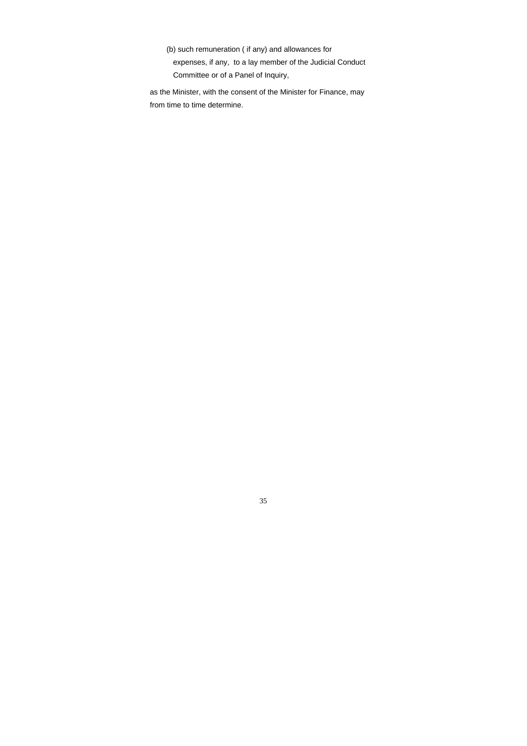(b) such remuneration ( if any) and allowances for expenses, if any, to a lay member of the Judicial Conduct Committee or of a Panel of Inquiry,

as the Minister, with the consent of the Minister for Finance, may from time to time determine.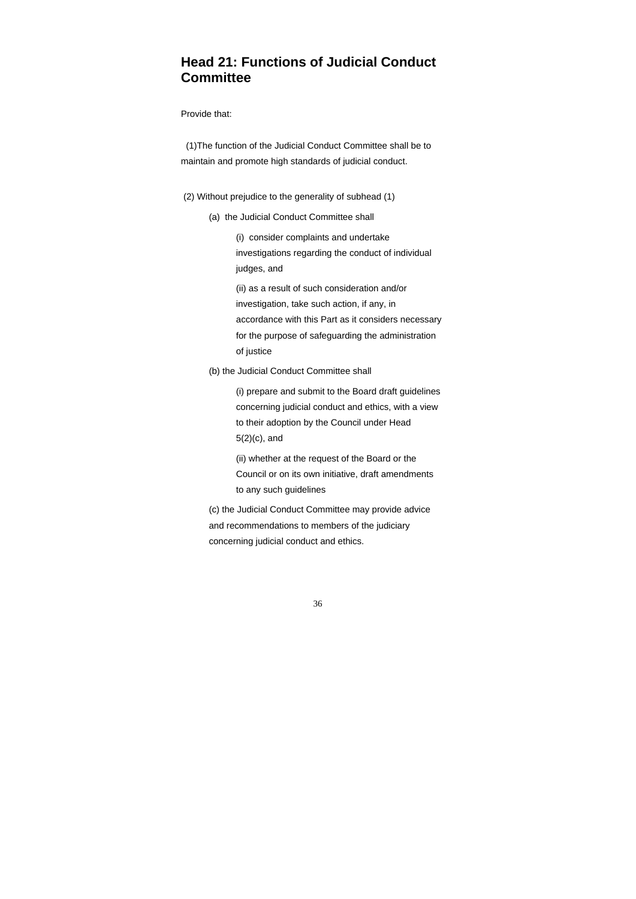## Head 21: Functions of Judicial Conduct Committee

Provide that:

(1)The function of the Judicial Conduct Committee shall be to maintain and promote high standards of judicial conduct.

(2) Without prejudice to the generality of subhead (1)

- (a) the Judicial Conduct Committee shall
  - (i) consider complaints and undertake investigations regarding the conduct of individual judges, and
  - (ii) as a result of such consideration and/or investigation, take such action, if any, in accordance with this Part as it considers necessary for the purpose of safeguarding the administration of justice
- (b) the Judicial Conduct Committee shall
  - (i) prepare and submit to the Board draft guidelines concerning judicial conduct and ethics, with a view to their adoption by the Council under Head 5(2)(c), and
  - (ii) whether at the request of the Board or the Council or on its own initiative, draft amendments to any such guidelines
- (c) the Judicial Conduct Committee may provide advice and recommendations to members of the judiciary concerning judicial conduct and ethics.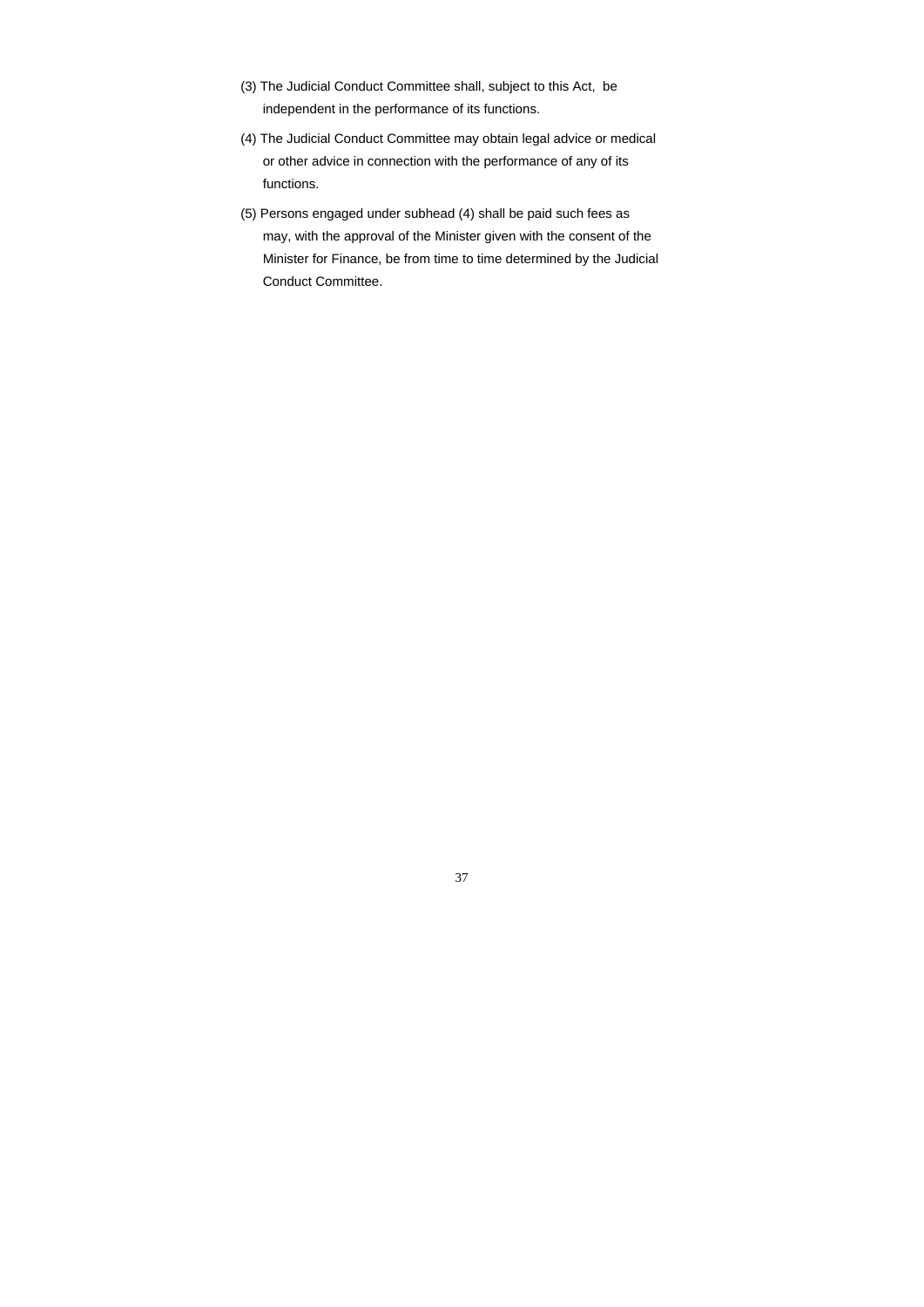(3) The Judicial Conduct Committee shall, subject to this Act, be independent in the performance of its functions.

(4) The Judicial Conduct Committee may obtain legal advice or medical or other advice in connection with the performance of any of its functions.

(5) Persons engaged under subhead (4) shall be paid such fees as may, with the approval of the Minister given with the consent of the Minister for Finance, be from time to time determined by the Judicial Conduct Committee.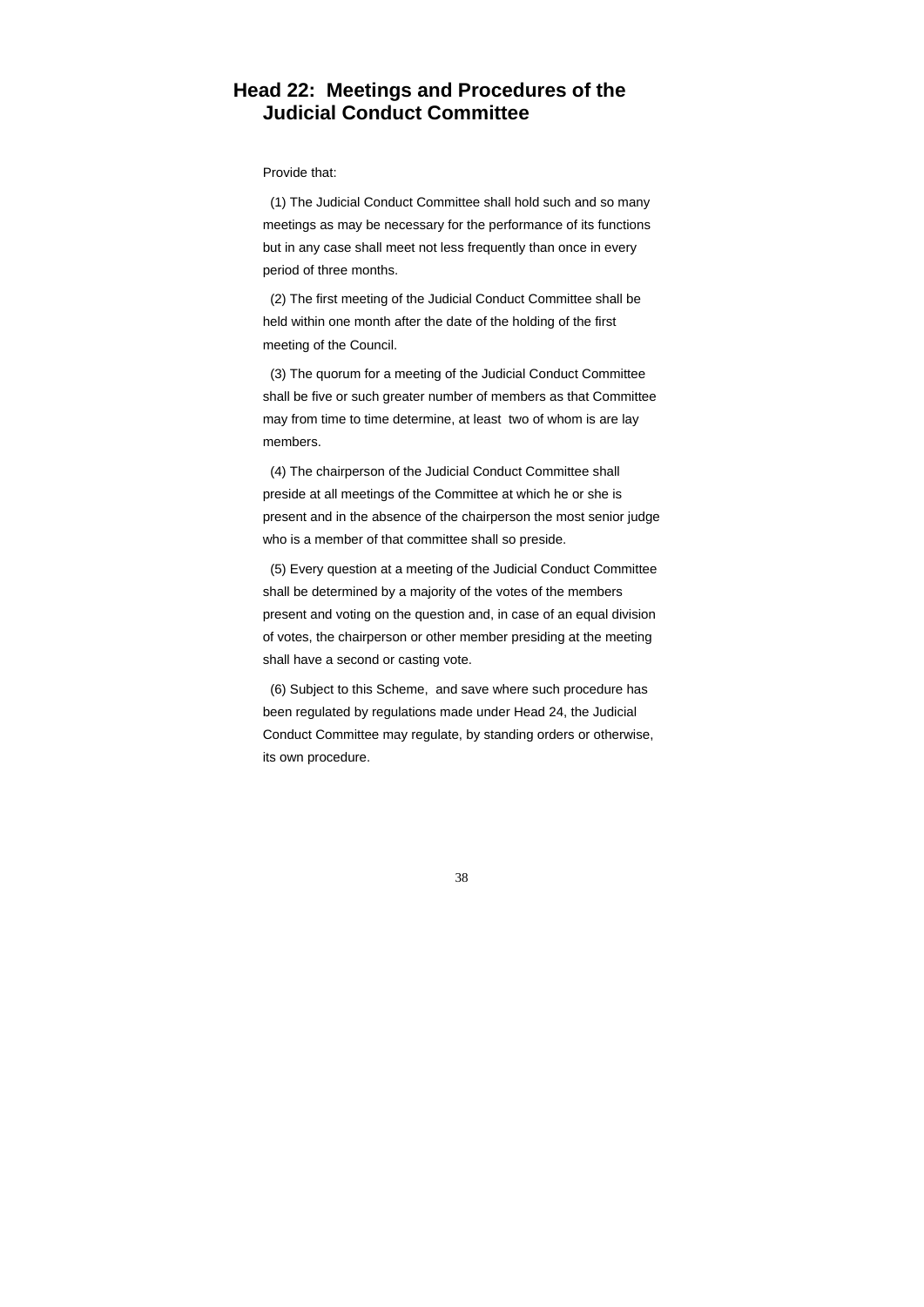## Head 22: Meetings and Procedures of the Judicial Conduct Committee

Provide that:

(1) The Judicial Conduct Committee shall hold such and so many meetings as may be necessary for the performance of its functions but in any case shall meet not less frequently than once in every period of three months.

(2) The first meeting of the Judicial Conduct Committee shall be held within one month after the date of the holding of the first meeting of the Council.

(3) The quorum for a meeting of the Judicial Conduct Committee shall be five or such greater number of members as that Committee may from time to time determine, at least two of whom is are lay members.

(4) The chairperson of the Judicial Conduct Committee shall preside at all meetings of the Committee at which he or she is present and in the absence of the chairperson the most senior judge who is a member of that committee shall so preside.

(5) Every question at a meeting of the Judicial Conduct Committee shall be determined by a majority of the votes of the members present and voting on the question and, in case of an equal division of votes, the chairperson or other member presiding at the meeting shall have a second or casting vote.

(6) Subject to this Scheme, and save where such procedure has been regulated by regulations made under Head 24, the Judicial Conduct Committee may regulate, by standing orders or otherwise, its own procedure.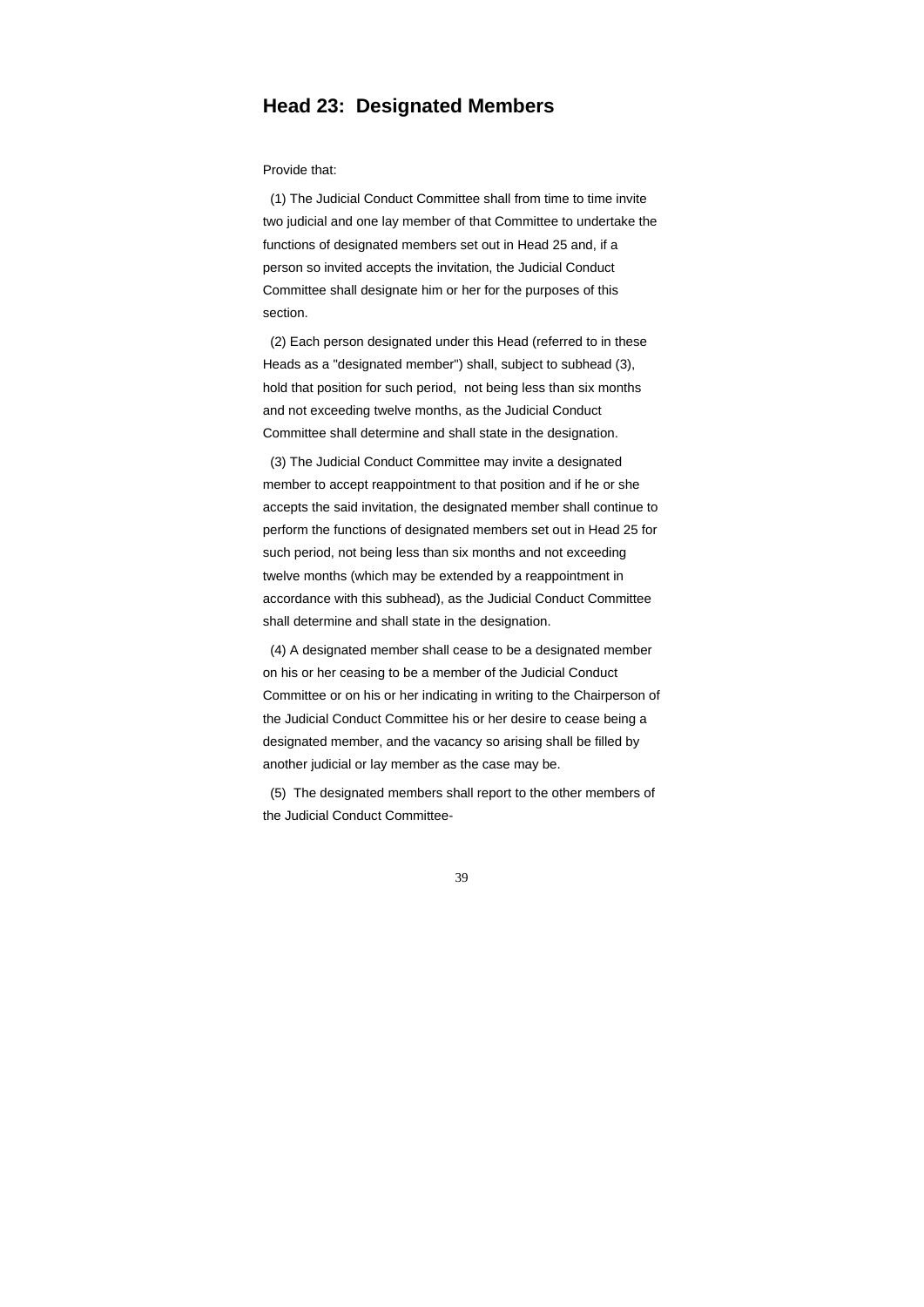## Head 23: Designated Members

Provide that:

(1) The Judicial Conduct Committee shall from time to time invite two judicial and one lay member of that Committee to undertake the functions of designated members set out in Head 25 and, if a person so invited accepts the invitation, the Judicial Conduct Committee shall designate him or her for the purposes of this section.

(2) Each person designated under this Head (referred to in these Heads as a "designated member") shall, subject to subhead (3), hold that position for such period, not being less than six months and not exceeding twelve months, as the Judicial Conduct Committee shall determine and shall state in the designation.

(3) The Judicial Conduct Committee may invite a designated member to accept reappointment to that position and if he or she accepts the said invitation, the designated member shall continue to perform the functions of designated members set out in Head 25 for such period, not being less than six months and not exceeding twelve months (which may be extended by a reappointment in accordance with this subhead), as the Judicial Conduct Committee shall determine and shall state in the designation.

(4) A designated member shall cease to be a designated member on his or her ceasing to be a member of the Judicial Conduct Committee or on his or her indicating in writing to the Chairperson of the Judicial Conduct Committee his or her desire to cease being a designated member, and the vacancy so arising shall be filled by another judicial or lay member as the case may be.

(5) The designated members shall report to the other members of the Judicial Conduct Committee-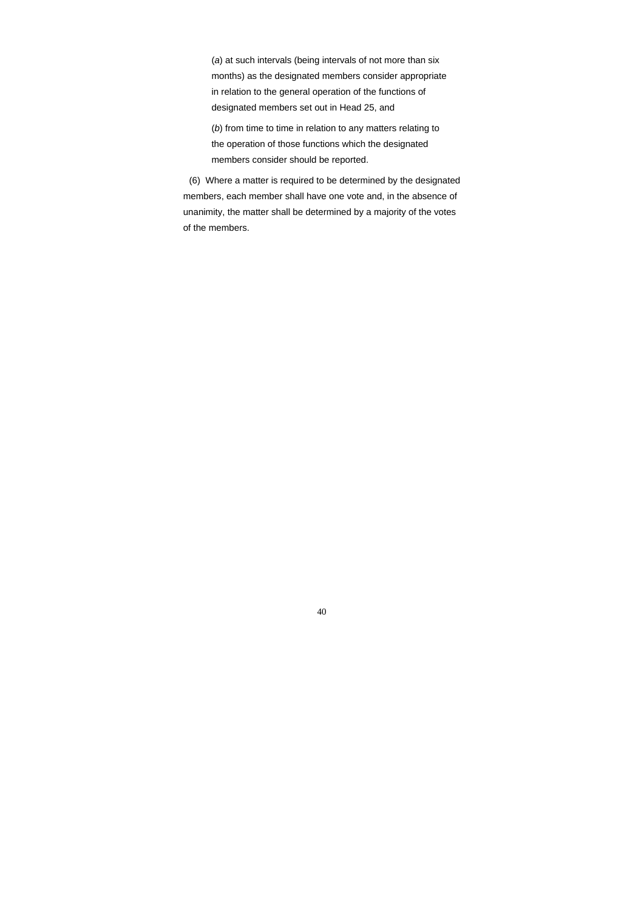(*a*) at such intervals (being intervals of not more than six months) as the designated members consider appropriate in relation to the general operation of the functions of designated members set out in Head 25, and

(*b*) from time to time in relation to any matters relating to the operation of those functions which the designated members consider should be reported.

(6) Where a matter is required to be determined by the designated members, each member shall have one vote and, in the absence of unanimity, the matter shall be determined by a majority of the votes of the members.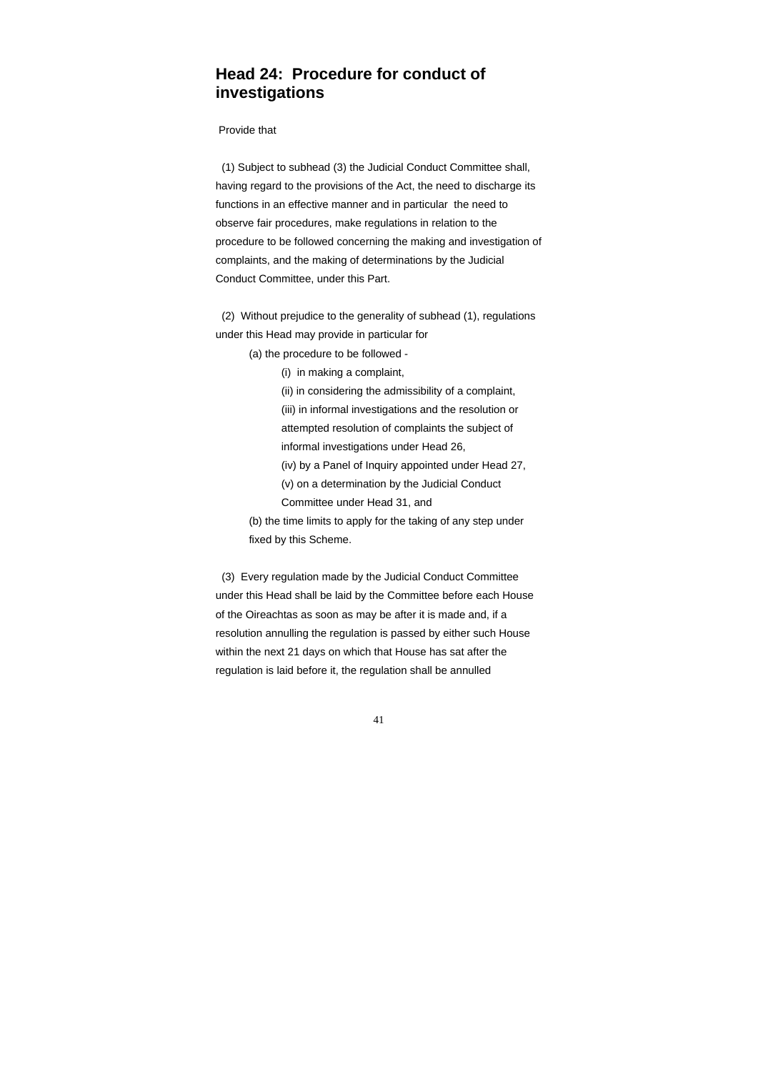## Head 24: Procedure for conduct of investigations

Provide that

(1) Subject to subhead (3) the Judicial Conduct Committee shall, having regard to the provisions of the Act, the need to discharge its functions in an effective manner and in particular the need to observe fair procedures, make regulations in relation to the procedure to be followed concerning the making and investigation of complaints, and the making of determinations by the Judicial Conduct Committee, under this Part.

(2) Without prejudice to the generality of subhead (1), regulations under this Head may provide in particular for

> (a) the procedure to be followed -
>
> > (i) in making a complaint,
> >
> > (ii) in considering the admissibility of a complaint,
> >
> > (iii) in informal investigations and the resolution or attempted resolution of complaints the subject of informal investigations under Head 26,
> >
> > (iv) by a Panel of Inquiry appointed under Head 27,
> >
> > (v) on a determination by the Judicial Conduct Committee under Head 31, and
>
> (b) the time limits to apply for the taking of any step under fixed by this Scheme.

(3) Every regulation made by the Judicial Conduct Committee under this Head shall be laid by the Committee before each House of the Oireachtas as soon as may be after it is made and, if a resolution annulling the regulation is passed by either such House within the next 21 days on which that House has sat after the regulation is laid before it, the regulation shall be annulled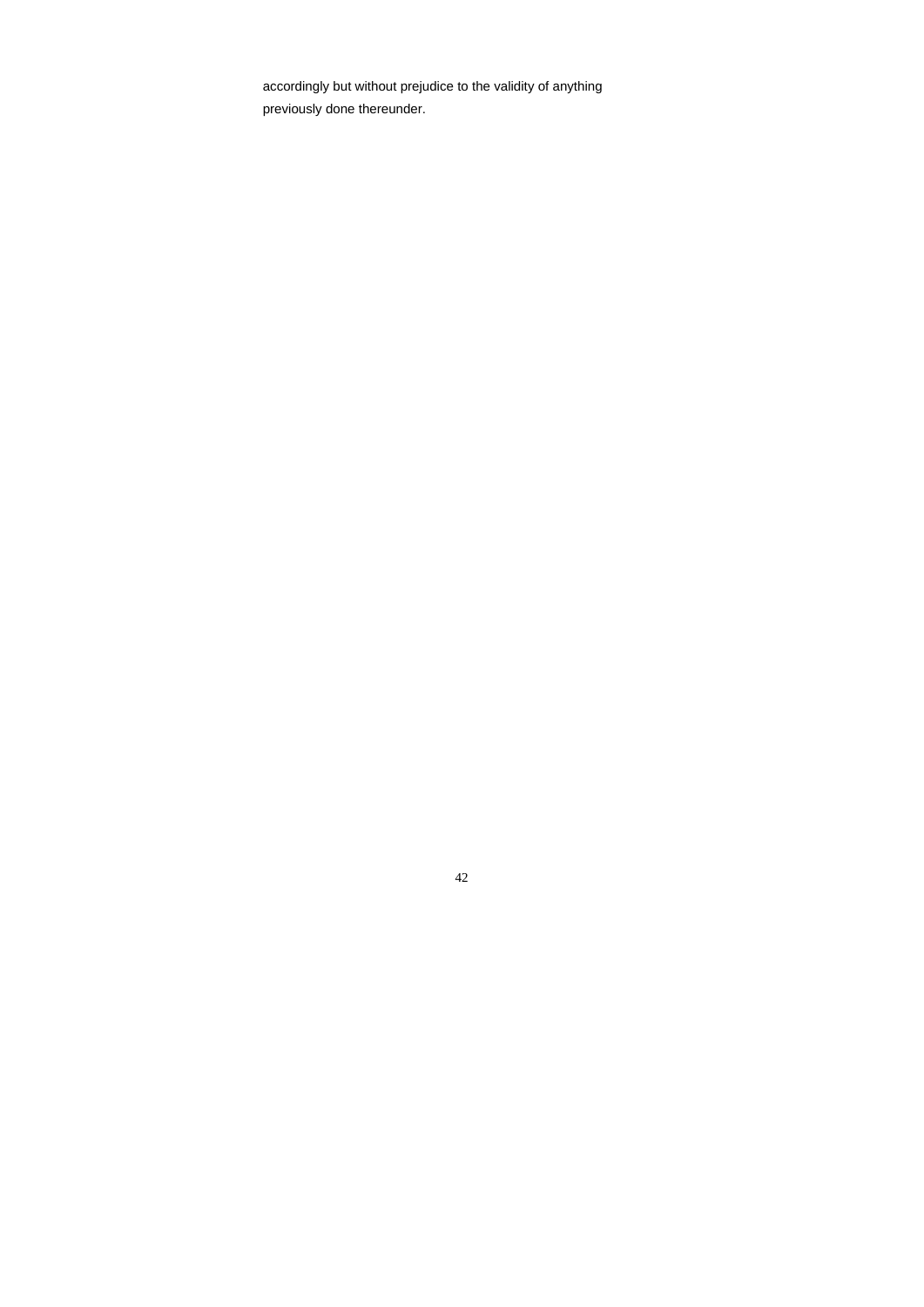accordingly but without prejudice to the validity of anything previously done thereunder.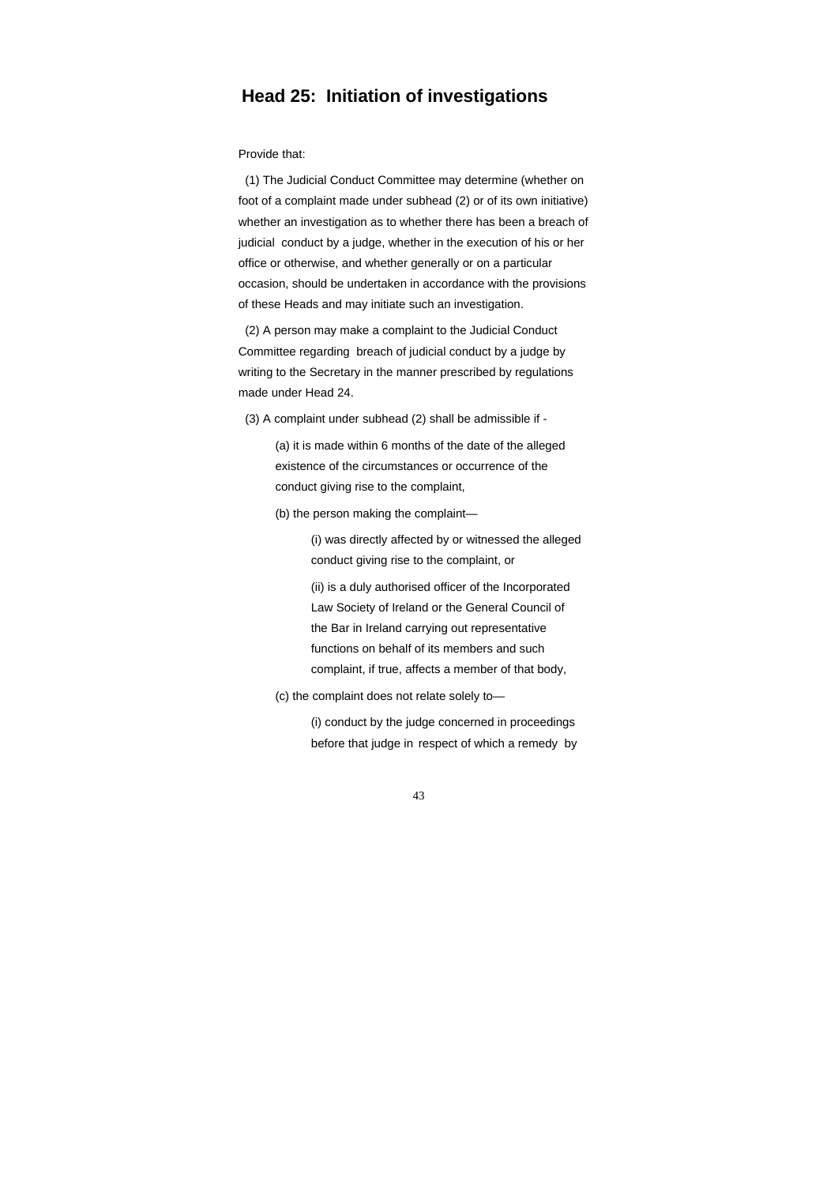## Head 25: Initiation of investigations

Provide that:

(1) The Judicial Conduct Committee may determine (whether on foot of a complaint made under subhead (2) or of its own initiative) whether an investigation as to whether there has been a breach of judicial conduct by a judge, whether in the execution of his or her office or otherwise, and whether generally or on a particular occasion, should be undertaken in accordance with the provisions of these Heads and may initiate such an investigation.

(2) A person may make a complaint to the Judicial Conduct Committee regarding breach of judicial conduct by a judge by writing to the Secretary in the manner prescribed by regulations made under Head 24.

(3) A complaint under subhead (2) shall be admissible if -

> (a) it is made within 6 months of the date of the alleged existence of the circumstances or occurrence of the conduct giving rise to the complaint,
>
> (b) the person making the complaint—
>
> > (i) was directly affected by or witnessed the alleged conduct giving rise to the complaint, or
> >
> > (ii) is a duly authorised officer of the Incorporated Law Society of Ireland or the General Council of the Bar in Ireland carrying out representative functions on behalf of its members and such complaint, if true, affects a member of that body,
>
> (c) the complaint does not relate solely to—
>
> > (i) conduct by the judge concerned in proceedings before that judge in respect of which a remedy by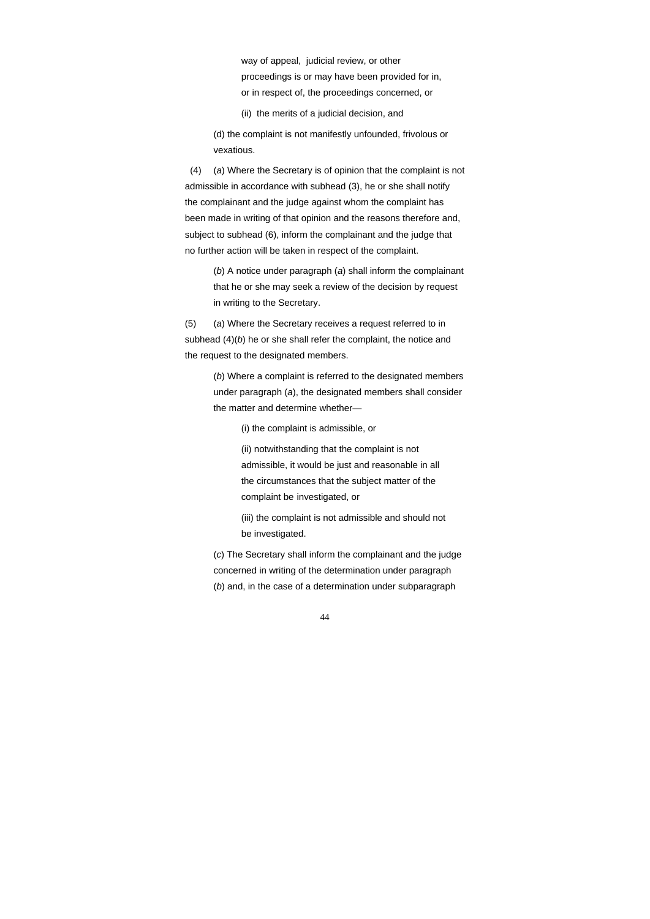way of appeal, judicial review, or other proceedings is or may have been provided for in, or in respect of, the proceedings concerned, or

(ii) the merits of a judicial decision, and

(d) the complaint is not manifestly unfounded, frivolous or vexatious.

(4) (*a*) Where the Secretary is of opinion that the complaint is not admissible in accordance with subhead (3), he or she shall notify the complainant and the judge against whom the complaint has been made in writing of that opinion and the reasons therefore and, subject to subhead (6), inform the complainant and the judge that no further action will be taken in respect of the complaint.

(*b*) A notice under paragraph (*a*) shall inform the complainant that he or she may seek a review of the decision by request in writing to the Secretary.

(5) (*a*) Where the Secretary receives a request referred to in subhead (4)(*b*) he or she shall refer the complaint, the notice and the request to the designated members.

(*b*) Where a complaint is referred to the designated members under paragraph (*a*), the designated members shall consider the matter and determine whether—

(i) the complaint is admissible, or

(ii) notwithstanding that the complaint is not admissible, it would be just and reasonable in all the circumstances that the subject matter of the complaint be investigated, or

(iii) the complaint is not admissible and should not be investigated.

(*c*) The Secretary shall inform the complainant and the judge concerned in writing of the determination under paragraph (*b*) and, in the case of a determination under subparagraph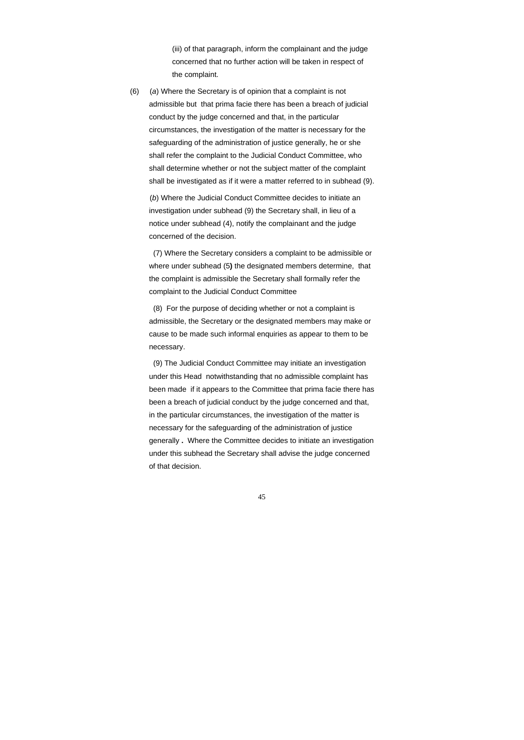(iii) of that paragraph, inform the complainant and the judge concerned that no further action will be taken in respect of the complaint.

(6) (*a*) Where the Secretary is of opinion that a complaint is not admissible but that prima facie there has been a breach of judicial conduct by the judge concerned and that, in the particular circumstances, the investigation of the matter is necessary for the safeguarding of the administration of justice generally, he or she shall refer the complaint to the Judicial Conduct Committee, who shall determine whether or not the subject matter of the complaint shall be investigated as if it were a matter referred to in subhead (9).

(*b*) Where the Judicial Conduct Committee decides to initiate an investigation under subhead (9) the Secretary shall, in lieu of a notice under subhead (4), notify the complainant and the judge concerned of the decision.

(7) Where the Secretary considers a complaint to be admissible or where under subhead (5**)** the designated members determine, that the complaint is admissible the Secretary shall formally refer the complaint to the Judicial Conduct Committee

(8) For the purpose of deciding whether or not a complaint is admissible, the Secretary or the designated members may make or cause to be made such informal enquiries as appear to them to be necessary.

(9) The Judicial Conduct Committee may initiate an investigation under this Head notwithstanding that no admissible complaint has been made if it appears to the Committee that prima facie there has been a breach of judicial conduct by the judge concerned and that, in the particular circumstances, the investigation of the matter is necessary for the safeguarding of the administration of justice generally **.** Where the Committee decides to initiate an investigation under this subhead the Secretary shall advise the judge concerned of that decision.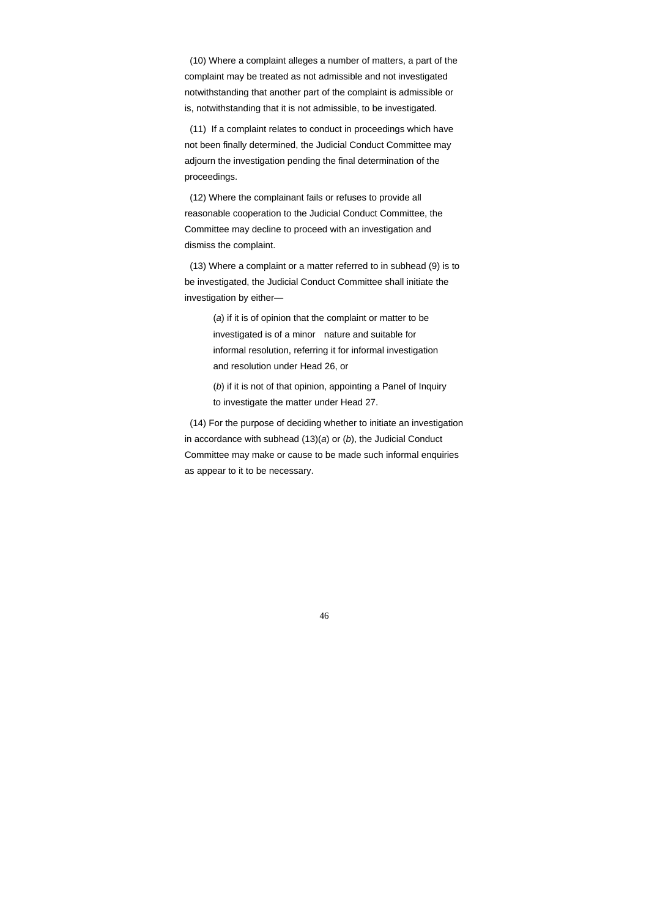(10) Where a complaint alleges a number of matters, a part of the complaint may be treated as not admissible and not investigated notwithstanding that another part of the complaint is admissible or is, notwithstanding that it is not admissible, to be investigated.

(11) If a complaint relates to conduct in proceedings which have not been finally determined, the Judicial Conduct Committee may adjourn the investigation pending the final determination of the proceedings.

(12) Where the complainant fails or refuses to provide all reasonable cooperation to the Judicial Conduct Committee, the Committee may decline to proceed with an investigation and dismiss the complaint.

(13) Where a complaint or a matter referred to in subhead (9) is to be investigated, the Judicial Conduct Committee shall initiate the investigation by either—

> (*a*) if it is of opinion that the complaint or matter to be investigated is of a minor nature and suitable for informal resolution, referring it for informal investigation and resolution under Head 26, or
>
> (*b*) if it is not of that opinion, appointing a Panel of Inquiry to investigate the matter under Head 27.

(14) For the purpose of deciding whether to initiate an investigation in accordance with subhead (13)(*a*) or (*b*), the Judicial Conduct Committee may make or cause to be made such informal enquiries as appear to it to be necessary.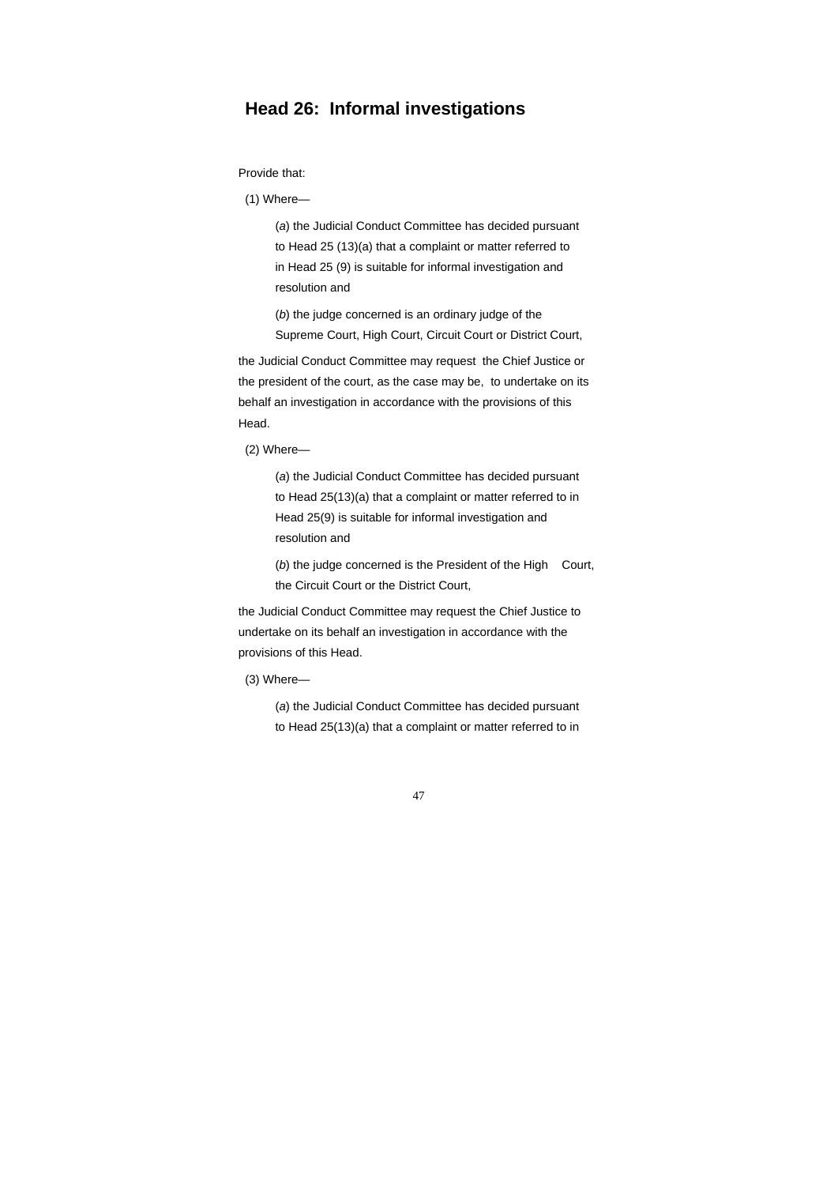## Head 26: Informal investigations

Provide that:

(1) Where—

(*a*) the Judicial Conduct Committee has decided pursuant to Head 25 (13)(a) that a complaint or matter referred to in Head 25 (9) is suitable for informal investigation and resolution and

(*b*) the judge concerned is an ordinary judge of the Supreme Court, High Court, Circuit Court or District Court,

the Judicial Conduct Committee may request the Chief Justice or the president of the court, as the case may be, to undertake on its behalf an investigation in accordance with the provisions of this Head.

(2) Where—

(*a*) the Judicial Conduct Committee has decided pursuant to Head 25(13)(a) that a complaint or matter referred to in Head 25(9) is suitable for informal investigation and resolution and

(*b*) the judge concerned is the President of the High Court, the Circuit Court or the District Court,

the Judicial Conduct Committee may request the Chief Justice to undertake on its behalf an investigation in accordance with the provisions of this Head.

(3) Where—

(*a*) the Judicial Conduct Committee has decided pursuant to Head 25(13)(a) that a complaint or matter referred to in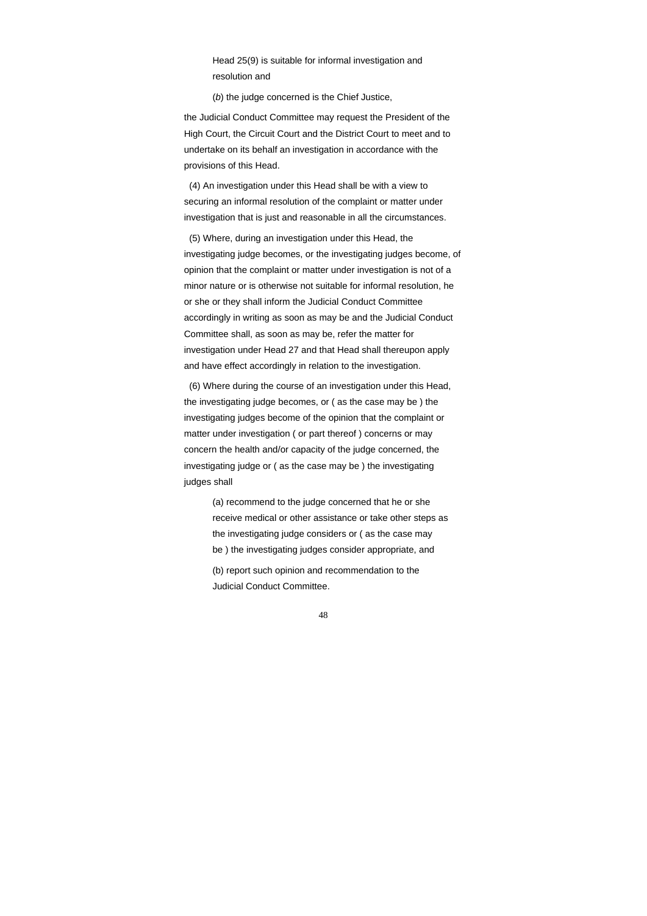Head 25(9) is suitable for informal investigation and resolution and

(*b*) the judge concerned is the Chief Justice,

the Judicial Conduct Committee may request the President of the High Court, the Circuit Court and the District Court to meet and to undertake on its behalf an investigation in accordance with the provisions of this Head.

(4) An investigation under this Head shall be with a view to securing an informal resolution of the complaint or matter under investigation that is just and reasonable in all the circumstances.

(5) Where, during an investigation under this Head, the investigating judge becomes, or the investigating judges become, of opinion that the complaint or matter under investigation is not of a minor nature or is otherwise not suitable for informal resolution, he or she or they shall inform the Judicial Conduct Committee accordingly in writing as soon as may be and the Judicial Conduct Committee shall, as soon as may be, refer the matter for investigation under Head 27 and that Head shall thereupon apply and have effect accordingly in relation to the investigation.

(6) Where during the course of an investigation under this Head, the investigating judge becomes, or ( as the case may be ) the investigating judges become of the opinion that the complaint or matter under investigation ( or part thereof ) concerns or may concern the health and/or capacity of the judge concerned, the investigating judge or ( as the case may be ) the investigating judges shall

(a) recommend to the judge concerned that he or she receive medical or other assistance or take other steps as the investigating judge considers or ( as the case may be ) the investigating judges consider appropriate, and

(b) report such opinion and recommendation to the Judicial Conduct Committee.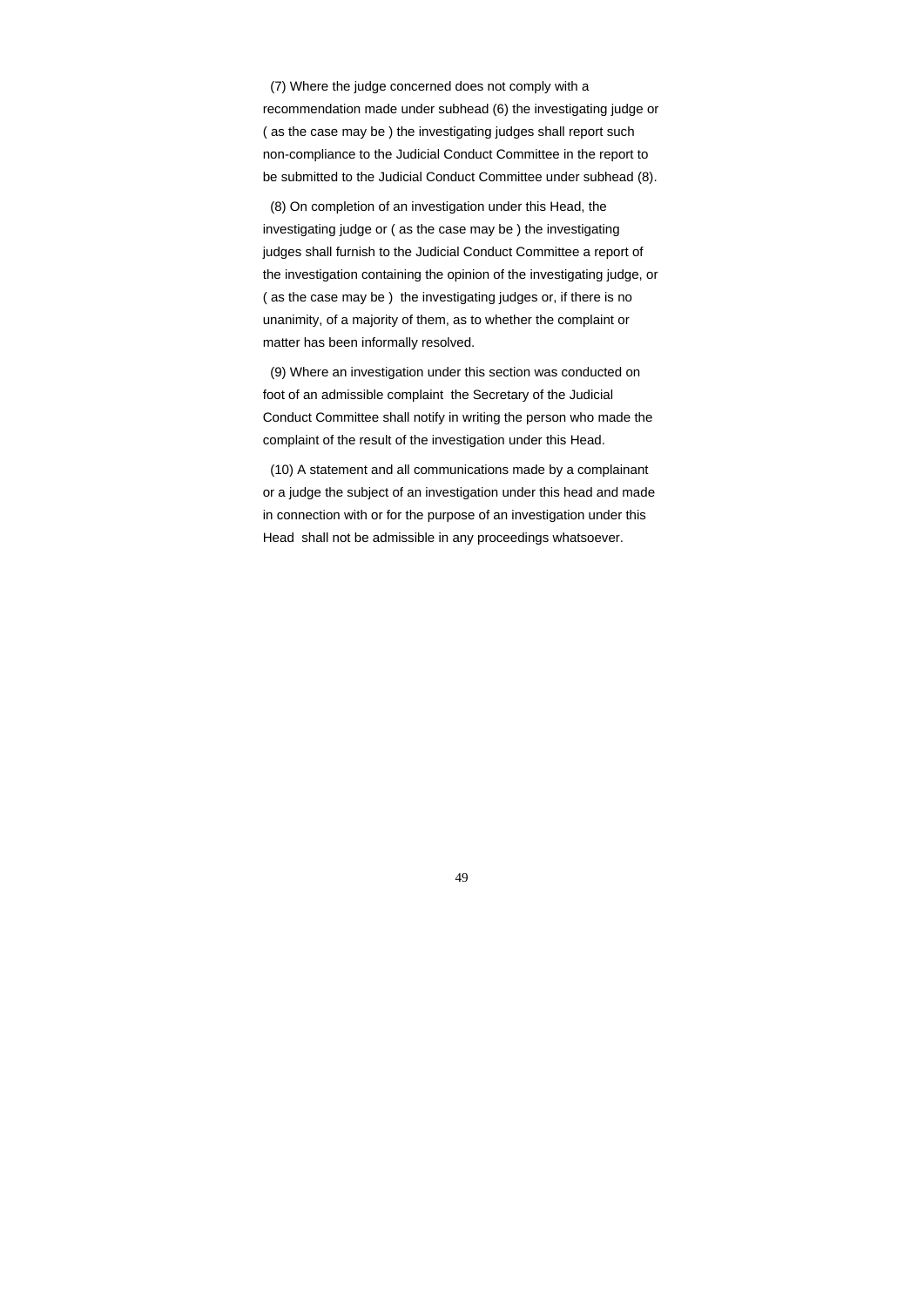(7) Where the judge concerned does not comply with a recommendation made under subhead (6) the investigating judge or ( as the case may be ) the investigating judges shall report such non-compliance to the Judicial Conduct Committee in the report to be submitted to the Judicial Conduct Committee under subhead (8).

(8) On completion of an investigation under this Head, the investigating judge or ( as the case may be ) the investigating judges shall furnish to the Judicial Conduct Committee a report of the investigation containing the opinion of the investigating judge, or ( as the case may be ) the investigating judges or, if there is no unanimity, of a majority of them, as to whether the complaint or matter has been informally resolved.

(9) Where an investigation under this section was conducted on foot of an admissible complaint the Secretary of the Judicial Conduct Committee shall notify in writing the person who made the complaint of the result of the investigation under this Head.

(10) A statement and all communications made by a complainant or a judge the subject of an investigation under this head and made in connection with or for the purpose of an investigation under this Head shall not be admissible in any proceedings whatsoever.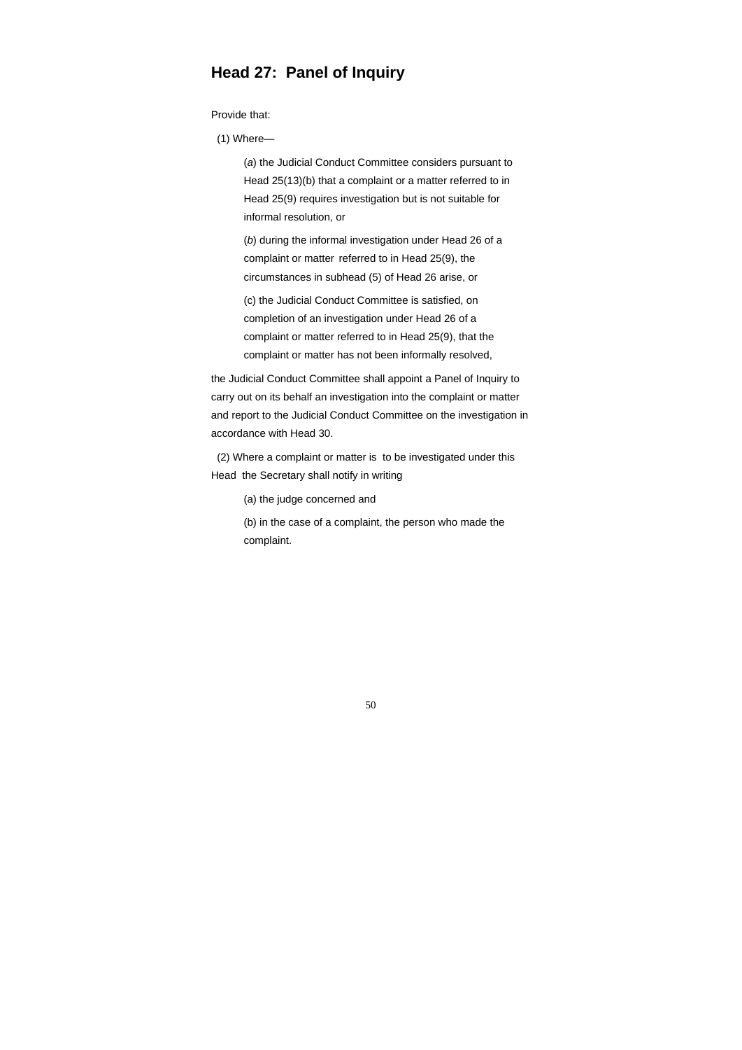## Head 27: Panel of Inquiry

Provide that:

(1) Where—

(*a*) the Judicial Conduct Committee considers pursuant to Head 25(13)(b) that a complaint or a matter referred to in Head 25(9) requires investigation but is not suitable for informal resolution, or

(*b*) during the informal investigation under Head 26 of a complaint or matter referred to in Head 25(9), the circumstances in subhead (5) of Head 26 arise, or

(c) the Judicial Conduct Committee is satisfied, on completion of an investigation under Head 26 of a complaint or matter referred to in Head 25(9), that the complaint or matter has not been informally resolved,

the Judicial Conduct Committee shall appoint a Panel of Inquiry to carry out on its behalf an investigation into the complaint or matter and report to the Judicial Conduct Committee on the investigation in accordance with Head 30.

(2) Where a complaint or matter is to be investigated under this Head the Secretary shall notify in writing

(a) the judge concerned and

(b) in the case of a complaint, the person who made the complaint.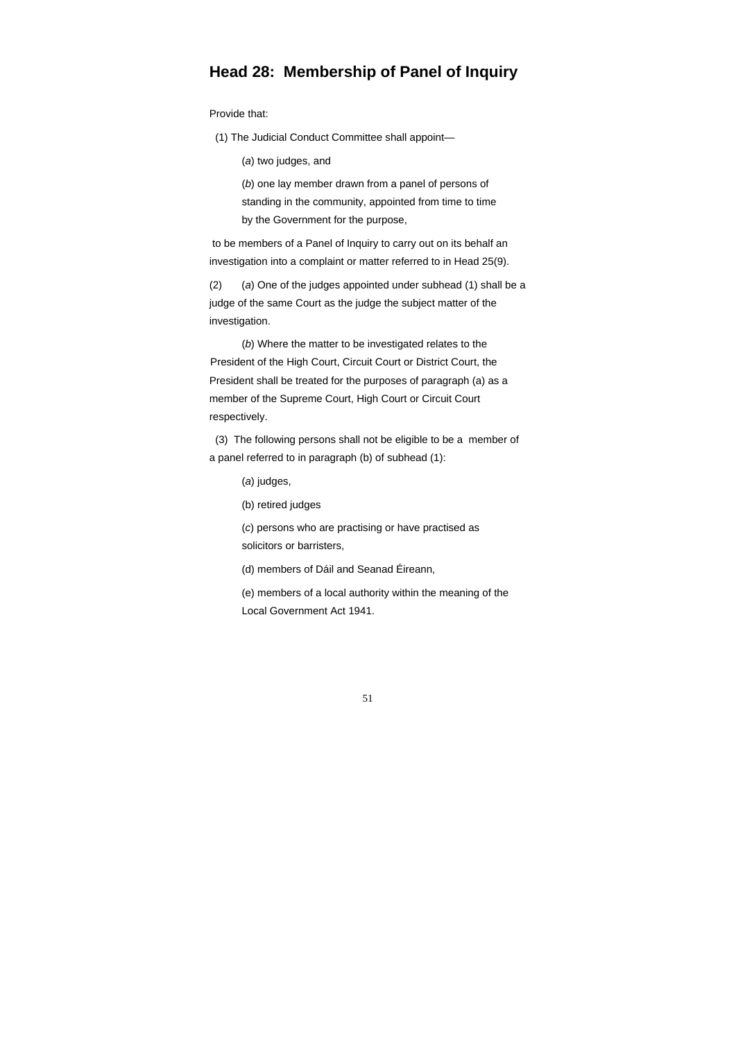## Head 28: Membership of Panel of Inquiry

Provide that:

(1) The Judicial Conduct Committee shall appoint—

(*a*) two judges, and

(*b*) one lay member drawn from a panel of persons of standing in the community, appointed from time to time by the Government for the purpose,

to be members of a Panel of Inquiry to carry out on its behalf an investigation into a complaint or matter referred to in Head 25(9).

(2) (*a*) One of the judges appointed under subhead (1) shall be a judge of the same Court as the judge the subject matter of the investigation.

(*b*) Where the matter to be investigated relates to the President of the High Court, Circuit Court or District Court, the President shall be treated for the purposes of paragraph (a) as a member of the Supreme Court, High Court or Circuit Court respectively.

(3) The following persons shall not be eligible to be a member of a panel referred to in paragraph (b) of subhead (1):

(*a*) judges,

(b) retired judges

(*c*) persons who are practising or have practised as solicitors or barristers,

(d) members of Dáil and Seanad Éireann,

(*e*) members of a local authority within the meaning of the Local Government Act 1941.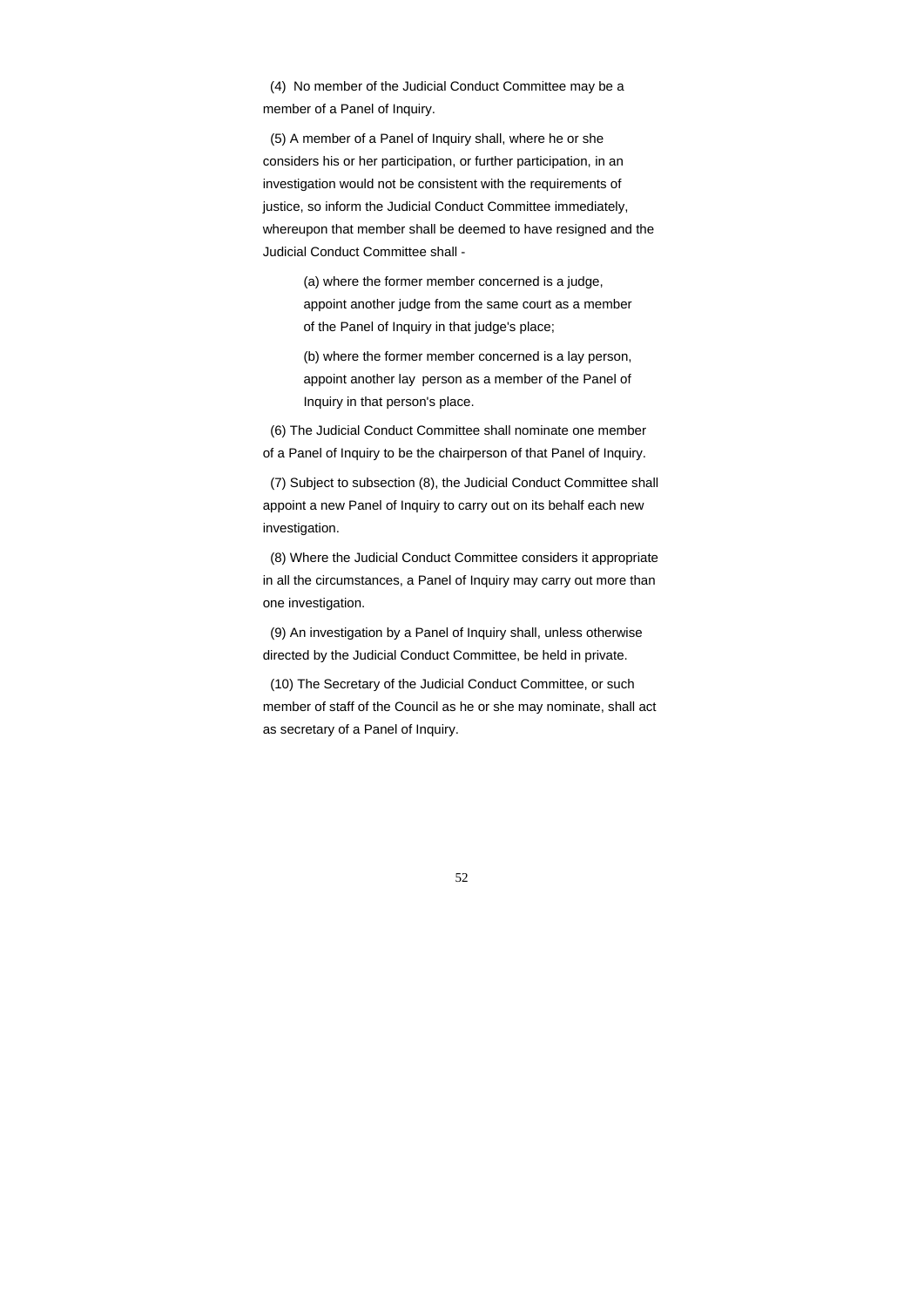(4) No member of the Judicial Conduct Committee may be a member of a Panel of Inquiry.

(5) A member of a Panel of Inquiry shall, where he or she considers his or her participation, or further participation, in an investigation would not be consistent with the requirements of justice, so inform the Judicial Conduct Committee immediately, whereupon that member shall be deemed to have resigned and the Judicial Conduct Committee shall -

> (a) where the former member concerned is a judge, appoint another judge from the same court as a member of the Panel of Inquiry in that judge's place;
>
> (b) where the former member concerned is a lay person, appoint another lay person as a member of the Panel of Inquiry in that person's place.

(6) The Judicial Conduct Committee shall nominate one member of a Panel of Inquiry to be the chairperson of that Panel of Inquiry.

(7) Subject to subsection (8), the Judicial Conduct Committee shall appoint a new Panel of Inquiry to carry out on its behalf each new investigation.

(8) Where the Judicial Conduct Committee considers it appropriate in all the circumstances, a Panel of Inquiry may carry out more than one investigation.

(9) An investigation by a Panel of Inquiry shall, unless otherwise directed by the Judicial Conduct Committee, be held in private.

(10) The Secretary of the Judicial Conduct Committee, or such member of staff of the Council as he or she may nominate, shall act as secretary of a Panel of Inquiry.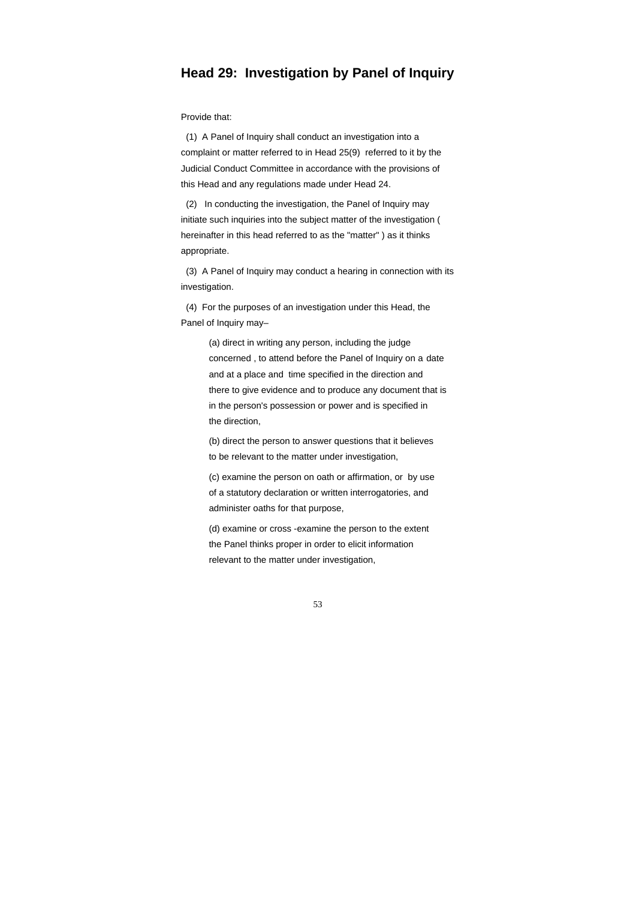## Head 29: Investigation by Panel of Inquiry

Provide that:

(1) A Panel of Inquiry shall conduct an investigation into a complaint or matter referred to in Head 25(9) referred to it by the Judicial Conduct Committee in accordance with the provisions of this Head and any regulations made under Head 24.

(2) In conducting the investigation, the Panel of Inquiry may initiate such inquiries into the subject matter of the investigation ( hereinafter in this head referred to as the "matter" ) as it thinks appropriate.

(3) A Panel of Inquiry may conduct a hearing in connection with its investigation.

(4) For the purposes of an investigation under this Head, the Panel of Inquiry may–

> (a) direct in writing any person, including the judge concerned , to attend before the Panel of Inquiry on a date and at a place and time specified in the direction and there to give evidence and to produce any document that is in the person's possession or power and is specified in the direction,
>
> (b) direct the person to answer questions that it believes to be relevant to the matter under investigation,
>
> (c) examine the person on oath or affirmation, or by use of a statutory declaration or written interrogatories, and administer oaths for that purpose,
>
> (d) examine or cross -examine the person to the extent the Panel thinks proper in order to elicit information relevant to the matter under investigation,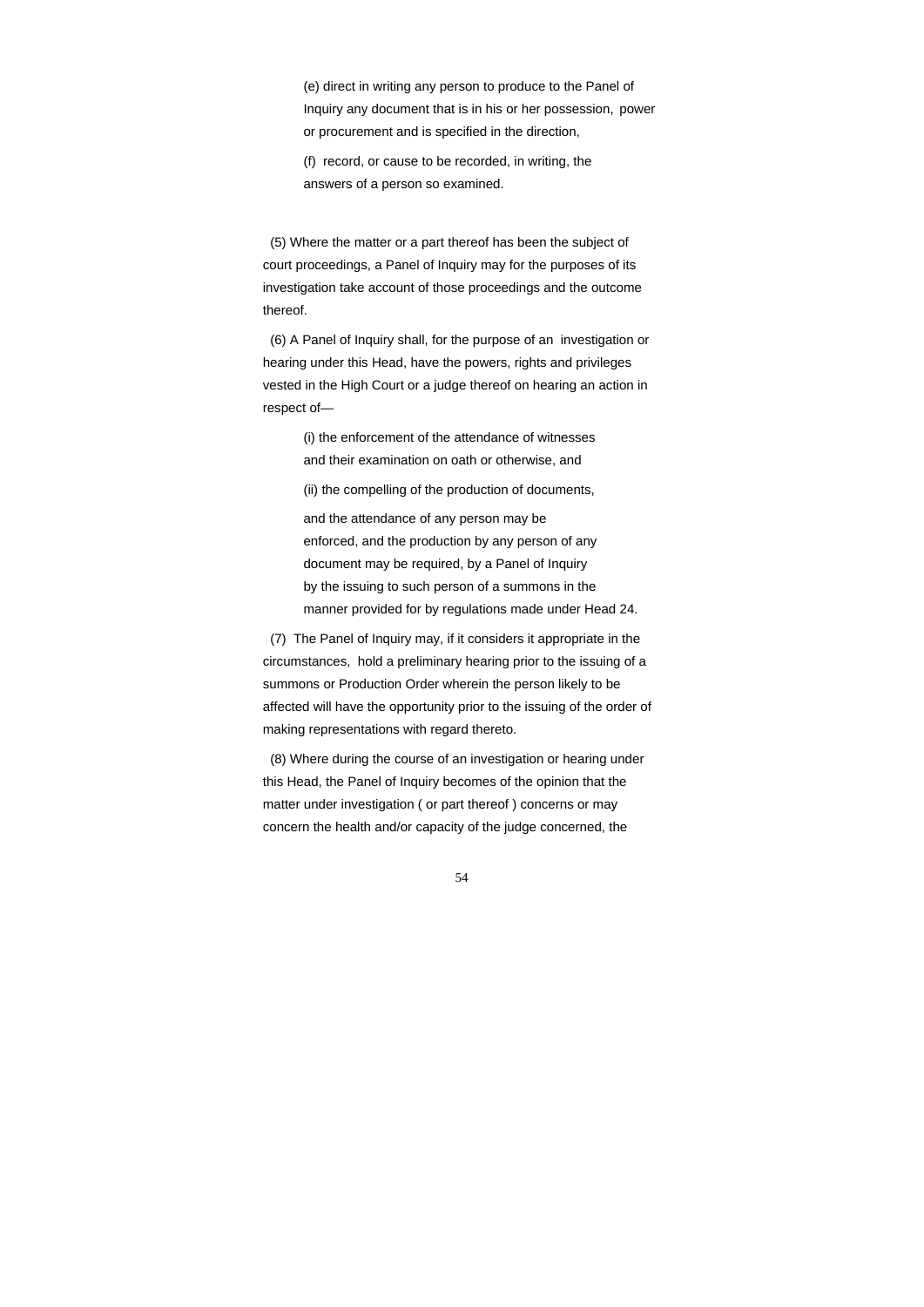(e) direct in writing any person to produce to the Panel of Inquiry any document that is in his or her possession, power or procurement and is specified in the direction,

(f) record, or cause to be recorded, in writing, the answers of a person so examined.

(5) Where the matter or a part thereof has been the subject of court proceedings, a Panel of Inquiry may for the purposes of its investigation take account of those proceedings and the outcome thereof.

(6) A Panel of Inquiry shall, for the purpose of an investigation or hearing under this Head, have the powers, rights and privileges vested in the High Court or a judge thereof on hearing an action in respect of—

(i) the enforcement of the attendance of witnesses and their examination on oath or otherwise, and

(ii) the compelling of the production of documents,

and the attendance of any person may be enforced, and the production by any person of any document may be required, by a Panel of Inquiry by the issuing to such person of a summons in the manner provided for by regulations made under Head 24.

(7) The Panel of Inquiry may, if it considers it appropriate in the circumstances, hold a preliminary hearing prior to the issuing of a summons or Production Order wherein the person likely to be affected will have the opportunity prior to the issuing of the order of making representations with regard thereto.

(8) Where during the course of an investigation or hearing under this Head, the Panel of Inquiry becomes of the opinion that the matter under investigation ( or part thereof ) concerns or may concern the health and/or capacity of the judge concerned, the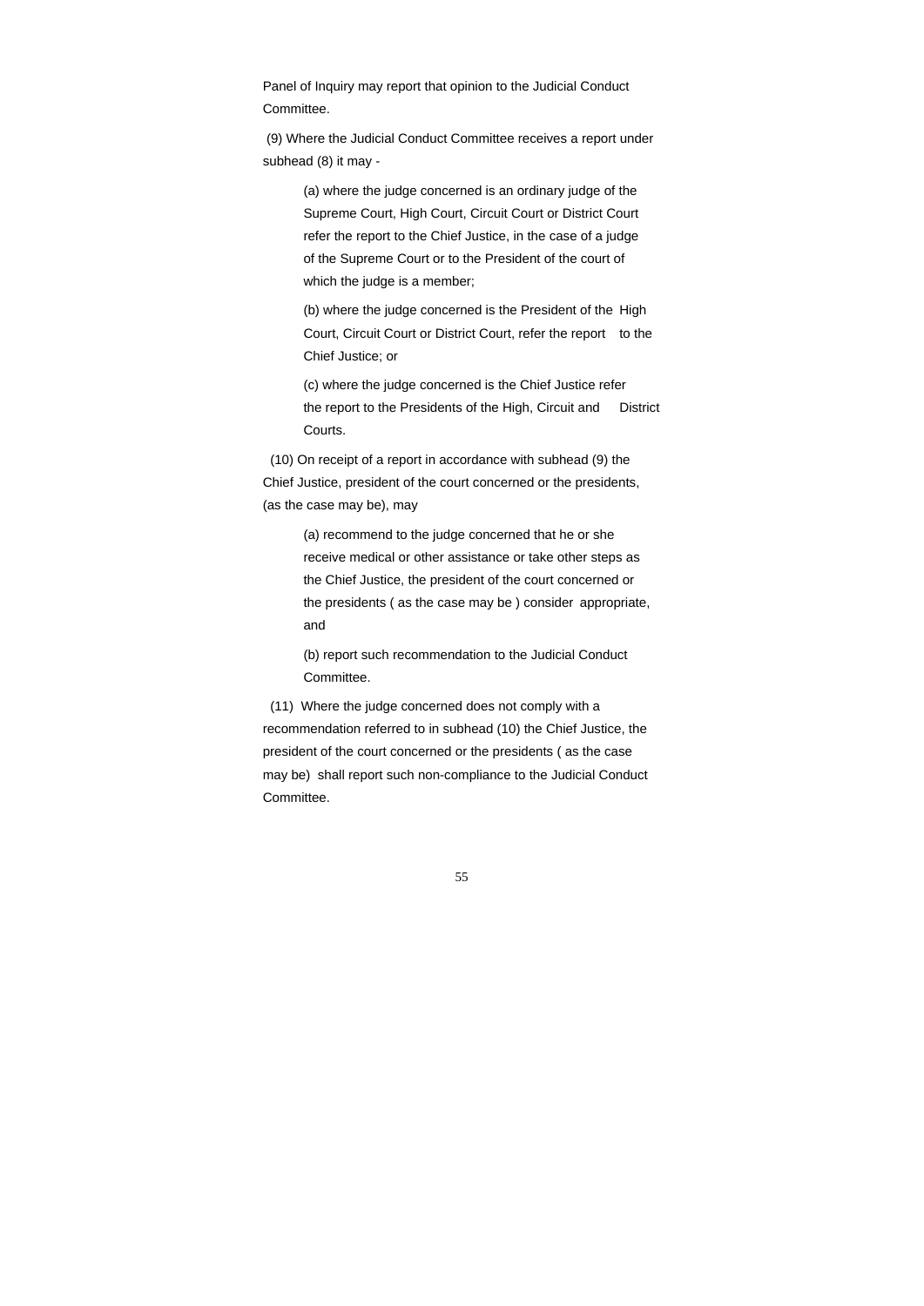Panel of Inquiry may report that opinion to the Judicial Conduct Committee.

(9) Where the Judicial Conduct Committee receives a report under subhead (8) it may -

> (a) where the judge concerned is an ordinary judge of the Supreme Court, High Court, Circuit Court or District Court refer the report to the Chief Justice, in the case of a judge of the Supreme Court or to the President of the court of which the judge is a member;
>
> (b) where the judge concerned is the President of the High Court, Circuit Court or District Court, refer the report to the Chief Justice; or
>
> (c) where the judge concerned is the Chief Justice refer the report to the Presidents of the High, Circuit and District Courts.

(10) On receipt of a report in accordance with subhead (9) the Chief Justice, president of the court concerned or the presidents, (as the case may be), may

> (a) recommend to the judge concerned that he or she receive medical or other assistance or take other steps as the Chief Justice, the president of the court concerned or the presidents ( as the case may be ) consider appropriate, and
>
> (b) report such recommendation to the Judicial Conduct Committee.

(11) Where the judge concerned does not comply with a recommendation referred to in subhead (10) the Chief Justice, the president of the court concerned or the presidents ( as the case may be) shall report such non-compliance to the Judicial Conduct Committee.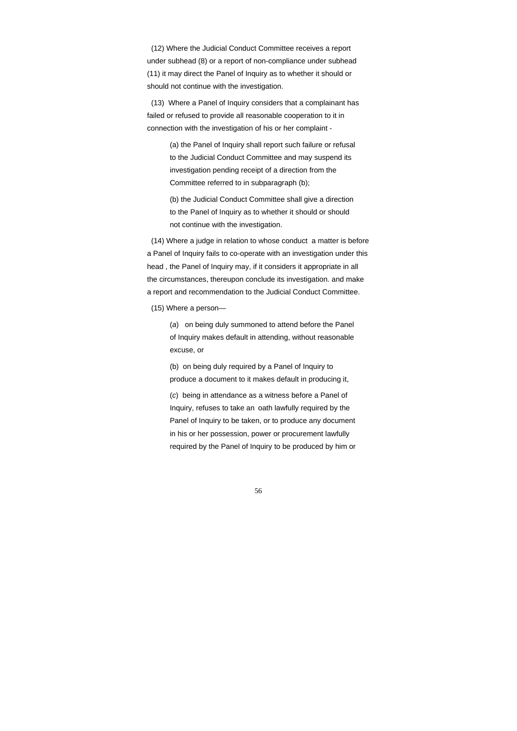(12) Where the Judicial Conduct Committee receives a report under subhead (8) or a report of non-compliance under subhead (11) it may direct the Panel of Inquiry as to whether it should or should not continue with the investigation.

(13) Where a Panel of Inquiry considers that a complainant has failed or refused to provide all reasonable cooperation to it in connection with the investigation of his or her complaint -

> (a) the Panel of Inquiry shall report such failure or refusal to the Judicial Conduct Committee and may suspend its investigation pending receipt of a direction from the Committee referred to in subparagraph (b);
>
> (b) the Judicial Conduct Committee shall give a direction to the Panel of Inquiry as to whether it should or should not continue with the investigation.

(14) Where a judge in relation to whose conduct a matter is before a Panel of Inquiry fails to co-operate with an investigation under this head , the Panel of Inquiry may, if it considers it appropriate in all the circumstances, thereupon conclude its investigation. and make a report and recommendation to the Judicial Conduct Committee.

(15) Where a person—

> (*a*) on being duly summoned to attend before the Panel of Inquiry makes default in attending, without reasonable excuse, or
>
> (b) on being duly required by a Panel of Inquiry to produce a document to it makes default in producing it,
>
> (*c*) being in attendance as a witness before a Panel of Inquiry, refuses to take an oath lawfully required by the Panel of Inquiry to be taken, or to produce any document in his or her possession, power or procurement lawfully required by the Panel of Inquiry to be produced by him or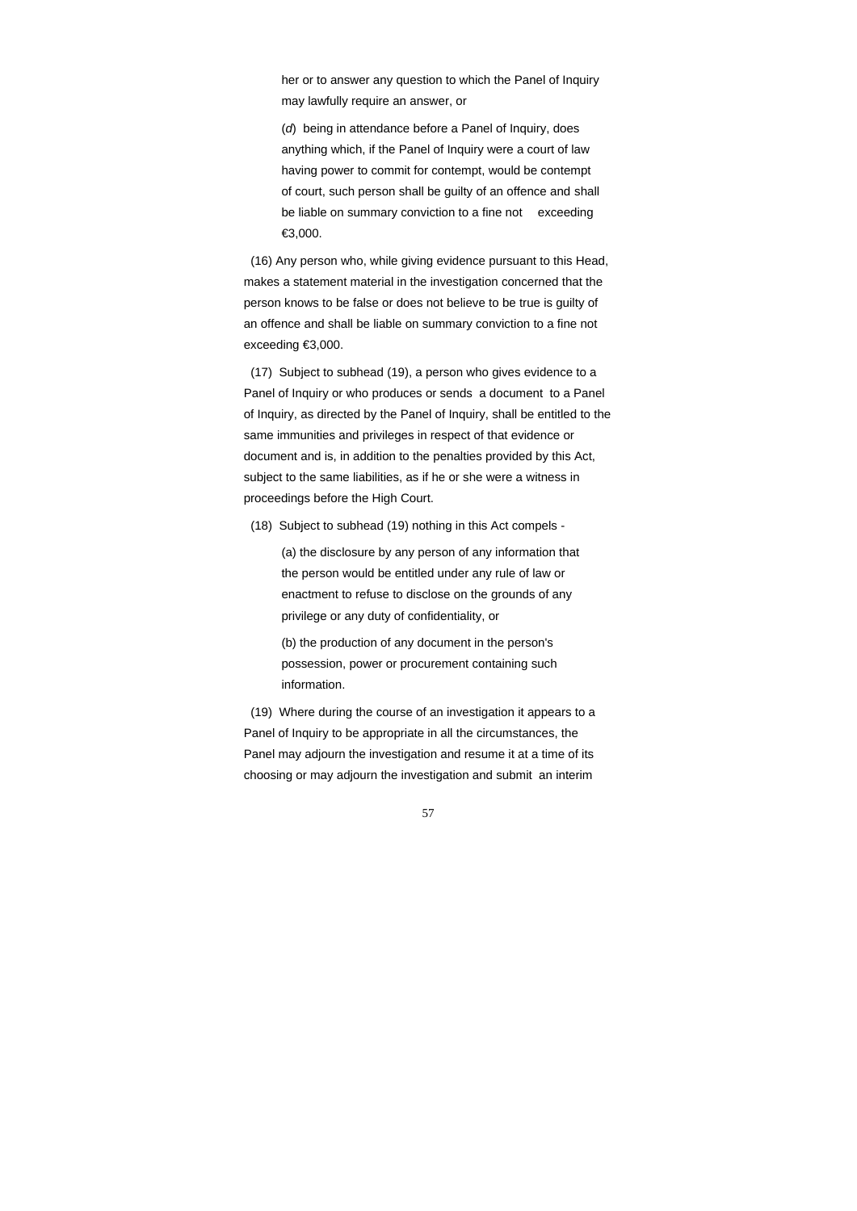her or to answer any question to which the Panel of Inquiry may lawfully require an answer, or

(*d*) being in attendance before a Panel of Inquiry, does anything which, if the Panel of Inquiry were a court of law having power to commit for contempt, would be contempt of court, such person shall be guilty of an offence and shall be liable on summary conviction to a fine not exceeding €3,000.

(16) Any person who, while giving evidence pursuant to this Head, makes a statement material in the investigation concerned that the person knows to be false or does not believe to be true is guilty of an offence and shall be liable on summary conviction to a fine not exceeding €3,000.

(17) Subject to subhead (19), a person who gives evidence to a Panel of Inquiry or who produces or sends a document to a Panel of Inquiry, as directed by the Panel of Inquiry, shall be entitled to the same immunities and privileges in respect of that evidence or document and is, in addition to the penalties provided by this Act, subject to the same liabilities, as if he or she were a witness in proceedings before the High Court.

(18) Subject to subhead (19) nothing in this Act compels -

(a) the disclosure by any person of any information that the person would be entitled under any rule of law or enactment to refuse to disclose on the grounds of any privilege or any duty of confidentiality, or

(b) the production of any document in the person's possession, power or procurement containing such information.

(19) Where during the course of an investigation it appears to a Panel of Inquiry to be appropriate in all the circumstances, the Panel may adjourn the investigation and resume it at a time of its choosing or may adjourn the investigation and submit an interim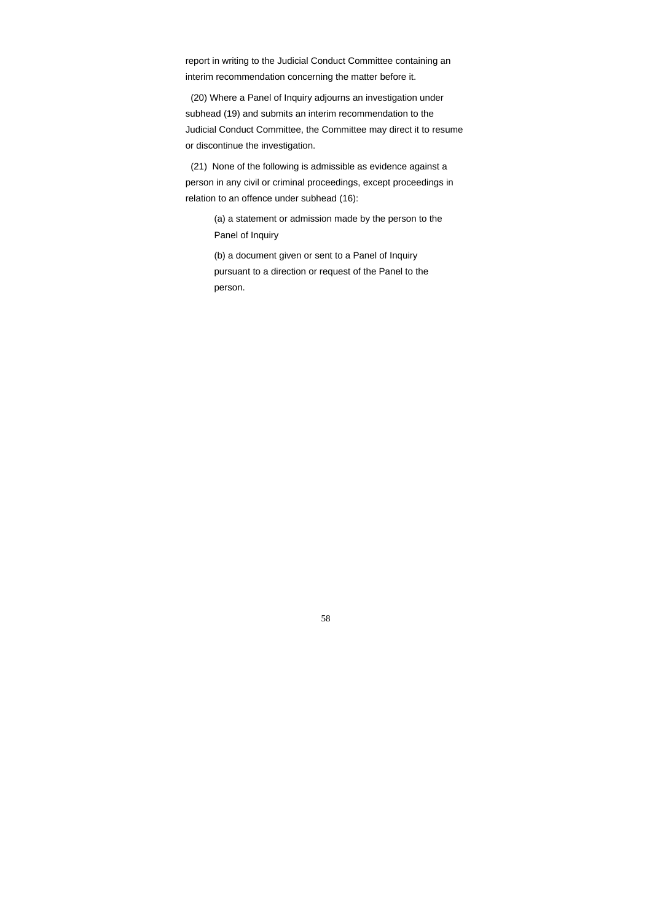report in writing to the Judicial Conduct Committee containing an interim recommendation concerning the matter before it.

(20) Where a Panel of Inquiry adjourns an investigation under subhead (19) and submits an interim recommendation to the Judicial Conduct Committee, the Committee may direct it to resume or discontinue the investigation.

(21) None of the following is admissible as evidence against a person in any civil or criminal proceedings, except proceedings in relation to an offence under subhead (16):

(a) a statement or admission made by the person to the Panel of Inquiry

(b) a document given or sent to a Panel of Inquiry pursuant to a direction or request of the Panel to the person.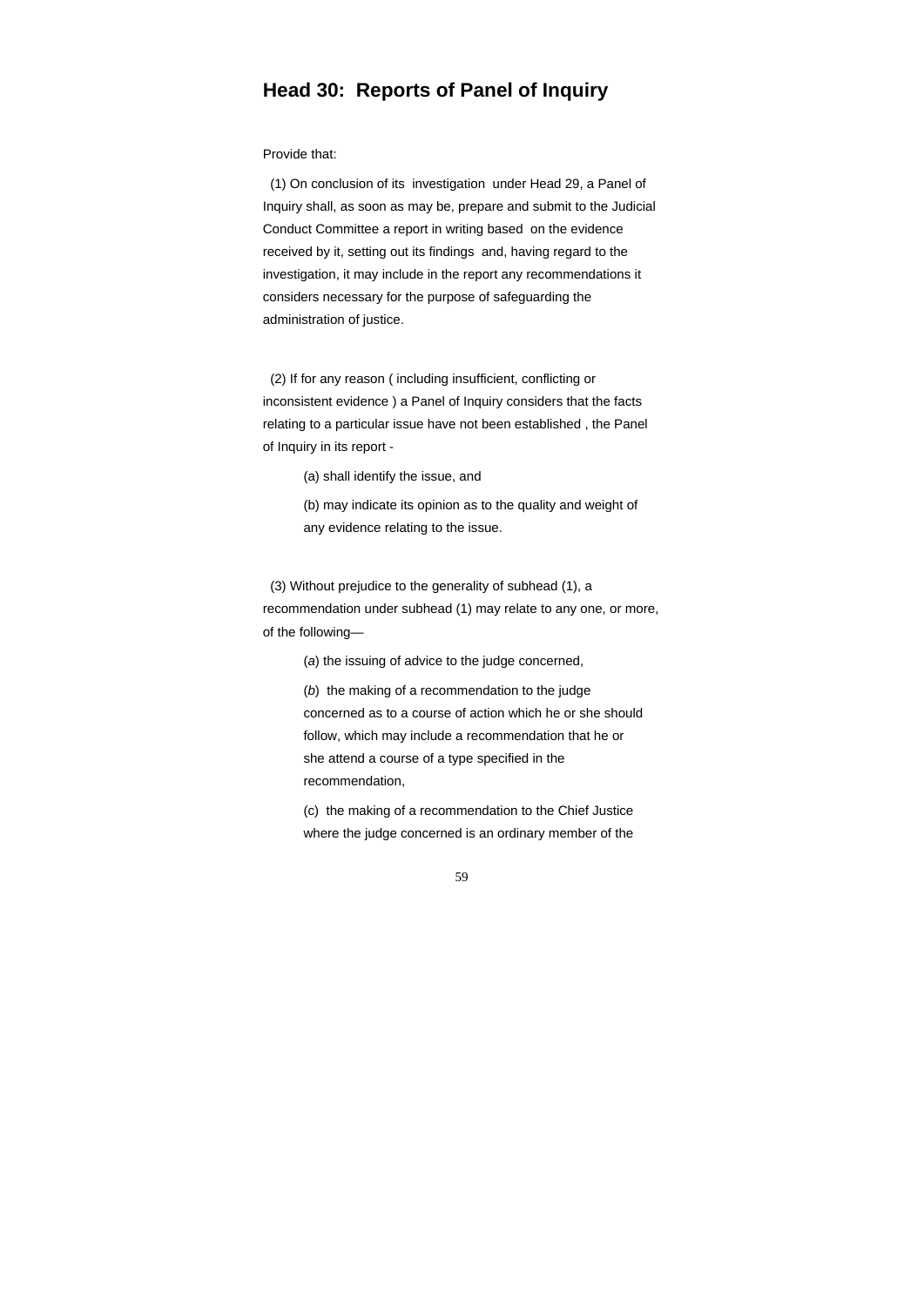## Head 30: Reports of Panel of Inquiry

Provide that:

(1) On conclusion of its investigation under Head 29, a Panel of Inquiry shall, as soon as may be, prepare and submit to the Judicial Conduct Committee a report in writing based on the evidence received by it, setting out its findings and, having regard to the investigation, it may include in the report any recommendations it considers necessary for the purpose of safeguarding the administration of justice.

(2) If for any reason ( including insufficient, conflicting or inconsistent evidence ) a Panel of Inquiry considers that the facts relating to a particular issue have not been established , the Panel of Inquiry in its report -

(a) shall identify the issue, and

(b) may indicate its opinion as to the quality and weight of any evidence relating to the issue.

(3) Without prejudice to the generality of subhead (1), a recommendation under subhead (1) may relate to any one, or more, of the following—

(*a*) the issuing of advice to the judge concerned,

(*b*) the making of a recommendation to the judge concerned as to a course of action which he or she should follow, which may include a recommendation that he or she attend a course of a type specified in the recommendation,

(c) the making of a recommendation to the Chief Justice where the judge concerned is an ordinary member of the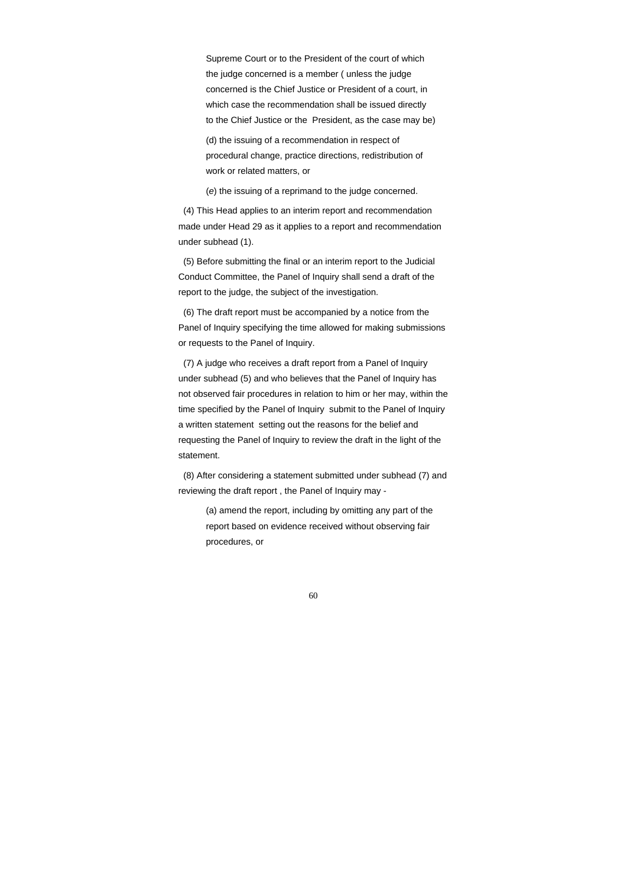Supreme Court or to the President of the court of which the judge concerned is a member ( unless the judge concerned is the Chief Justice or President of a court, in which case the recommendation shall be issued directly to the Chief Justice or the President, as the case may be)

(d) the issuing of a recommendation in respect of procedural change, practice directions, redistribution of work or related matters, or

(*e*) the issuing of a reprimand to the judge concerned.

(4) This Head applies to an interim report and recommendation made under Head 29 as it applies to a report and recommendation under subhead (1).

(5) Before submitting the final or an interim report to the Judicial Conduct Committee, the Panel of Inquiry shall send a draft of the report to the judge, the subject of the investigation.

(6) The draft report must be accompanied by a notice from the Panel of Inquiry specifying the time allowed for making submissions or requests to the Panel of Inquiry.

(7) A judge who receives a draft report from a Panel of Inquiry under subhead (5) and who believes that the Panel of Inquiry has not observed fair procedures in relation to him or her may, within the time specified by the Panel of Inquiry submit to the Panel of Inquiry a written statement setting out the reasons for the belief and requesting the Panel of Inquiry to review the draft in the light of the statement.

(8) After considering a statement submitted under subhead (7) and reviewing the draft report , the Panel of Inquiry may -

(a) amend the report, including by omitting any part of the report based on evidence received without observing fair procedures, or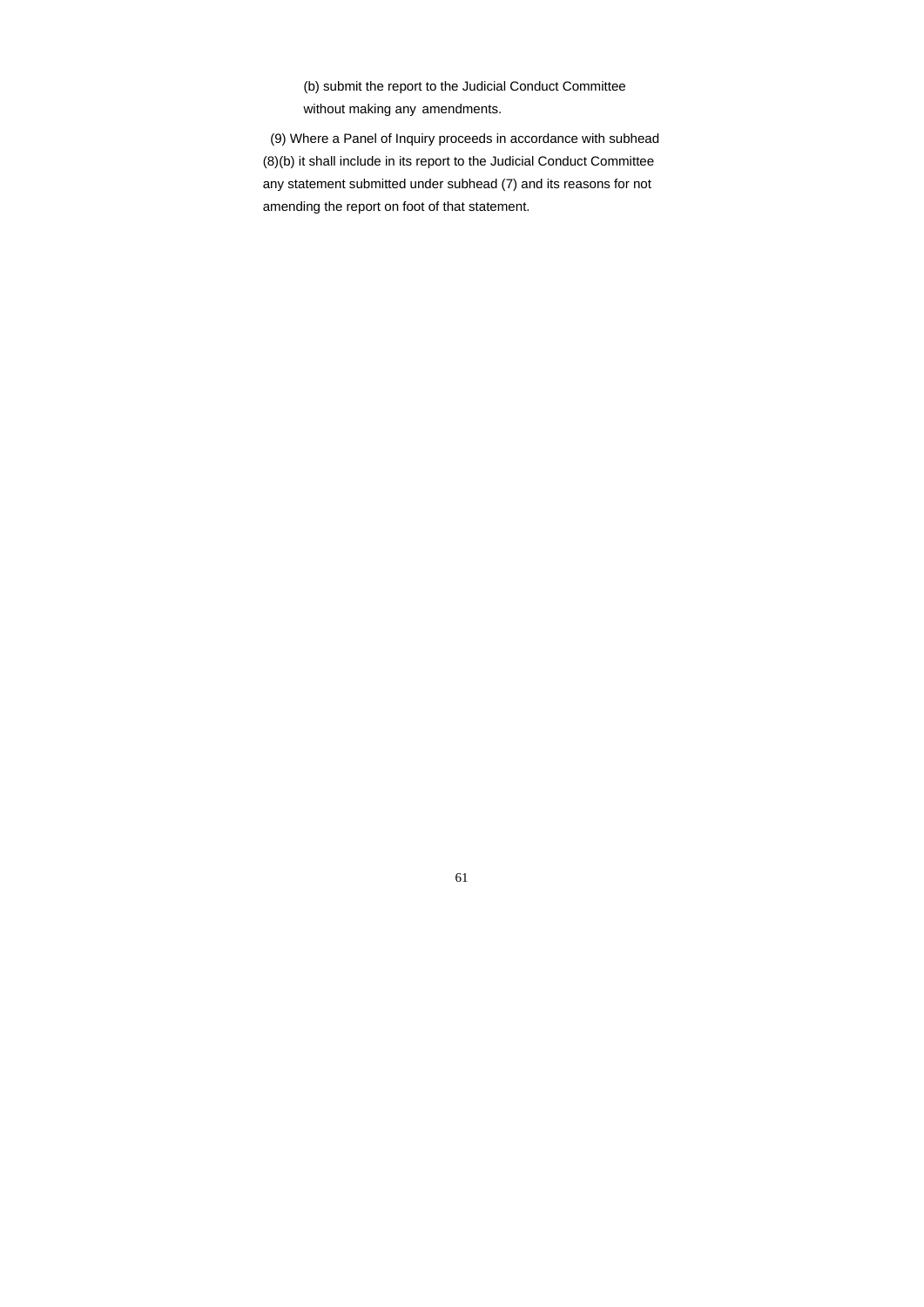(b) submit the report to the Judicial Conduct Committee without making any amendments.

(9) Where a Panel of Inquiry proceeds in accordance with subhead (8)(b) it shall include in its report to the Judicial Conduct Committee any statement submitted under subhead (7) and its reasons for not amending the report on foot of that statement.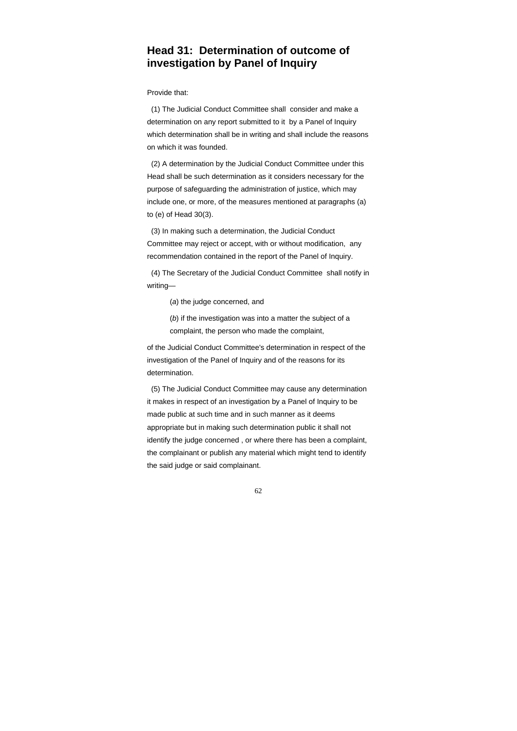## Head 31: Determination of outcome of investigation by Panel of Inquiry

Provide that:

(1) The Judicial Conduct Committee shall consider and make a determination on any report submitted to it by a Panel of Inquiry which determination shall be in writing and shall include the reasons on which it was founded.

(2) A determination by the Judicial Conduct Committee under this Head shall be such determination as it considers necessary for the purpose of safeguarding the administration of justice, which may include one, or more, of the measures mentioned at paragraphs (a) to (e) of Head 30(3).

(3) In making such a determination, the Judicial Conduct Committee may reject or accept, with or without modification, any recommendation contained in the report of the Panel of Inquiry.

(4) The Secretary of the Judicial Conduct Committee shall notify in writing—

(*a*) the judge concerned, and

(*b*) if the investigation was into a matter the subject of a complaint, the person who made the complaint,

of the Judicial Conduct Committee's determination in respect of the investigation of the Panel of Inquiry and of the reasons for its determination.

(5) The Judicial Conduct Committee may cause any determination it makes in respect of an investigation by a Panel of Inquiry to be made public at such time and in such manner as it deems appropriate but in making such determination public it shall not identify the judge concerned , or where there has been a complaint, the complainant or publish any material which might tend to identify the said judge or said complainant.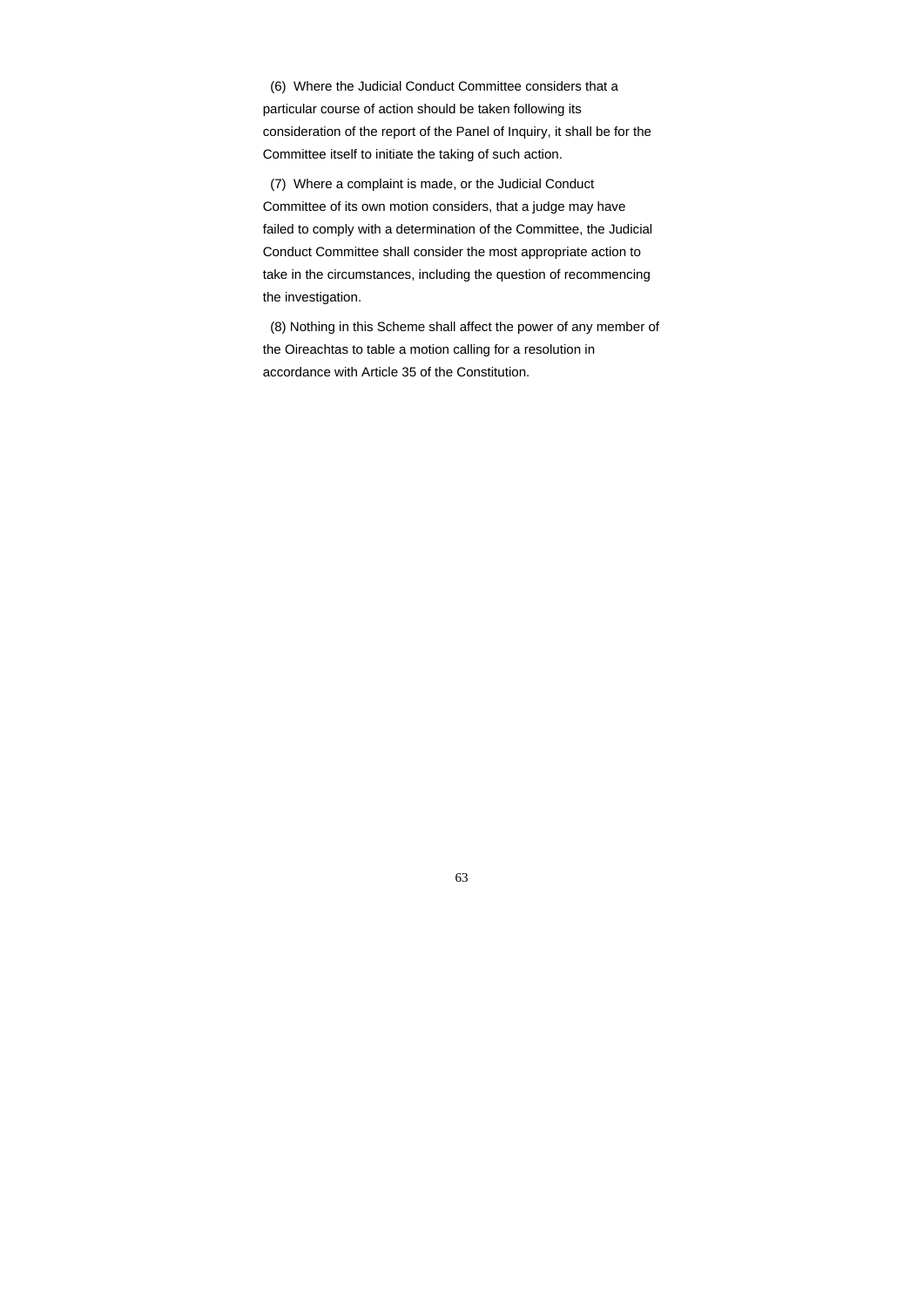(6) Where the Judicial Conduct Committee considers that a particular course of action should be taken following its consideration of the report of the Panel of Inquiry, it shall be for the Committee itself to initiate the taking of such action.

(7) Where a complaint is made, or the Judicial Conduct Committee of its own motion considers, that a judge may have failed to comply with a determination of the Committee, the Judicial Conduct Committee shall consider the most appropriate action to take in the circumstances, including the question of recommencing the investigation.

(8) Nothing in this Scheme shall affect the power of any member of the Oireachtas to table a motion calling for a resolution in accordance with Article 35 of the Constitution.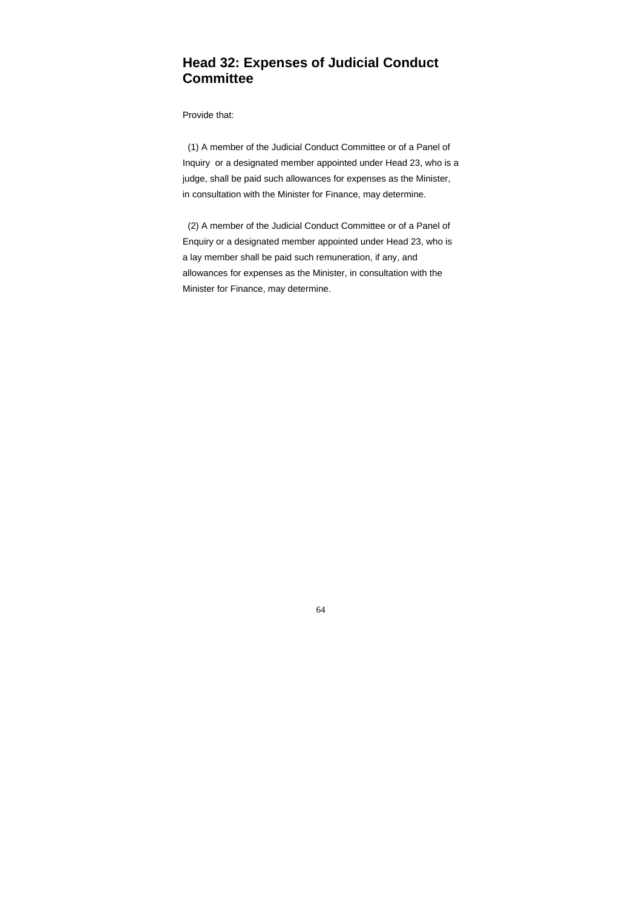## Head 32: Expenses of Judicial Conduct Committee

Provide that:

(1) A member of the Judicial Conduct Committee or of a Panel of Inquiry or a designated member appointed under Head 23, who is a judge, shall be paid such allowances for expenses as the Minister, in consultation with the Minister for Finance, may determine.

(2) A member of the Judicial Conduct Committee or of a Panel of Enquiry or a designated member appointed under Head 23, who is a lay member shall be paid such remuneration, if any, and allowances for expenses as the Minister, in consultation with the Minister for Finance, may determine.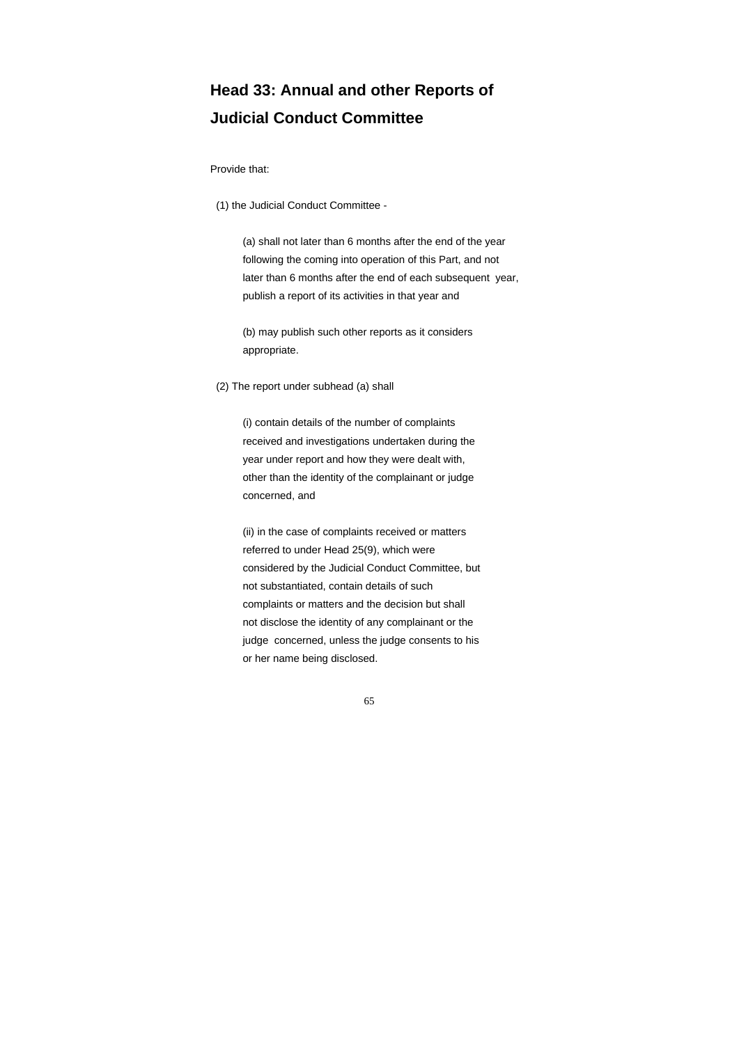## Head 33: Annual and other Reports of Judicial Conduct Committee

Provide that:

(1) the Judicial Conduct Committee -

(a) shall not later than 6 months after the end of the year following the coming into operation of this Part, and not later than 6 months after the end of each subsequent year, publish a report of its activities in that year and

(b) may publish such other reports as it considers appropriate.

(2) The report under subhead (a) shall

(i) contain details of the number of complaints received and investigations undertaken during the year under report and how they were dealt with, other than the identity of the complainant or judge concerned, and

(ii) in the case of complaints received or matters referred to under Head 25(9), which were considered by the Judicial Conduct Committee, but not substantiated, contain details of such complaints or matters and the decision but shall not disclose the identity of any complainant or the judge concerned, unless the judge consents to his or her name being disclosed.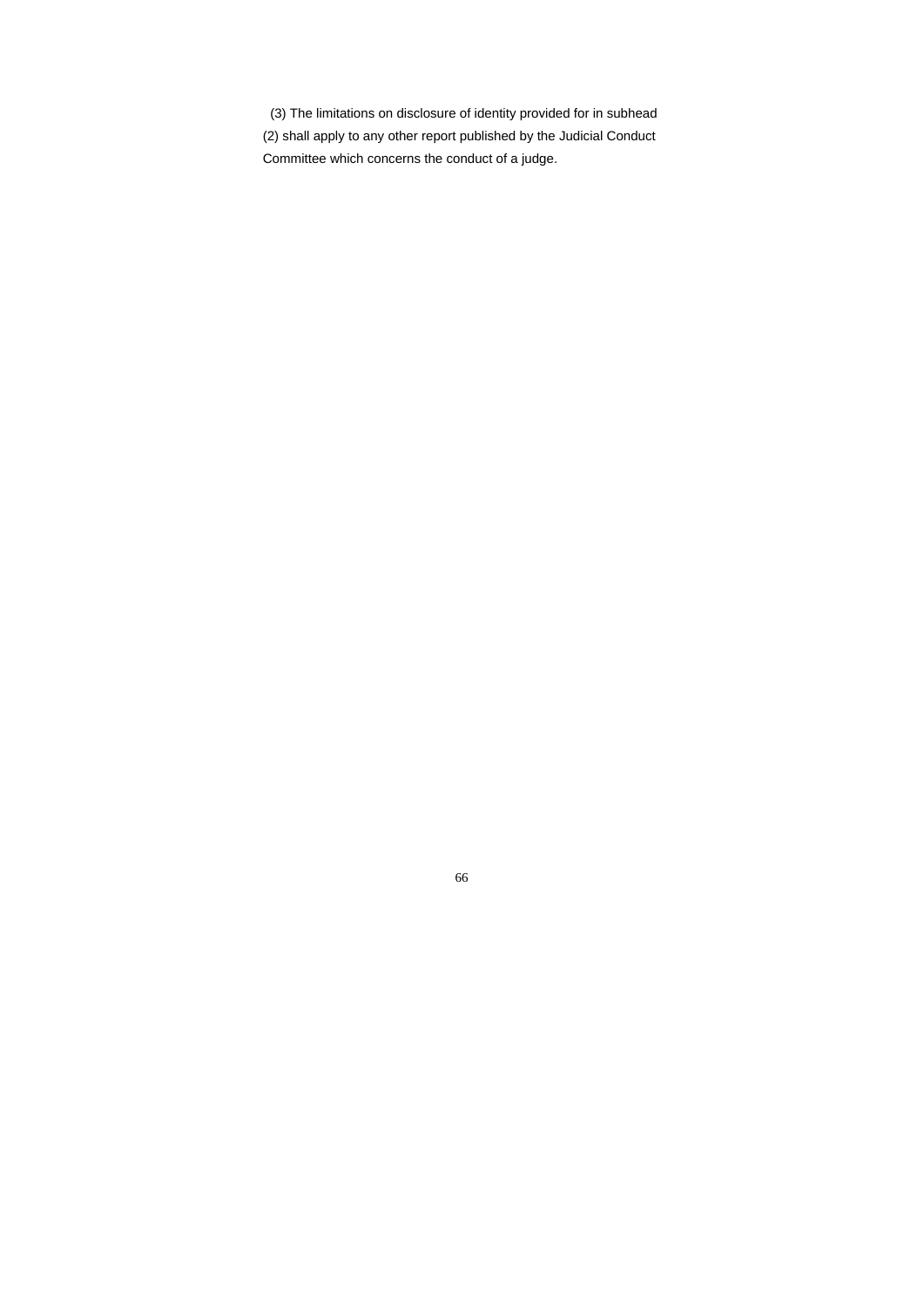(3) The limitations on disclosure of identity provided for in subhead (2) shall apply to any other report published by the Judicial Conduct Committee which concerns the conduct of a judge.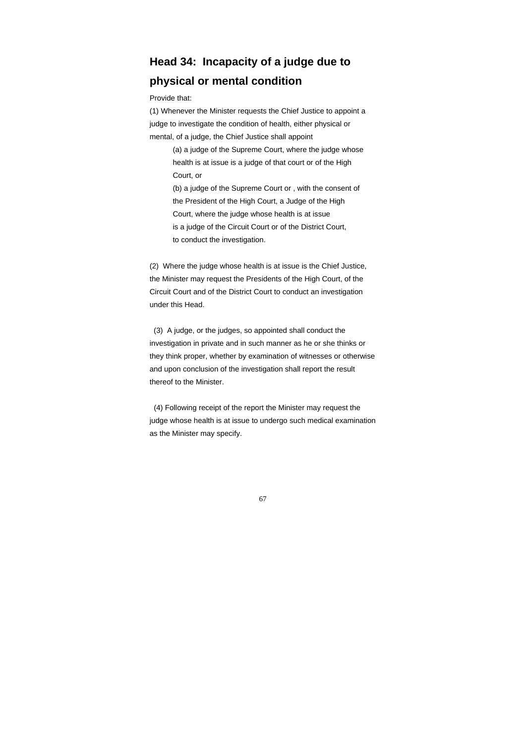## Head 34: Incapacity of a judge due to physical or mental condition

Provide that:

(1) Whenever the Minister requests the Chief Justice to appoint a judge to investigate the condition of health, either physical or mental, of a judge, the Chief Justice shall appoint

> (a) a judge of the Supreme Court, where the judge whose health is at issue is a judge of that court or of the High Court, or
>
> (b) a judge of the Supreme Court or , with the consent of the President of the High Court, a Judge of the High Court, where the judge whose health is at issue is a judge of the Circuit Court or of the District Court,
>
> to conduct the investigation.

(2) Where the judge whose health is at issue is the Chief Justice, the Minister may request the Presidents of the High Court, of the Circuit Court and of the District Court to conduct an investigation under this Head.

(3) A judge, or the judges, so appointed shall conduct the investigation in private and in such manner as he or she thinks or they think proper, whether by examination of witnesses or otherwise and upon conclusion of the investigation shall report the result thereof to the Minister.

(4) Following receipt of the report the Minister may request the judge whose health is at issue to undergo such medical examination as the Minister may specify.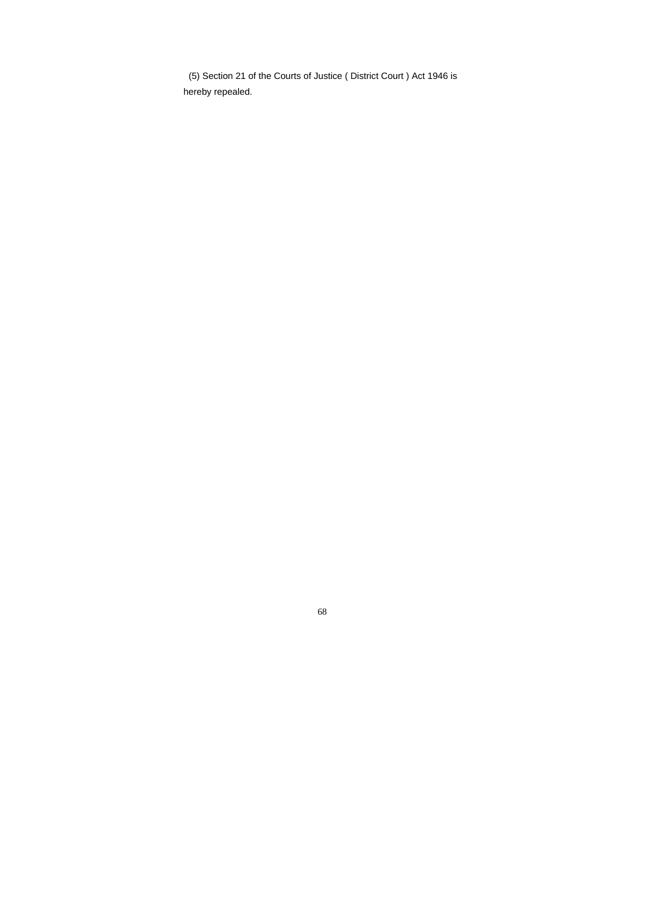(5) Section 21 of the Courts of Justice ( District Court ) Act 1946 is hereby repealed.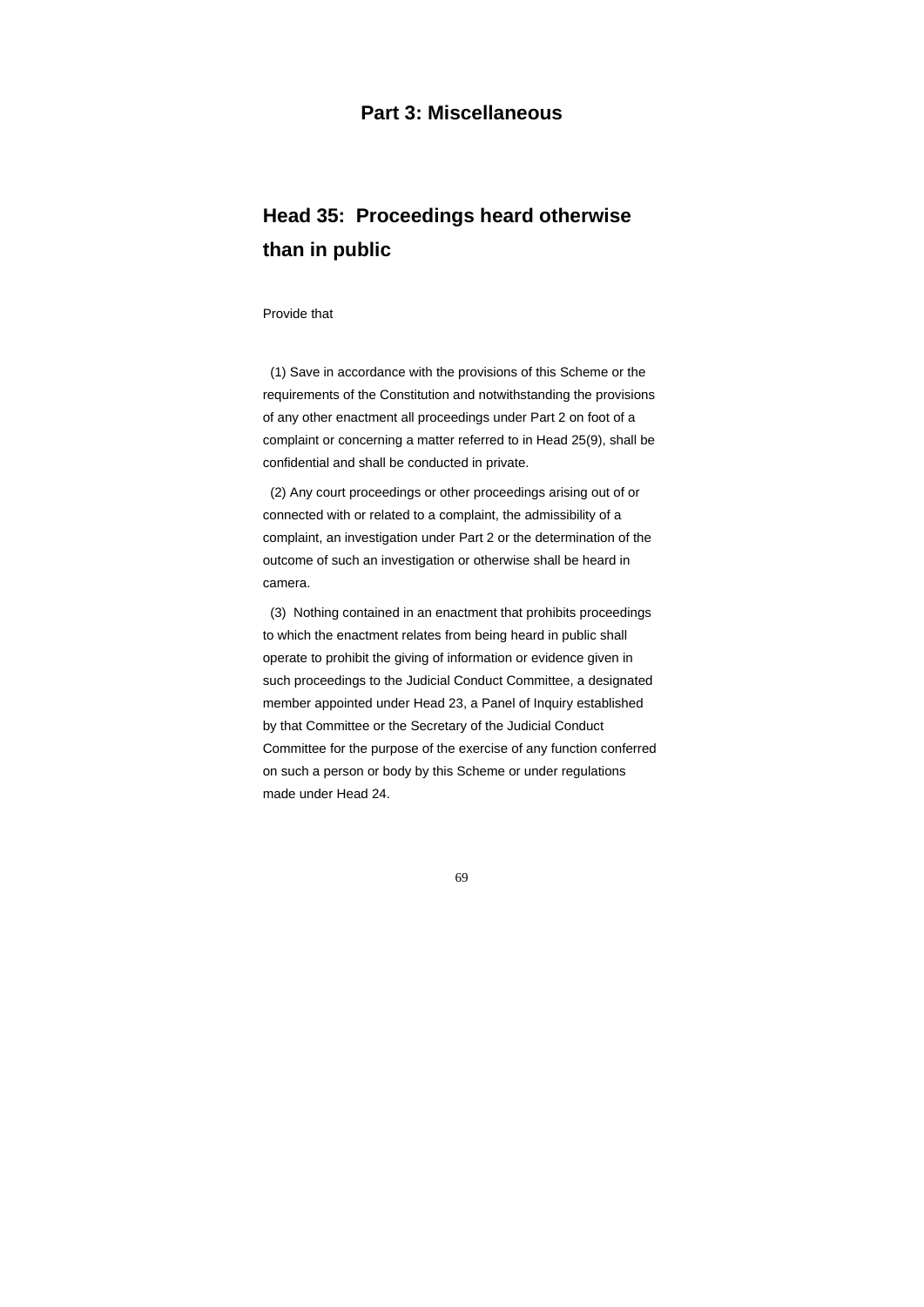## Part 3: Miscellaneous

### Head 35: Proceedings heard otherwise than in public

Provide that

(1) Save in accordance with the provisions of this Scheme or the requirements of the Constitution and notwithstanding the provisions of any other enactment all proceedings under Part 2 on foot of a complaint or concerning a matter referred to in Head 25(9), shall be confidential and shall be conducted in private.

(2) Any court proceedings or other proceedings arising out of or connected with or related to a complaint, the admissibility of a complaint, an investigation under Part 2 or the determination of the outcome of such an investigation or otherwise shall be heard in camera.

(3) Nothing contained in an enactment that prohibits proceedings to which the enactment relates from being heard in public shall operate to prohibit the giving of information or evidence given in such proceedings to the Judicial Conduct Committee, a designated member appointed under Head 23, a Panel of Inquiry established by that Committee or the Secretary of the Judicial Conduct Committee for the purpose of the exercise of any function conferred on such a person or body by this Scheme or under regulations made under Head 24.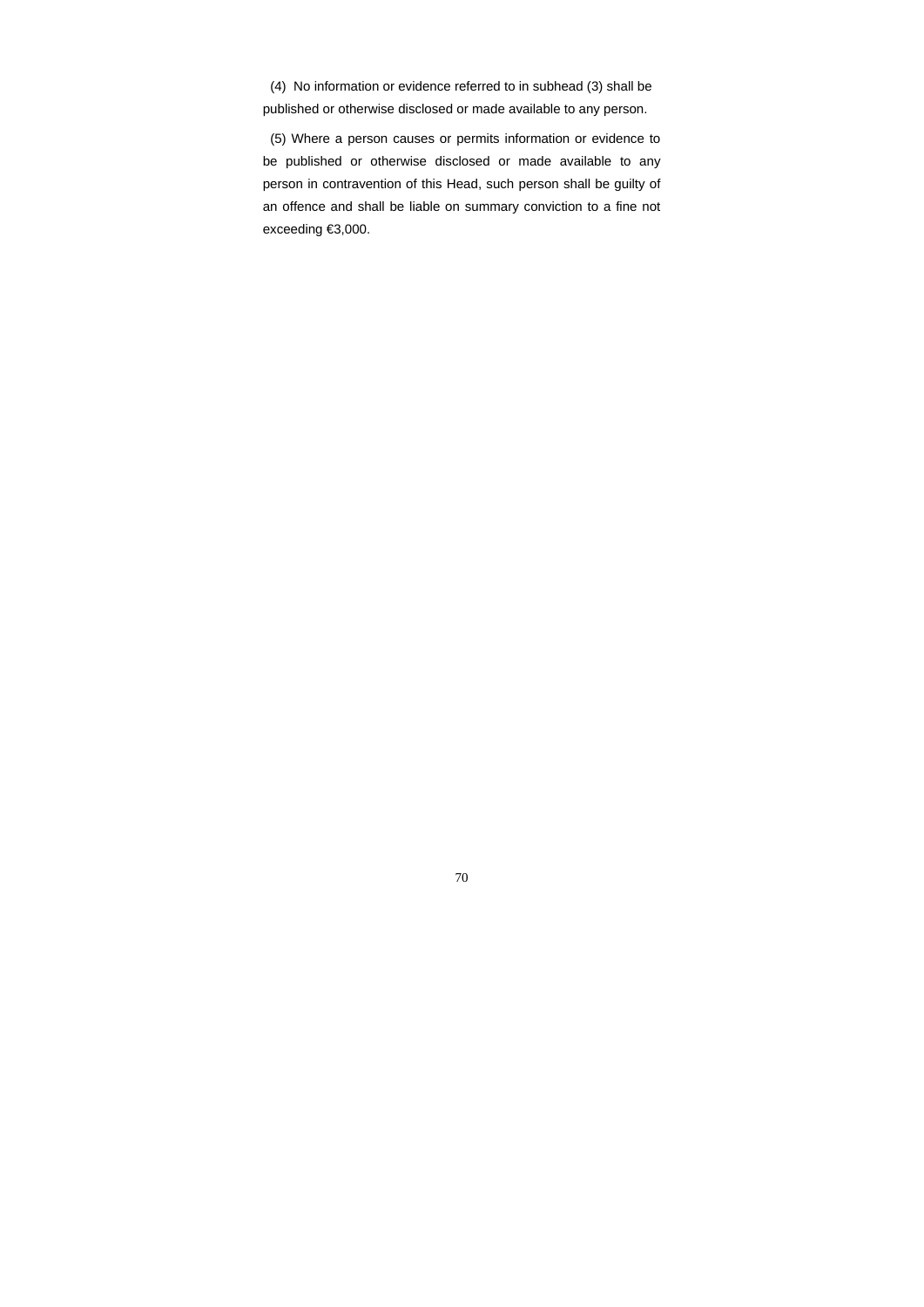(4) No information or evidence referred to in subhead (3) shall be published or otherwise disclosed or made available to any person.

(5) Where a person causes or permits information or evidence to be published or otherwise disclosed or made available to any person in contravention of this Head, such person shall be guilty of an offence and shall be liable on summary conviction to a fine not exceeding €3,000.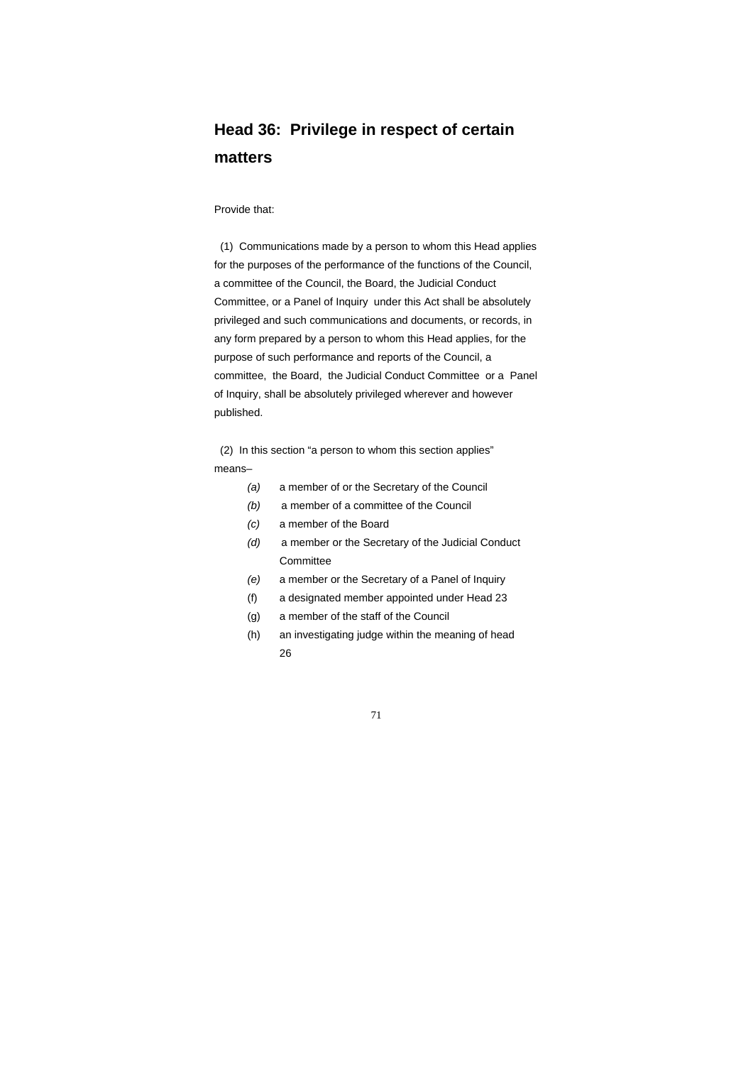## Head 36: Privilege in respect of certain matters

Provide that:

(1) Communications made by a person to whom this Head applies for the purposes of the performance of the functions of the Council, a committee of the Council, the Board, the Judicial Conduct Committee, or a Panel of Inquiry under this Act shall be absolutely privileged and such communications and documents, or records, in any form prepared by a person to whom this Head applies, for the purpose of such performance and reports of the Council, a committee, the Board, the Judicial Conduct Committee or a Panel of Inquiry, shall be absolutely privileged wherever and however published.

(2) In this section "a person to whom this section applies" means–

- *(a)* a member of or the Secretary of the Council
- *(b)* a member of a committee of the Council
- *(c)* a member of the Board
- *(d)* a member or the Secretary of the Judicial Conduct Committee
- *(e)* a member or the Secretary of a Panel of Inquiry
- (f) a designated member appointed under Head 23
- (g) a member of the staff of the Council
- (h) an investigating judge within the meaning of head 26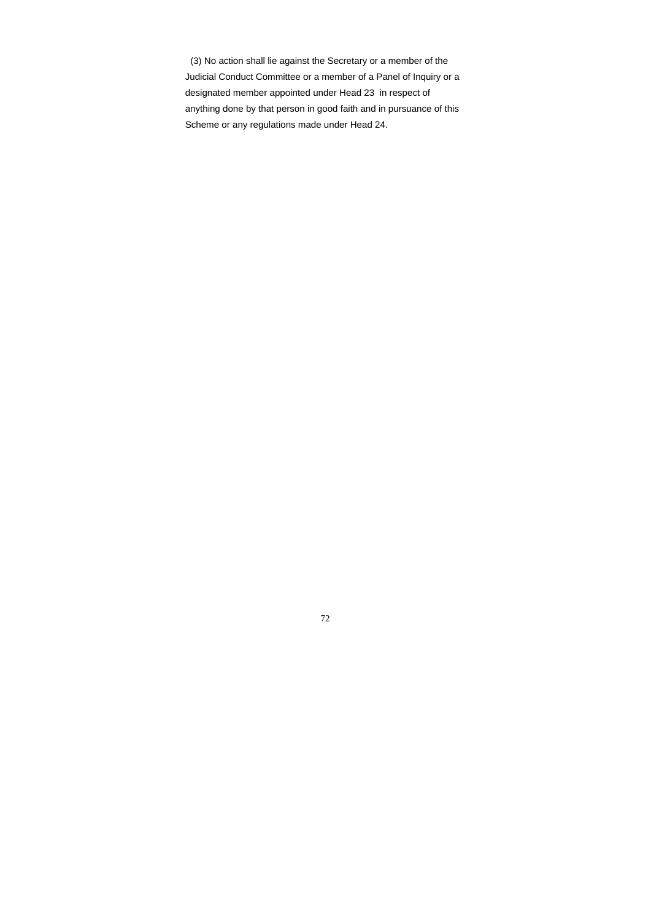(3) No action shall lie against the Secretary or a member of the Judicial Conduct Committee or a member of a Panel of Inquiry or a designated member appointed under Head 23 in respect of anything done by that person in good faith and in pursuance of this Scheme or any regulations made under Head 24.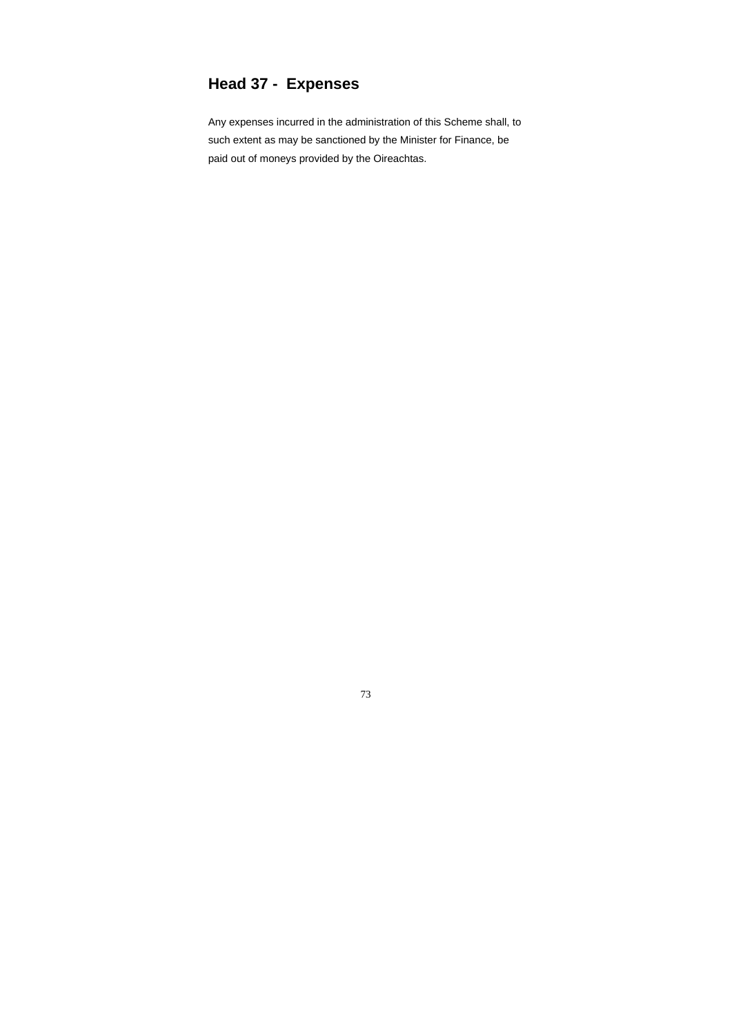## Head 37 - Expenses

Any expenses incurred in the administration of this Scheme shall, to such extent as may be sanctioned by the Minister for Finance, be paid out of moneys provided by the Oireachtas.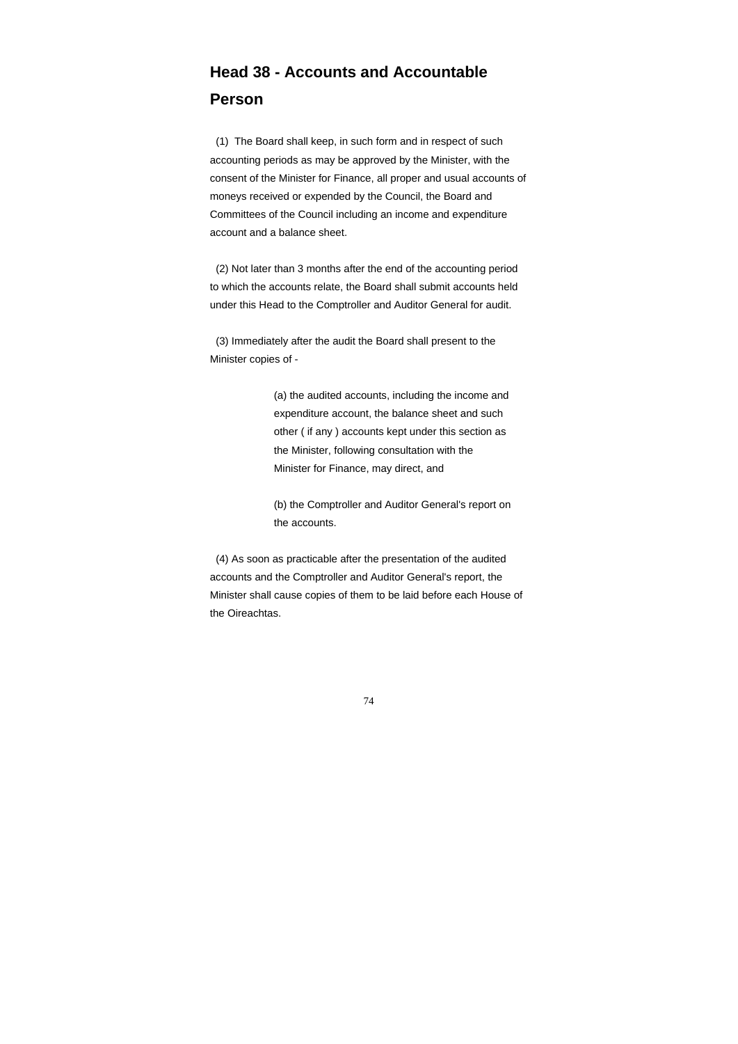## Head 38 - Accounts and Accountable Person

(1) The Board shall keep, in such form and in respect of such accounting periods as may be approved by the Minister, with the consent of the Minister for Finance, all proper and usual accounts of moneys received or expended by the Council, the Board and Committees of the Council including an income and expenditure account and a balance sheet.

(2) Not later than 3 months after the end of the accounting period to which the accounts relate, the Board shall submit accounts held under this Head to the Comptroller and Auditor General for audit.

(3) Immediately after the audit the Board shall present to the Minister copies of -

> (a) the audited accounts, including the income and expenditure account, the balance sheet and such other ( if any ) accounts kept under this section as the Minister, following consultation with the Minister for Finance, may direct, and
>
> (b) the Comptroller and Auditor General's report on the accounts.

(4) As soon as practicable after the presentation of the audited accounts and the Comptroller and Auditor General's report, the Minister shall cause copies of them to be laid before each House of the Oireachtas.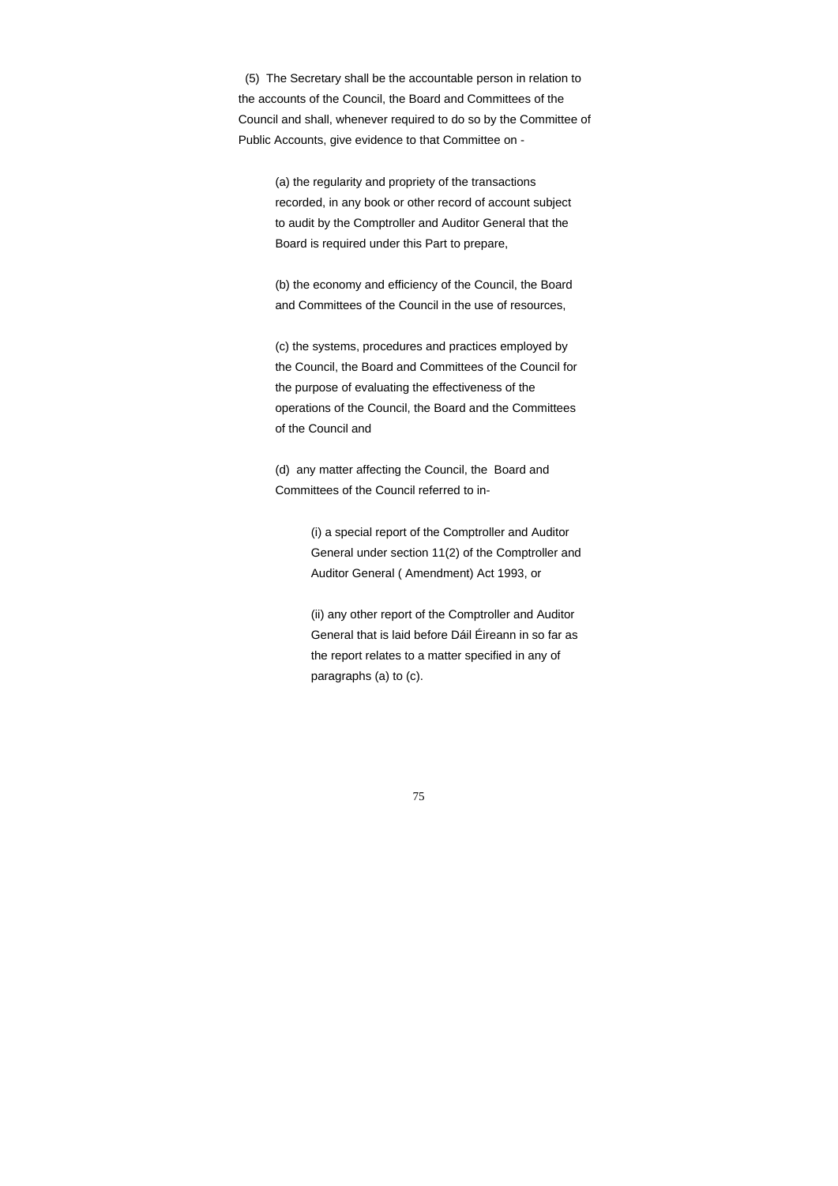(5) The Secretary shall be the accountable person in relation to the accounts of the Council, the Board and Committees of the Council and shall, whenever required to do so by the Committee of Public Accounts, give evidence to that Committee on -

(a) the regularity and propriety of the transactions recorded, in any book or other record of account subject to audit by the Comptroller and Auditor General that the Board is required under this Part to prepare,

(b) the economy and efficiency of the Council, the Board and Committees of the Council in the use of resources,

(c) the systems, procedures and practices employed by the Council, the Board and Committees of the Council for the purpose of evaluating the effectiveness of the operations of the Council, the Board and the Committees of the Council and

(d) any matter affecting the Council, the Board and Committees of the Council referred to in-

(i) a special report of the Comptroller and Auditor General under section 11(2) of the Comptroller and Auditor General ( Amendment) Act 1993, or

(ii) any other report of the Comptroller and Auditor General that is laid before Dáil Éireann in so far as the report relates to a matter specified in any of paragraphs (a) to (c).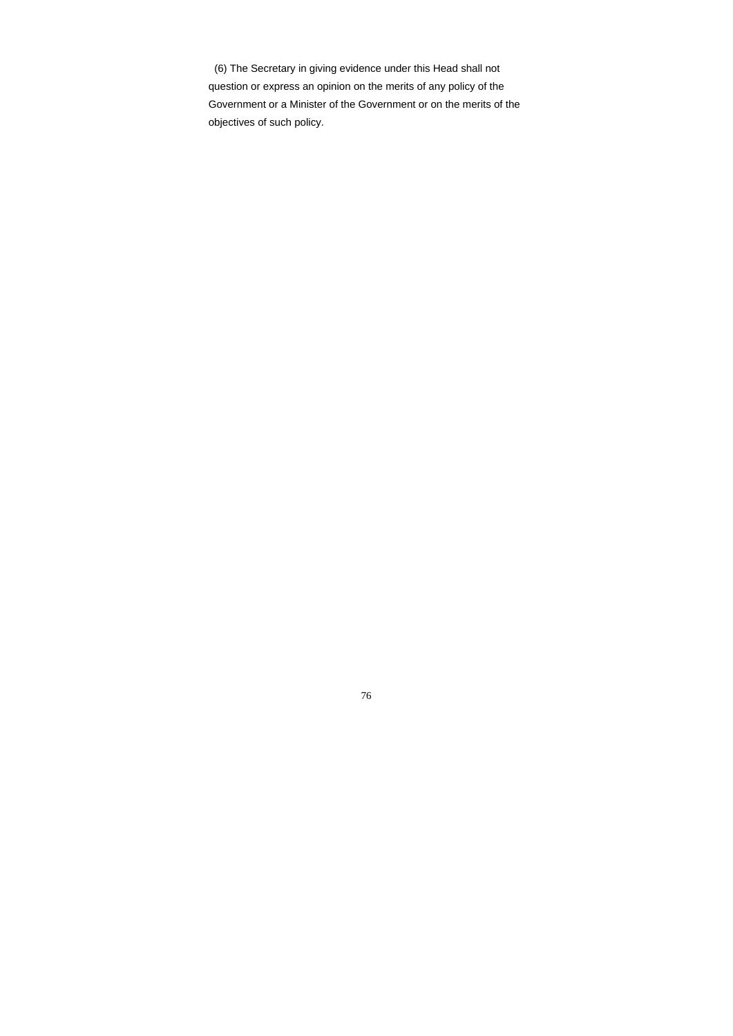(6) The Secretary in giving evidence under this Head shall not question or express an opinion on the merits of any policy of the Government or a Minister of the Government or on the merits of the objectives of such policy.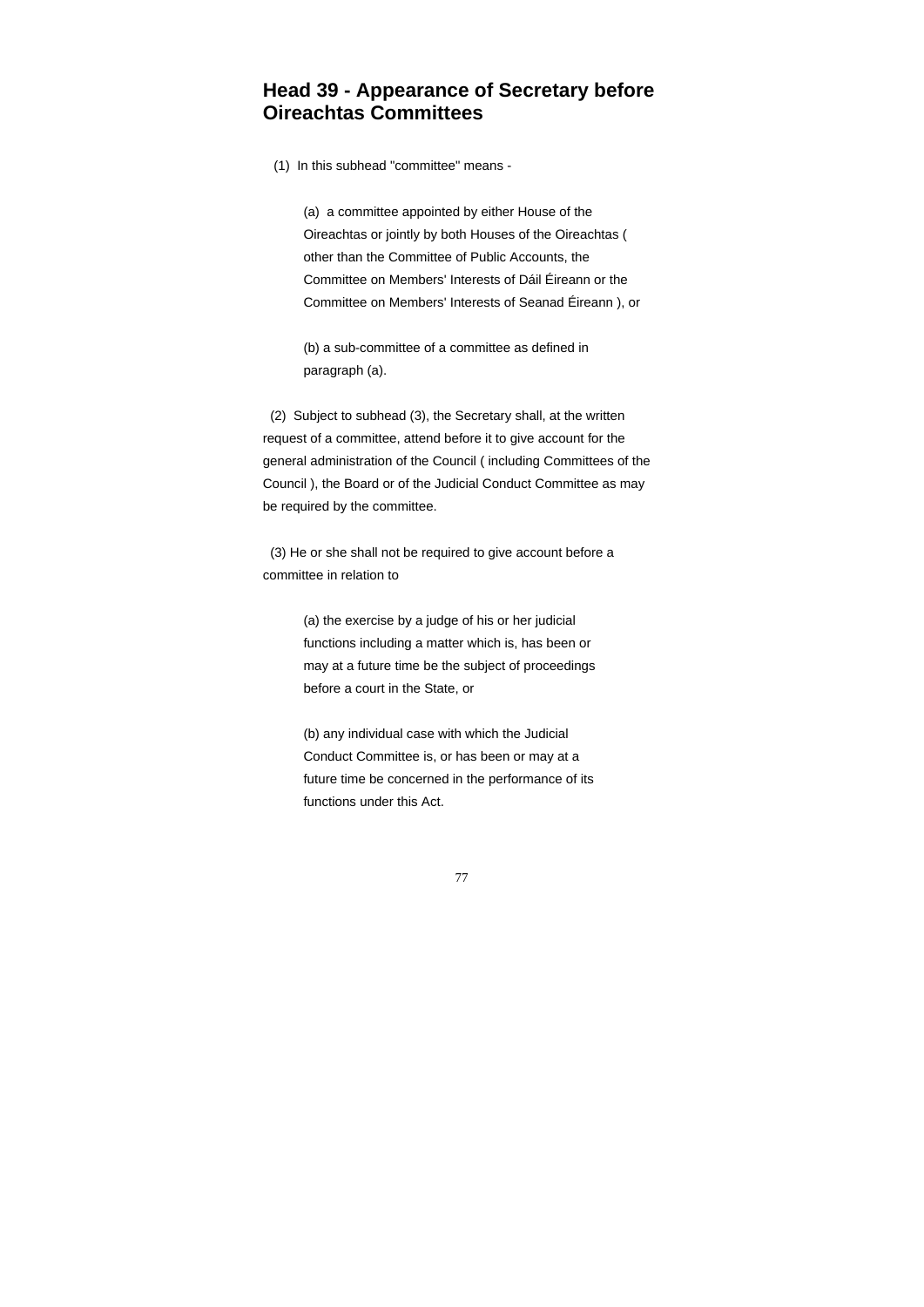## Head 39 - Appearance of Secretary before Oireachtas Committees

(1) In this subhead "committee" means -

(a) a committee appointed by either House of the Oireachtas or jointly by both Houses of the Oireachtas ( other than the Committee of Public Accounts, the Committee on Members' Interests of Dáil Éireann or the Committee on Members' Interests of Seanad Éireann ), or

(b) a sub-committee of a committee as defined in paragraph (a).

(2) Subject to subhead (3), the Secretary shall, at the written request of a committee, attend before it to give account for the general administration of the Council ( including Committees of the Council ), the Board or of the Judicial Conduct Committee as may be required by the committee.

(3) He or she shall not be required to give account before a committee in relation to

(a) the exercise by a judge of his or her judicial functions including a matter which is, has been or may at a future time be the subject of proceedings before a court in the State, or

(b) any individual case with which the Judicial Conduct Committee is, or has been or may at a future time be concerned in the performance of its functions under this Act.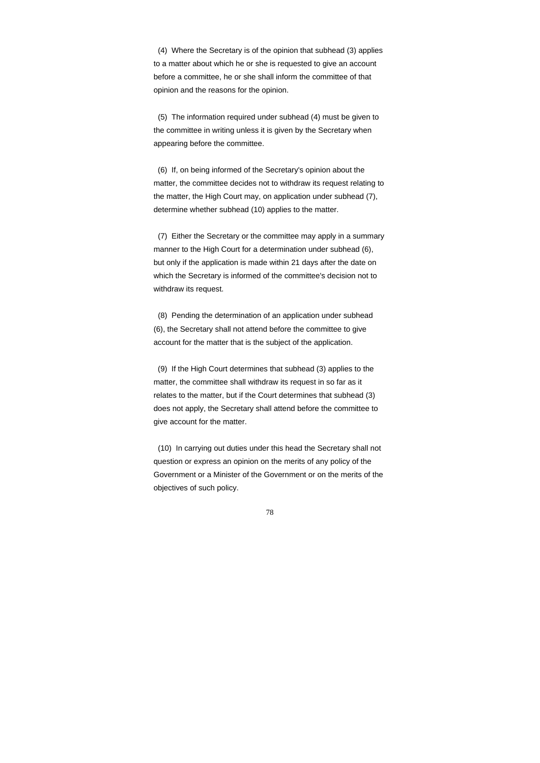(4) Where the Secretary is of the opinion that subhead (3) applies to a matter about which he or she is requested to give an account before a committee, he or she shall inform the committee of that opinion and the reasons for the opinion.

(5) The information required under subhead (4) must be given to the committee in writing unless it is given by the Secretary when appearing before the committee.

(6) If, on being informed of the Secretary's opinion about the matter, the committee decides not to withdraw its request relating to the matter, the High Court may, on application under subhead (7), determine whether subhead (10) applies to the matter.

(7) Either the Secretary or the committee may apply in a summary manner to the High Court for a determination under subhead (6), but only if the application is made within 21 days after the date on which the Secretary is informed of the committee's decision not to withdraw its request.

(8) Pending the determination of an application under subhead (6), the Secretary shall not attend before the committee to give account for the matter that is the subject of the application.

(9) If the High Court determines that subhead (3) applies to the matter, the committee shall withdraw its request in so far as it relates to the matter, but if the Court determines that subhead (3) does not apply, the Secretary shall attend before the committee to give account for the matter.

(10) In carrying out duties under this head the Secretary shall not question or express an opinion on the merits of any policy of the Government or a Minister of the Government or on the merits of the objectives of such policy.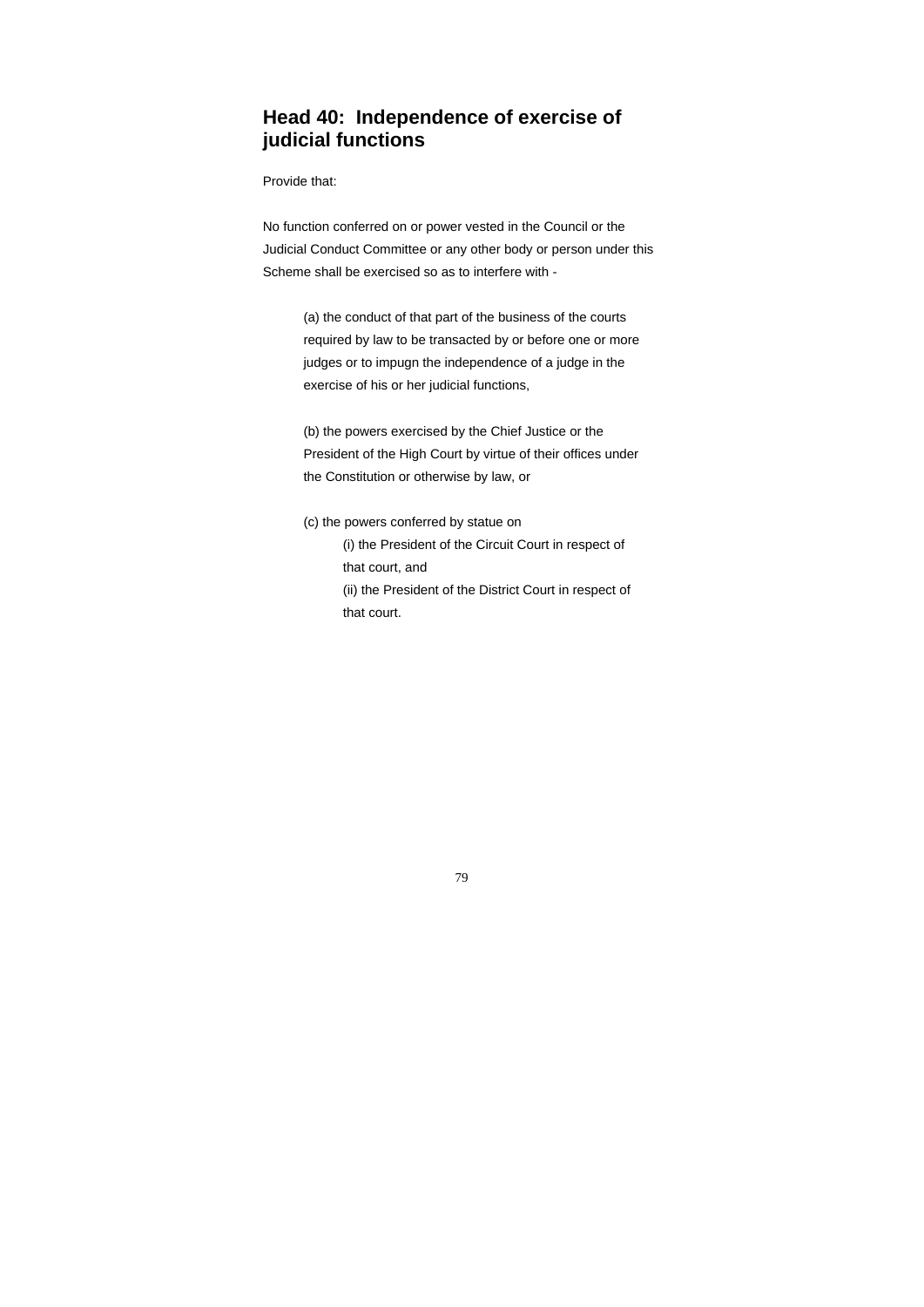## Head 40: Independence of exercise of judicial functions

Provide that:

No function conferred on or power vested in the Council or the Judicial Conduct Committee or any other body or person under this Scheme shall be exercised so as to interfere with -

(a) the conduct of that part of the business of the courts required by law to be transacted by or before one or more judges or to impugn the independence of a judge in the exercise of his or her judicial functions,

(b) the powers exercised by the Chief Justice or the President of the High Court by virtue of their offices under the Constitution or otherwise by law, or

(c) the powers conferred by statue on

(i) the President of the Circuit Court in respect of that court, and

(ii) the President of the District Court in respect of that court.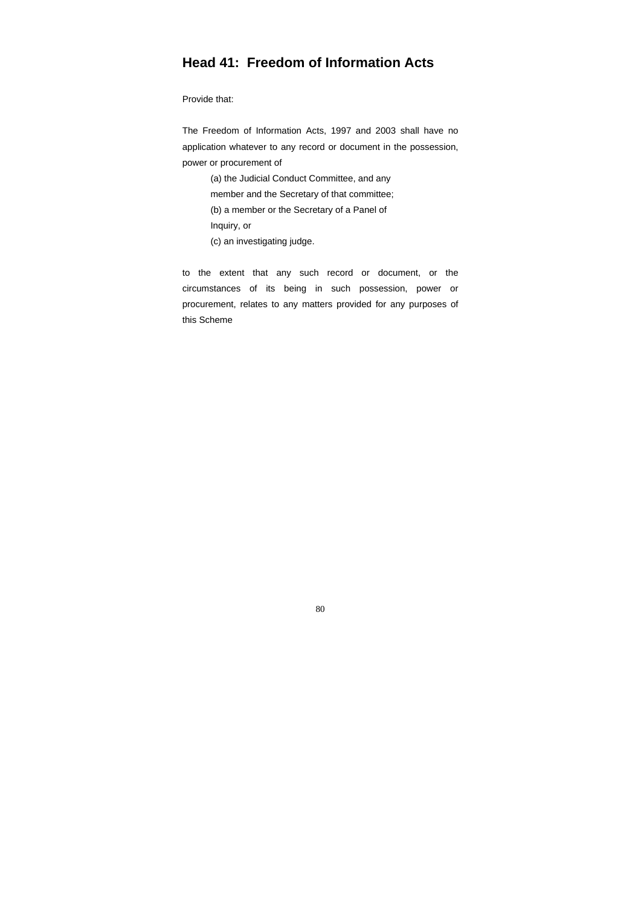## Head 41:  Freedom of Information Acts

Provide that:

The Freedom of Information Acts, 1997 and 2003 shall have no application whatever to any record or document in the possession, power or procurement of

(a) the Judicial Conduct Committee, and any member and the Secretary of that committee;

(b) a member or the Secretary of a Panel of Inquiry, or

(c) an investigating judge.

to the extent that any such record or document, or the circumstances of its being in such possession, power or procurement, relates to any matters provided for any purposes of this Scheme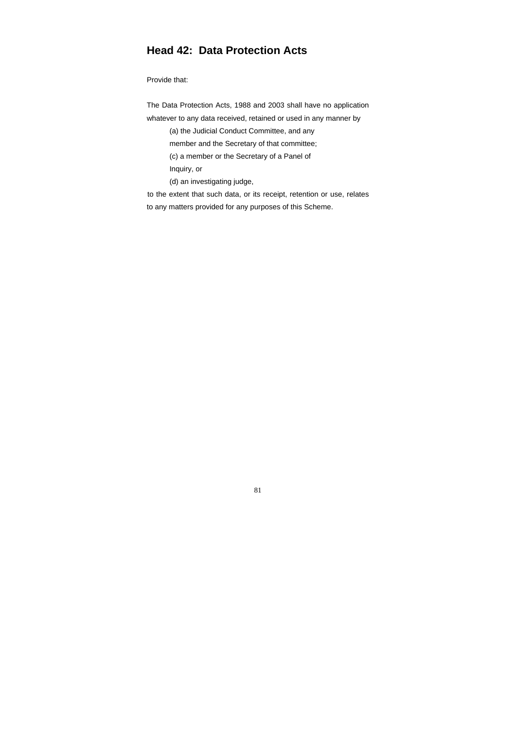# Head 42: Data Protection Acts

Provide that:

The Data Protection Acts, 1988 and 2003 shall have no application whatever to any data received, retained or used in any manner by

(a) the Judicial Conduct Committee, and any member and the Secretary of that committee;

(c) a member or the Secretary of a Panel of Inquiry, or

(d) an investigating judge,

to the extent that such data, or its receipt, retention or use, relates to any matters provided for any purposes of this Scheme.